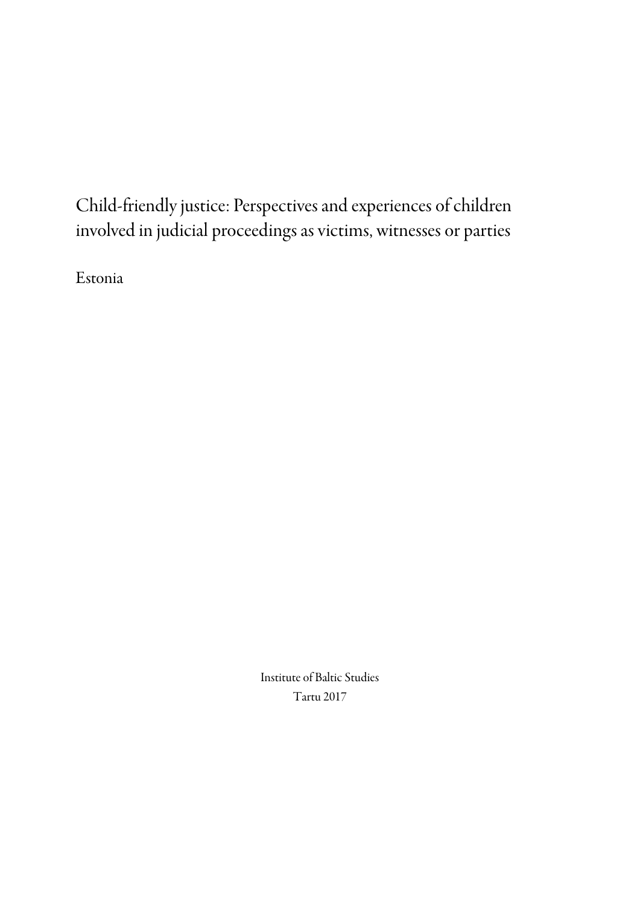# Child-friendly justice: Perspectives and experiences of children involved in judicial proceedings as victims, witnesses or parties

Estonia

Institute of Baltic Studies

Tartu 2017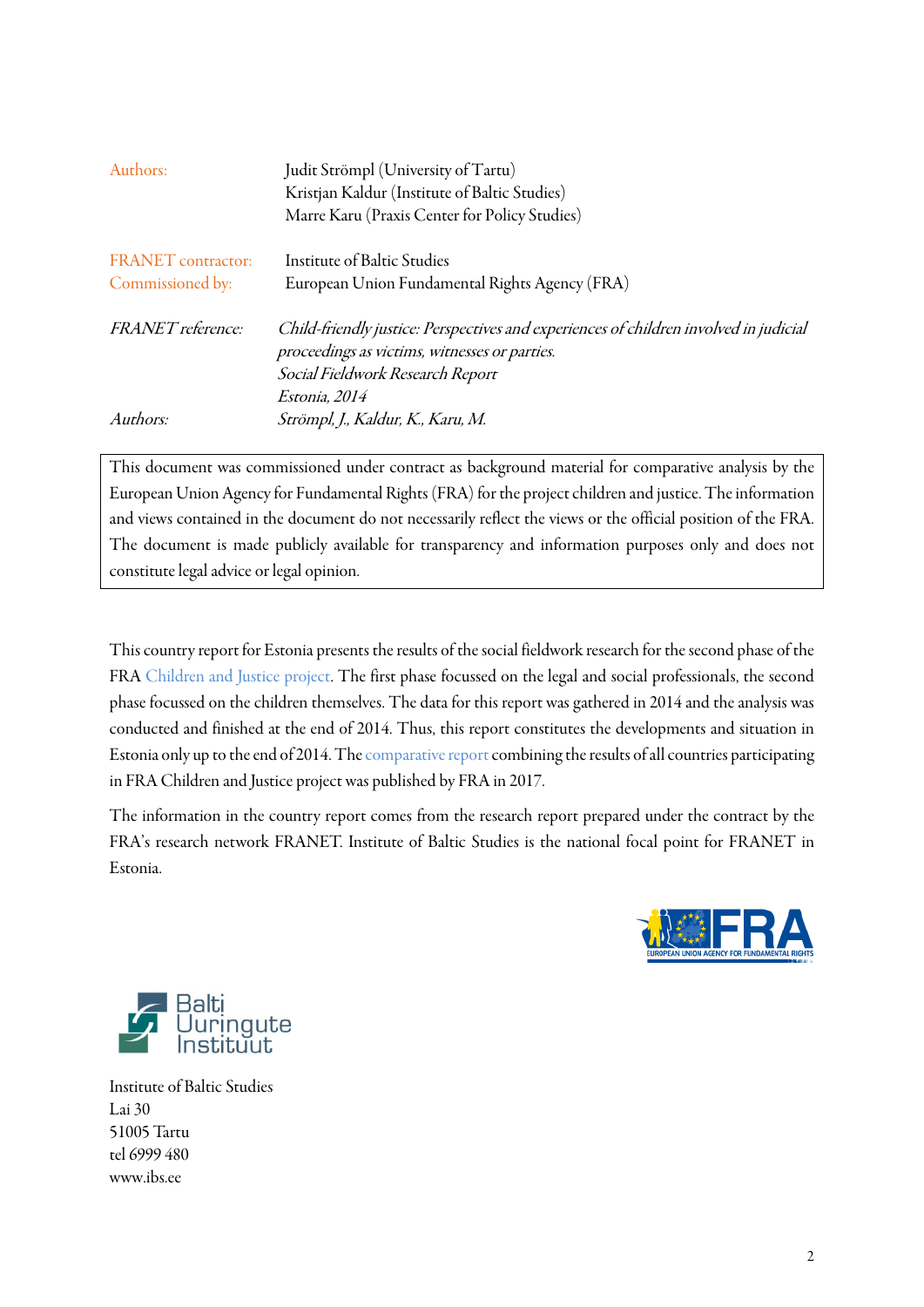Authors: Judit Strömpl (University of Tartu)
Kristjan Kaldur (Institute of Baltic Studies)
Marre Karu (Praxis Center for Policy Studies)

FRANET contractor: Institute of Baltic Studies
Commissioned by: European Union Fundamental Rights Agency (FRA)

*FRANET reference:* *Child-friendly justice: Perspectives and experiences of children involved in judicial proceedings as victims, witnesses or parties.*
*Social Fieldwork Research Report*
*Estonia, 2014*

*Authors:* *Strömpl, J., Kaldur, K., Karu, M.*

This document was commissioned under contract as background material for comparative analysis by the European Union Agency for Fundamental Rights (FRA) for the project children and justice. The information and views contained in the document do not necessarily reflect the views or the official position of the FRA. The document is made publicly available for transparency and information purposes only and does not constitute legal advice or legal opinion.

This country report for Estonia presents the results of the social fieldwork research for the second phase of the FRA Children and Justice project. The first phase focussed on the legal and social professionals, the second phase focussed on the children themselves. The data for this report was gathered in 2014 and the analysis was conducted and finished at the end of 2014. Thus, this report constitutes the developments and situation in Estonia only up to the end of 2014. The comparative report combining the results of all countries participating in FRA Children and Justice project was published by FRA in 2017.

The information in the country report comes from the research report prepared under the contract by the FRA's research network FRANET. Institute of Baltic Studies is the national focal point for FRANET in Estonia.

Institute of Baltic Studies
Lai 30
51005 Tartu
tel 6999 480
www.ibs.ee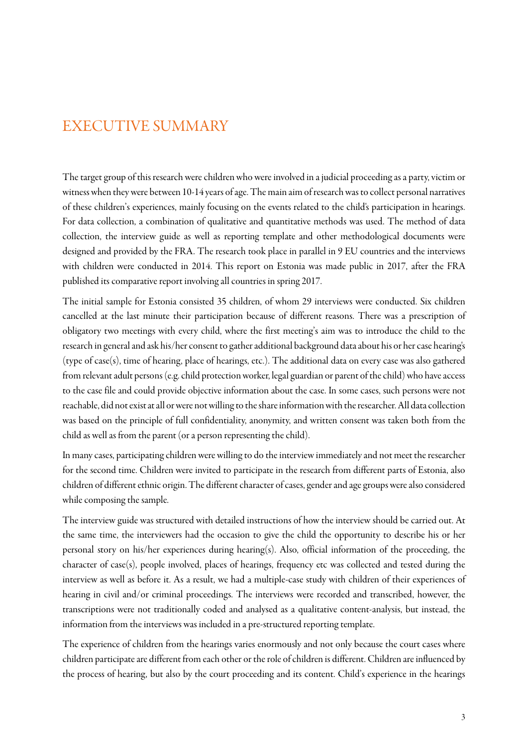# EXECUTIVE SUMMARY

The target group of this research were children who were involved in a judicial proceeding as a party, victim or witness when they were between 10-14 years of age. The main aim of research was to collect personal narratives of these children's experiences, mainly focusing on the events related to the child's participation in hearings. For data collection, a combination of qualitative and quantitative methods was used. The method of data collection, the interview guide as well as reporting template and other methodological documents were designed and provided by the FRA. The research took place in parallel in 9 EU countries and the interviews with children were conducted in 2014. This report on Estonia was made public in 2017, after the FRA published its comparative report involving all countries in spring 2017.

The initial sample for Estonia consisted 35 children, of whom 29 interviews were conducted. Six children cancelled at the last minute their participation because of different reasons. There was a prescription of obligatory two meetings with every child, where the first meeting's aim was to introduce the child to the research in general and ask his/her consent to gather additional background data about his or her case hearing's (type of case(s), time of hearing, place of hearings, etc.). The additional data on every case was also gathered from relevant adult persons (e.g. child protection worker, legal guardian or parent of the child) who have access to the case file and could provide objective information about the case. In some cases, such persons were not reachable, did not exist at all or were not willing to the share information with the researcher. All data collection was based on the principle of full confidentiality, anonymity, and written consent was taken both from the child as well as from the parent (or a person representing the child).

In many cases, participating children were willing to do the interview immediately and not meet the researcher for the second time. Children were invited to participate in the research from different parts of Estonia, also children of different ethnic origin. The different character of cases, gender and age groups were also considered while composing the sample.

The interview guide was structured with detailed instructions of how the interview should be carried out. At the same time, the interviewers had the occasion to give the child the opportunity to describe his or her personal story on his/her experiences during hearing(s). Also, official information of the proceeding, the character of case(s), people involved, places of hearings, frequency etc was collected and tested during the interview as well as before it. As a result, we had a multiple-case study with children of their experiences of hearing in civil and/or criminal proceedings. The interviews were recorded and transcribed, however, the transcriptions were not traditionally coded and analysed as a qualitative content-analysis, but instead, the information from the interviews was included in a pre-structured reporting template.

The experience of children from the hearings varies enormously and not only because the court cases where children participate are different from each other or the role of children is different. Children are influenced by the process of hearing, but also by the court proceeding and its content. Child's experience in the hearings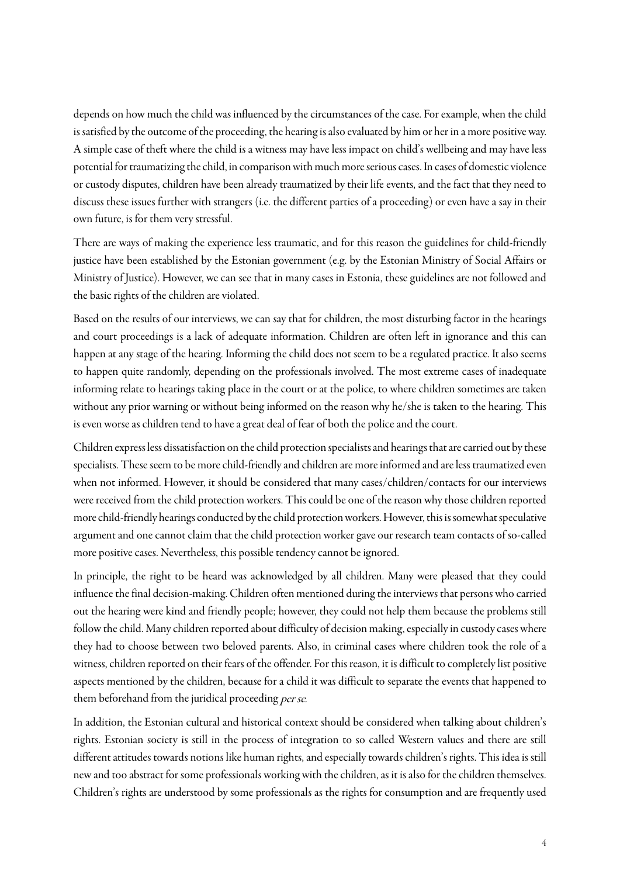depends on how much the child was influenced by the circumstances of the case. For example, when the child is satisfied by the outcome of the proceeding, the hearing is also evaluated by him or her in a more positive way. A simple case of theft where the child is a witness may have less impact on child's wellbeing and may have less potential for traumatizing the child, in comparison with much more serious cases. In cases of domestic violence or custody disputes, children have been already traumatized by their life events, and the fact that they need to discuss these issues further with strangers (i.e. the different parties of a proceeding) or even have a say in their own future, is for them very stressful.

There are ways of making the experience less traumatic, and for this reason the guidelines for child-friendly justice have been established by the Estonian government (e.g. by the Estonian Ministry of Social Affairs or Ministry of Justice). However, we can see that in many cases in Estonia, these guidelines are not followed and the basic rights of the children are violated.

Based on the results of our interviews, we can say that for children, the most disturbing factor in the hearings and court proceedings is a lack of adequate information. Children are often left in ignorance and this can happen at any stage of the hearing. Informing the child does not seem to be a regulated practice. It also seems to happen quite randomly, depending on the professionals involved. The most extreme cases of inadequate informing relate to hearings taking place in the court or at the police, to where children sometimes are taken without any prior warning or without being informed on the reason why he/she is taken to the hearing. This is even worse as children tend to have a great deal of fear of both the police and the court.

Children express less dissatisfaction on the child protection specialists and hearings that are carried out by these specialists. These seem to be more child-friendly and children are more informed and are less traumatized even when not informed. However, it should be considered that many cases/children/contacts for our interviews were received from the child protection workers. This could be one of the reason why those children reported more child-friendly hearings conducted by the child protection workers. However, this is somewhat speculative argument and one cannot claim that the child protection worker gave our research team contacts of so-called more positive cases. Nevertheless, this possible tendency cannot be ignored.

In principle, the right to be heard was acknowledged by all children. Many were pleased that they could influence the final decision-making. Children often mentioned during the interviews that persons who carried out the hearing were kind and friendly people; however, they could not help them because the problems still follow the child. Many children reported about difficulty of decision making, especially in custody cases where they had to choose between two beloved parents. Also, in criminal cases where children took the role of a witness, children reported on their fears of the offender. For this reason, it is difficult to completely list positive aspects mentioned by the children, because for a child it was difficult to separate the events that happened to them beforehand from the juridical proceeding *per se*.

In addition, the Estonian cultural and historical context should be considered when talking about children's rights. Estonian society is still in the process of integration to so called Western values and there are still different attitudes towards notions like human rights, and especially towards children's rights. This idea is still new and too abstract for some professionals working with the children, as it is also for the children themselves. Children's rights are understood by some professionals as the rights for consumption and are frequently used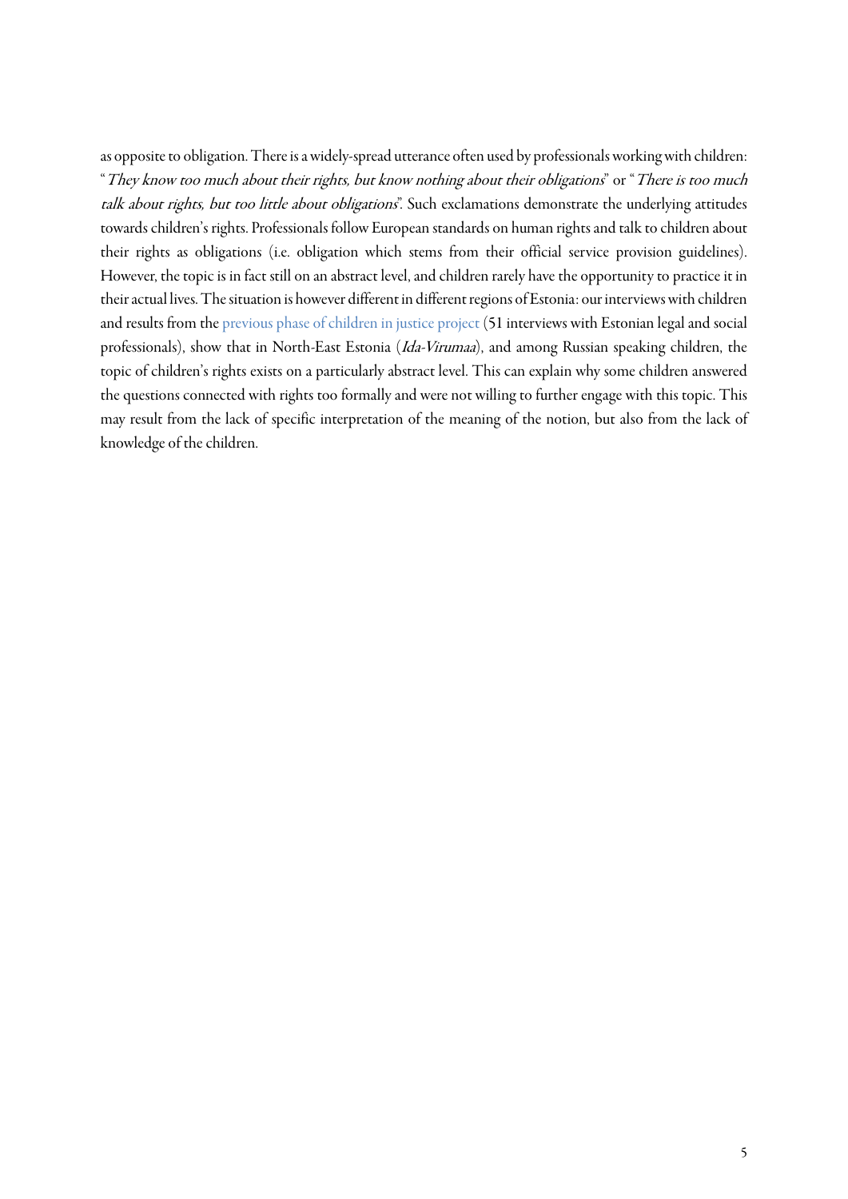as opposite to obligation. There is a widely-spread utterance often used by professionals working with children: "*They know too much about their rights, but know nothing about their obligations*" or "*There is too much talk about rights, but too little about obligations*". Such exclamations demonstrate the underlying attitudes towards children's rights. Professionals follow European standards on human rights and talk to children about their rights as obligations (i.e. obligation which stems from their official service provision guidelines). However, the topic is in fact still on an abstract level, and children rarely have the opportunity to practice it in their actual lives. The situation is however different in different regions of Estonia: our interviews with children and results from the previous phase of children in justice project (51 interviews with Estonian legal and social professionals), show that in North-East Estonia (*Ida-Virumaa*), and among Russian speaking children, the topic of children's rights exists on a particularly abstract level. This can explain why some children answered the questions connected with rights too formally and were not willing to further engage with this topic. This may result from the lack of specific interpretation of the meaning of the notion, but also from the lack of knowledge of the children.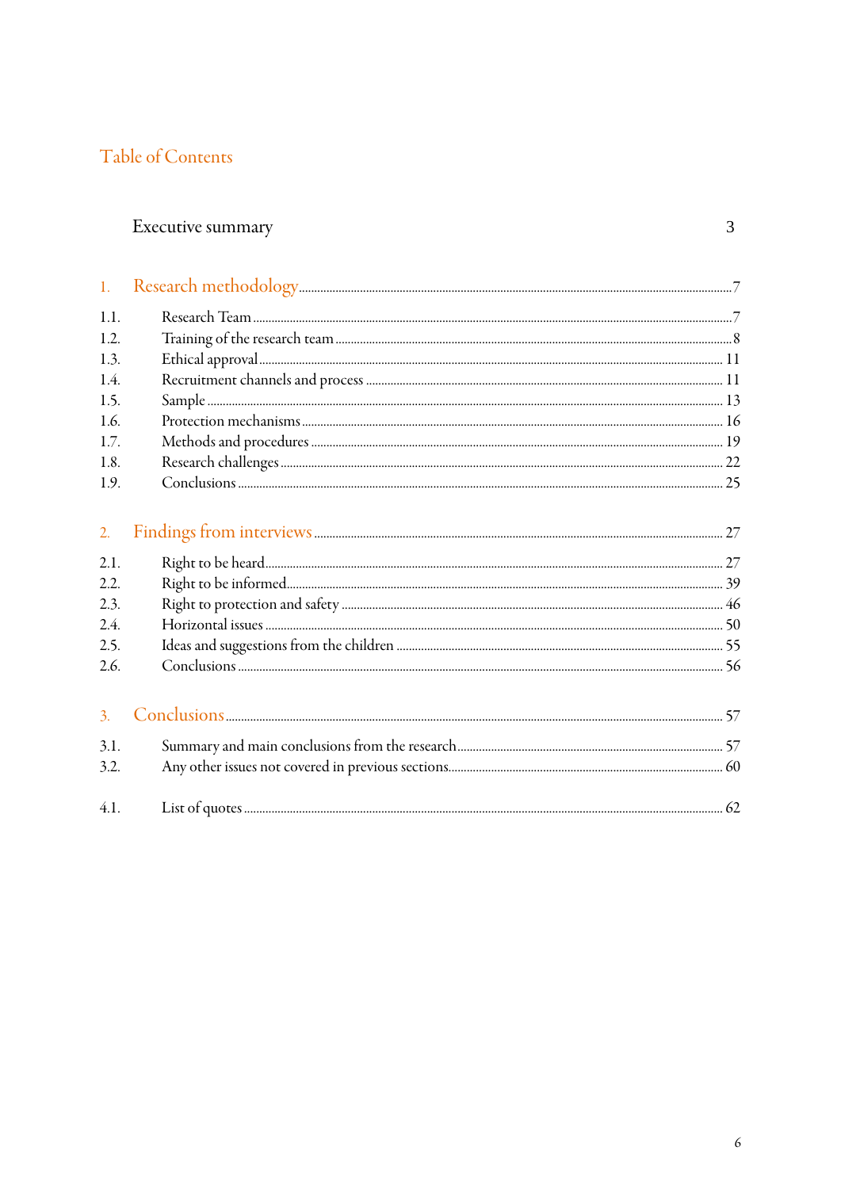# Table of Contents

Executive summary 3

1. Research methodology ... 7

1.1. Research Team ... 7
1.2. Training of the research team ... 8
1.3. Ethical approval ... 11
1.4. Recruitment channels and process ... 11
1.5. Sample ... 13
1.6. Protection mechanisms ... 16
1.7. Methods and procedures ... 19
1.8. Research challenges ... 22
1.9. Conclusions ... 25

2. Findings from interviews ... 27

2.1. Right to be heard ... 27
2.2. Right to be informed ... 39
2.3. Right to protection and safety ... 46
2.4. Horizontal issues ... 50
2.5. Ideas and suggestions from the children ... 55
2.6. Conclusions ... 56

3. Conclusions ... 57

3.1. Summary and main conclusions from the research ... 57
3.2. Any other issues not covered in previous sections ... 60

4.1. List of quotes ... 62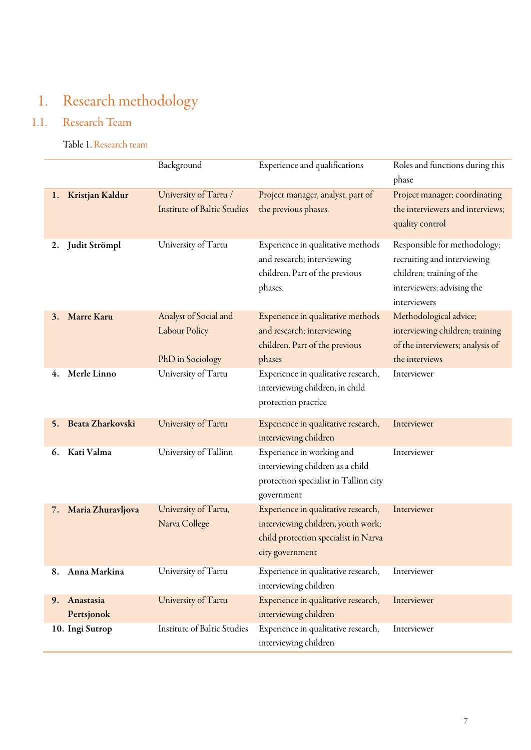# 1. Research methodology

## 1.1. Research Team

Table 1. Research team

| | Background | Experience and qualifications | Roles and functions during this phase |
|---|---|---|---|
| **1. Kristjan Kaldur** | University of Tartu / Institute of Baltic Studies | Project manager, analyst, part of the previous phases. | Project manager; coordinating the interviewers and interviews; quality control |
| **2. Judit Strömpl** | University of Tartu | Experience in qualitative methods and research; interviewing children. Part of the previous phases. | Responsible for methodology; recruiting and interviewing children; training of the interviewers; advising the interviewers |
| **3. Marre Karu** | Analyst of Social and Labour Policy<br><br>PhD in Sociology | Experience in qualitative methods and research; interviewing children. Part of the previous phases | Methodological advice; interviewing children; training of the interviewers; analysis of the interviews |
| **4. Merle Linno** | University of Tartu | Experience in qualitative research, interviewing children, in child protection practice | Interviewer |
| **5. Beata Zharkovski** | University of Tartu | Experience in qualitative research, interviewing children | Interviewer |
| **6. Kati Valma** | University of Tallinn | Experience in working and interviewing children as a child protection specialist in Tallinn city government | Interviewer |
| **7. Maria Zhuravljova** | University of Tartu, Narva College | Experience in qualitative research, interviewing children, youth work; child protection specialist in Narva city government | Interviewer |
| **8. Anna Markina** | University of Tartu | Experience in qualitative research, interviewing children | Interviewer |
| **9. Anastasia Pertsjonok** | University of Tartu | Experience in qualitative research, interviewing children | Interviewer |
| **10. Ingi Sutrop** | Institute of Baltic Studies | Experience in qualitative research, interviewing children | Interviewer |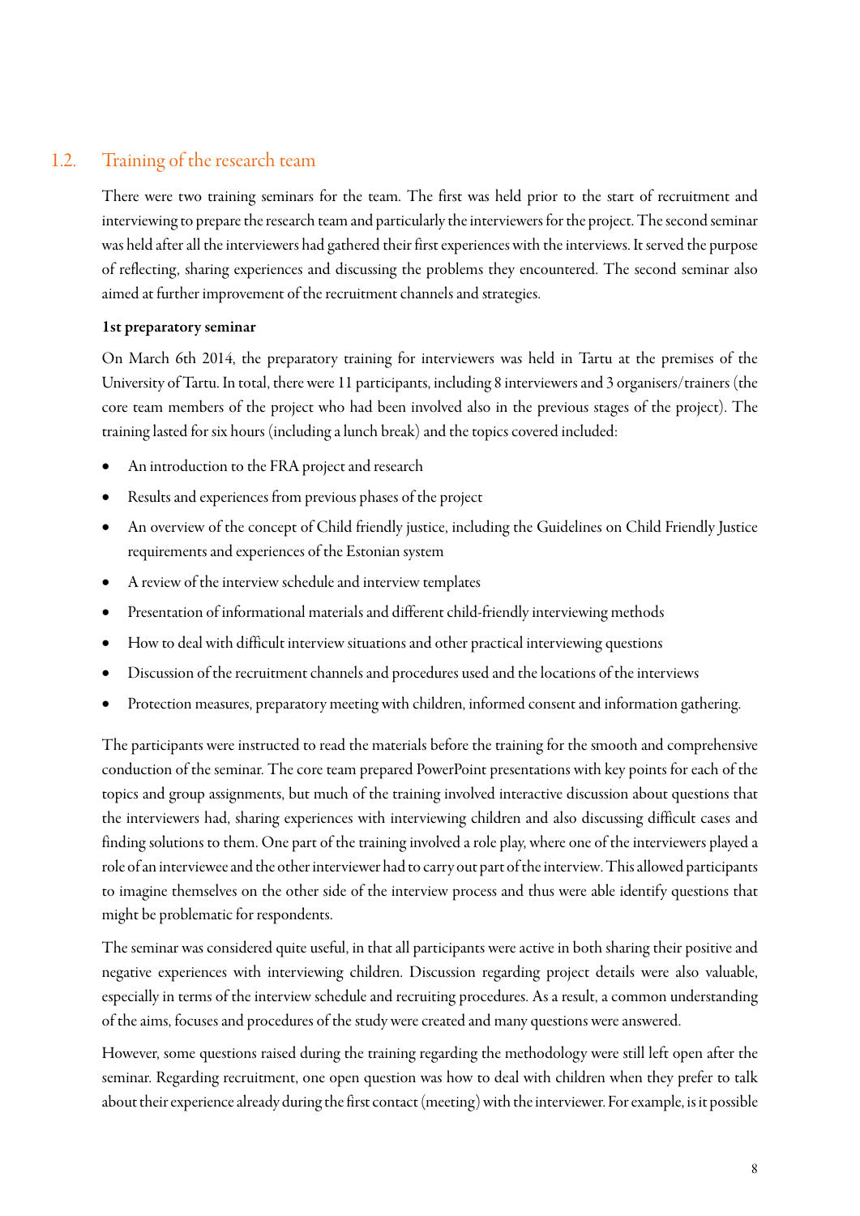## 1.2. Training of the research team

There were two training seminars for the team. The first was held prior to the start of recruitment and interviewing to prepare the research team and particularly the interviewers for the project. The second seminar was held after all the interviewers had gathered their first experiences with the interviews. It served the purpose of reflecting, sharing experiences and discussing the problems they encountered. The second seminar also aimed at further improvement of the recruitment channels and strategies.

**1st preparatory seminar**

On March 6th 2014, the preparatory training for interviewers was held in Tartu at the premises of the University of Tartu. In total, there were 11 participants, including 8 interviewers and 3 organisers/trainers (the core team members of the project who had been involved also in the previous stages of the project). The training lasted for six hours (including a lunch break) and the topics covered included:

- An introduction to the FRA project and research
- Results and experiences from previous phases of the project
- An overview of the concept of Child friendly justice, including the Guidelines on Child Friendly Justice requirements and experiences of the Estonian system
- A review of the interview schedule and interview templates
- Presentation of informational materials and different child-friendly interviewing methods
- How to deal with difficult interview situations and other practical interviewing questions
- Discussion of the recruitment channels and procedures used and the locations of the interviews
- Protection measures, preparatory meeting with children, informed consent and information gathering.

The participants were instructed to read the materials before the training for the smooth and comprehensive conduction of the seminar. The core team prepared PowerPoint presentations with key points for each of the topics and group assignments, but much of the training involved interactive discussion about questions that the interviewers had, sharing experiences with interviewing children and also discussing difficult cases and finding solutions to them. One part of the training involved a role play, where one of the interviewers played a role of an interviewee and the other interviewer had to carry out part of the interview. This allowed participants to imagine themselves on the other side of the interview process and thus were able identify questions that might be problematic for respondents.

The seminar was considered quite useful, in that all participants were active in both sharing their positive and negative experiences with interviewing children. Discussion regarding project details were also valuable, especially in terms of the interview schedule and recruiting procedures. As a result, a common understanding of the aims, focuses and procedures of the study were created and many questions were answered.

However, some questions raised during the training regarding the methodology were still left open after the seminar. Regarding recruitment, one open question was how to deal with children when they prefer to talk about their experience already during the first contact (meeting) with the interviewer. For example, is it possible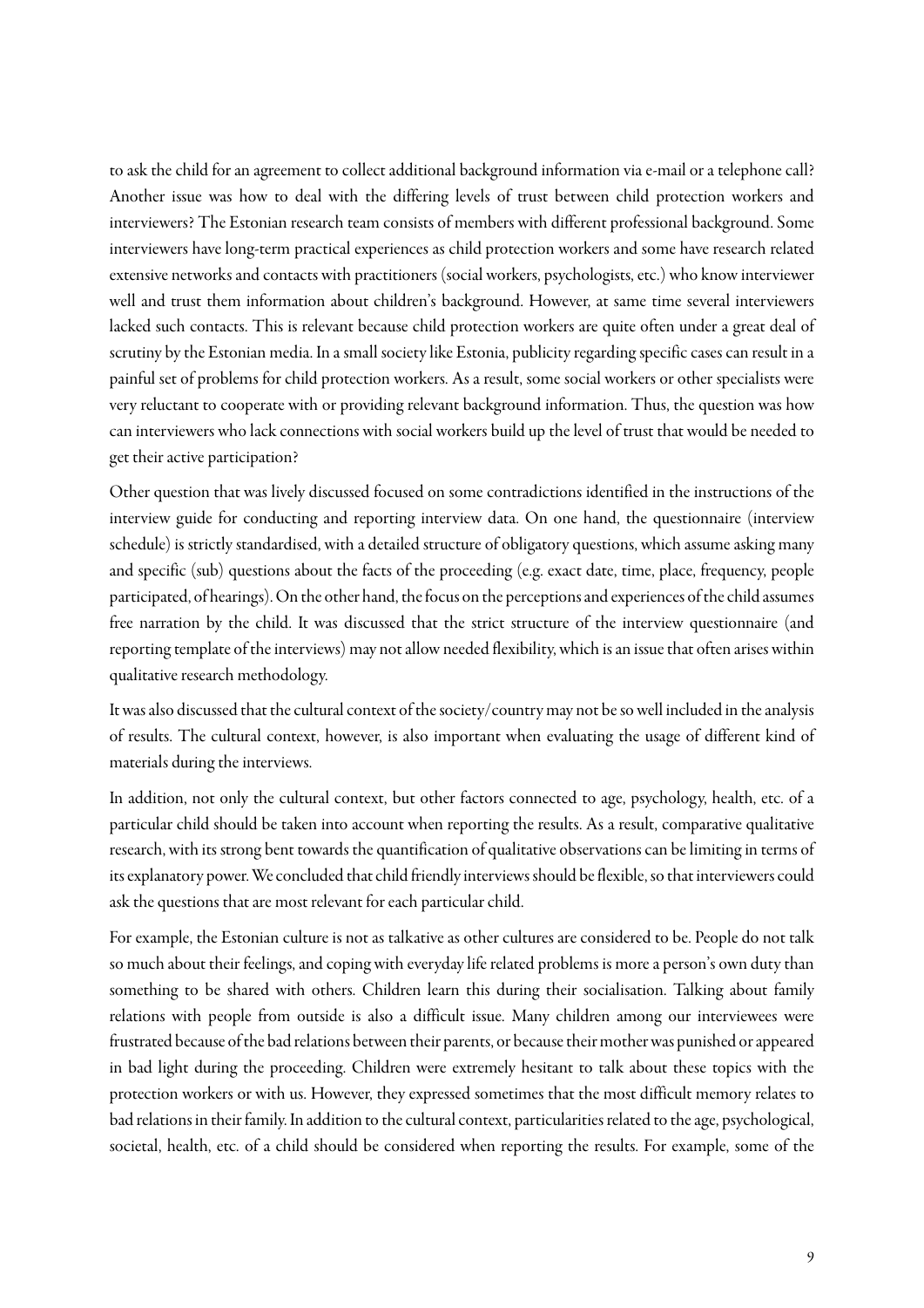to ask the child for an agreement to collect additional background information via e-mail or a telephone call? Another issue was how to deal with the differing levels of trust between child protection workers and interviewers? The Estonian research team consists of members with different professional background. Some interviewers have long-term practical experiences as child protection workers and some have research related extensive networks and contacts with practitioners (social workers, psychologists, etc.) who know interviewer well and trust them information about children's background. However, at same time several interviewers lacked such contacts. This is relevant because child protection workers are quite often under a great deal of scrutiny by the Estonian media. In a small society like Estonia, publicity regarding specific cases can result in a painful set of problems for child protection workers. As a result, some social workers or other specialists were very reluctant to cooperate with or providing relevant background information. Thus, the question was how can interviewers who lack connections with social workers build up the level of trust that would be needed to get their active participation?

Other question that was lively discussed focused on some contradictions identified in the instructions of the interview guide for conducting and reporting interview data. On one hand, the questionnaire (interview schedule) is strictly standardised, with a detailed structure of obligatory questions, which assume asking many and specific (sub) questions about the facts of the proceeding (e.g. exact date, time, place, frequency, people participated, of hearings). On the other hand, the focus on the perceptions and experiences of the child assumes free narration by the child. It was discussed that the strict structure of the interview questionnaire (and reporting template of the interviews) may not allow needed flexibility, which is an issue that often arises within qualitative research methodology.

It was also discussed that the cultural context of the society/country may not be so well included in the analysis of results. The cultural context, however, is also important when evaluating the usage of different kind of materials during the interviews.

In addition, not only the cultural context, but other factors connected to age, psychology, health, etc. of a particular child should be taken into account when reporting the results. As a result, comparative qualitative research, with its strong bent towards the quantification of qualitative observations can be limiting in terms of its explanatory power. We concluded that child friendly interviews should be flexible, so that interviewers could ask the questions that are most relevant for each particular child.

For example, the Estonian culture is not as talkative as other cultures are considered to be. People do not talk so much about their feelings, and coping with everyday life related problems is more a person's own duty than something to be shared with others. Children learn this during their socialisation. Talking about family relations with people from outside is also a difficult issue. Many children among our interviewees were frustrated because of the bad relations between their parents, or because their mother was punished or appeared in bad light during the proceeding. Children were extremely hesitant to talk about these topics with the protection workers or with us. However, they expressed sometimes that the most difficult memory relates to bad relations in their family. In addition to the cultural context, particularities related to the age, psychological, societal, health, etc. of a child should be considered when reporting the results. For example, some of the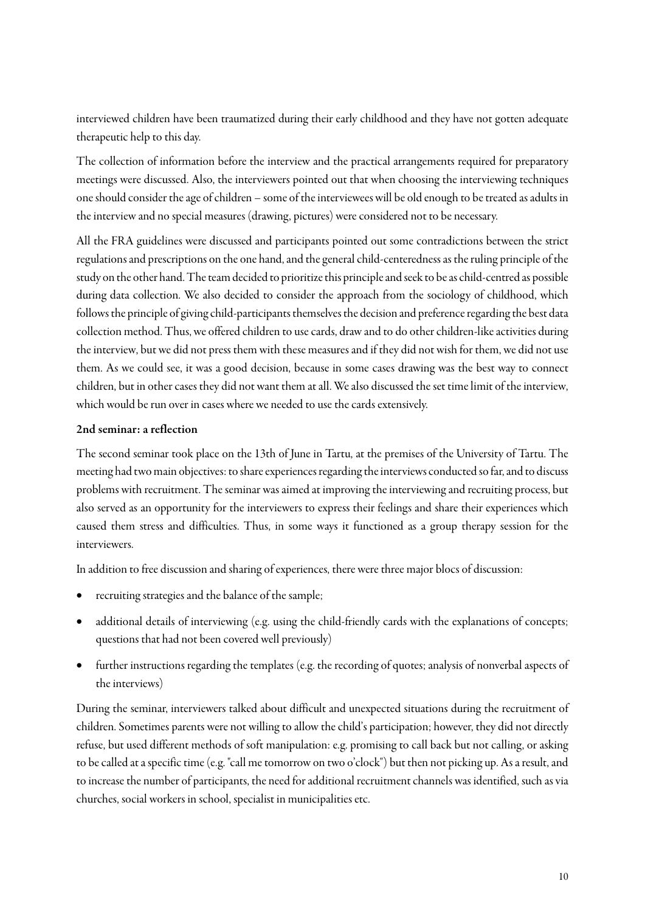interviewed children have been traumatized during their early childhood and they have not gotten adequate therapeutic help to this day.

The collection of information before the interview and the practical arrangements required for preparatory meetings were discussed. Also, the interviewers pointed out that when choosing the interviewing techniques one should consider the age of children – some of the interviewees will be old enough to be treated as adults in the interview and no special measures (drawing, pictures) were considered not to be necessary.

All the FRA guidelines were discussed and participants pointed out some contradictions between the strict regulations and prescriptions on the one hand, and the general child-centeredness as the ruling principle of the study on the other hand. The team decided to prioritize this principle and seek to be as child-centred as possible during data collection. We also decided to consider the approach from the sociology of childhood, which follows the principle of giving child-participants themselves the decision and preference regarding the best data collection method. Thus, we offered children to use cards, draw and to do other children-like activities during the interview, but we did not press them with these measures and if they did not wish for them, we did not use them. As we could see, it was a good decision, because in some cases drawing was the best way to connect children, but in other cases they did not want them at all. We also discussed the set time limit of the interview, which would be run over in cases where we needed to use the cards extensively.

**2nd seminar: a reflection**

The second seminar took place on the 13th of June in Tartu, at the premises of the University of Tartu. The meeting had two main objectives: to share experiences regarding the interviews conducted so far, and to discuss problems with recruitment. The seminar was aimed at improving the interviewing and recruiting process, but also served as an opportunity for the interviewers to express their feelings and share their experiences which caused them stress and difficulties. Thus, in some ways it functioned as a group therapy session for the interviewers.

In addition to free discussion and sharing of experiences, there were three major blocs of discussion:

- recruiting strategies and the balance of the sample;
- additional details of interviewing (e.g. using the child-friendly cards with the explanations of concepts; questions that had not been covered well previously)
- further instructions regarding the templates (e.g. the recording of quotes; analysis of nonverbal aspects of the interviews)

During the seminar, interviewers talked about difficult and unexpected situations during the recruitment of children. Sometimes parents were not willing to allow the child's participation; however, they did not directly refuse, but used different methods of soft manipulation: e.g. promising to call back but not calling, or asking to be called at a specific time (e.g. "call me tomorrow on two o'clock") but then not picking up. As a result, and to increase the number of participants, the need for additional recruitment channels was identified, such as via churches, social workers in school, specialist in municipalities etc.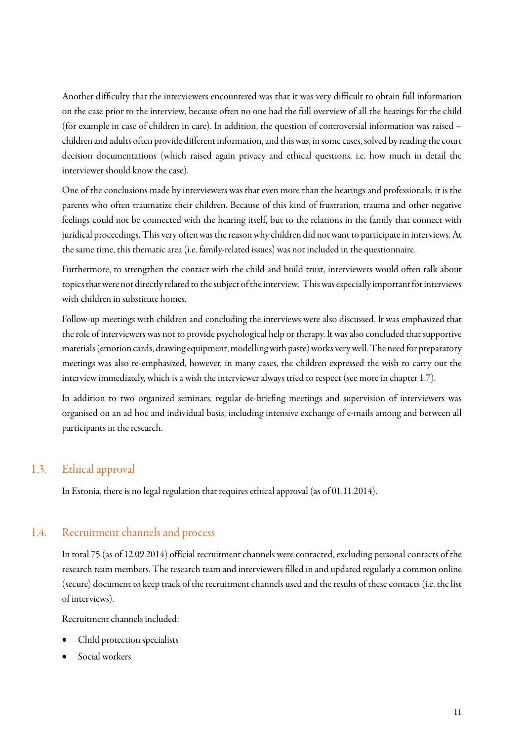Another difficulty that the interviewers encountered was that it was very difficult to obtain full information on the case prior to the interview, because often no one had the full overview of all the hearings for the child (for example in case of children in care). In addition, the question of controversial information was raised – children and adults often provide different information, and this was, in some cases, solved by reading the court decision documentations (which raised again privacy and ethical questions, i.e. how much in detail the interviewer should know the case).

One of the conclusions made by interviewers was that even more than the hearings and professionals, it is the parents who often traumatize their children. Because of this kind of frustration, trauma and other negative feelings could not be connected with the hearing itself, but to the relations in the family that connect with juridical proceedings. This very often was the reason why children did not want to participate in interviews. At the same time, this thematic area (i.e. family-related issues) was not included in the questionnaire.

Furthermore, to strengthen the contact with the child and build trust, interviewers would often talk about topics that were not directly related to the subject of the interview. This was especially important for interviews with children in substitute homes.

Follow-up meetings with children and concluding the interviews were also discussed. It was emphasized that the role of interviewers was not to provide psychological help or therapy. It was also concluded that supportive materials (emotion cards, drawing equipment, modelling with paste) works very well. The need for preparatory meetings was also re-emphasized, however, in many cases, the children expressed the wish to carry out the interview immediately, which is a wish the interviewer always tried to respect (see more in chapter 1.7).

In addition to two organized seminars, regular de-briefing meetings and supervision of interviewers was organised on an ad hoc and individual basis, including intensive exchange of e-mails among and between all participants in the research.

## 1.3. Ethical approval

In Estonia, there is no legal regulation that requires ethical approval (as of 01.11.2014).

## 1.4. Recruitment channels and process

In total 75 (as of 12.09.2014) official recruitment channels were contacted, excluding personal contacts of the research team members. The research team and interviewers filled in and updated regularly a common online (secure) document to keep track of the recruitment channels used and the results of these contacts (i.e. the list of interviews).

Recruitment channels included:

- Child protection specialists
- Social workers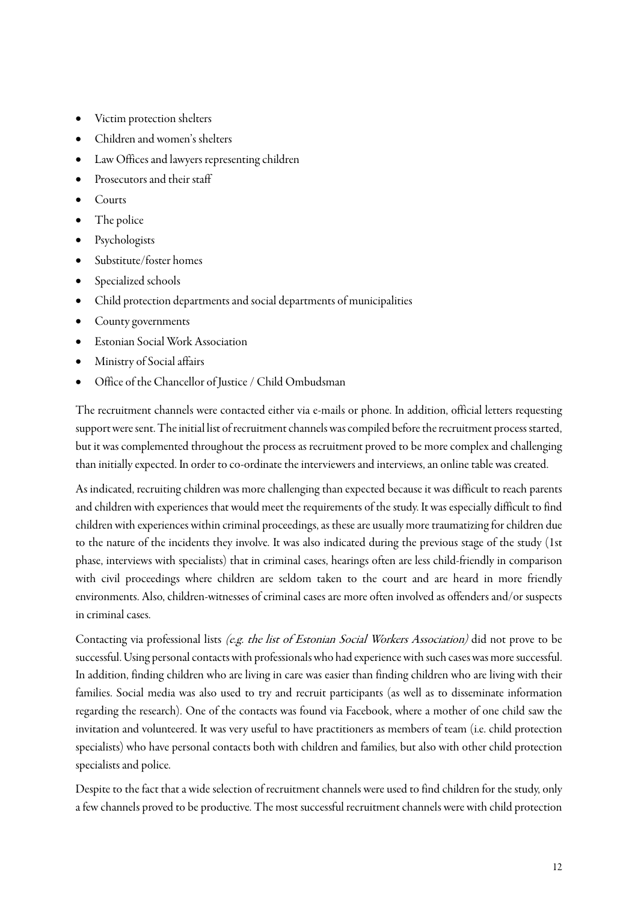- Victim protection shelters
- Children and women's shelters
- Law Offices and lawyers representing children
- Prosecutors and their staff
- Courts
- The police
- Psychologists
- Substitute/foster homes
- Specialized schools
- Child protection departments and social departments of municipalities
- County governments
- Estonian Social Work Association
- Ministry of Social affairs
- Office of the Chancellor of Justice / Child Ombudsman

The recruitment channels were contacted either via e-mails or phone. In addition, official letters requesting support were sent. The initial list of recruitment channels was compiled before the recruitment process started, but it was complemented throughout the process as recruitment proved to be more complex and challenging than initially expected. In order to co-ordinate the interviewers and interviews, an online table was created.

As indicated, recruiting children was more challenging than expected because it was difficult to reach parents and children with experiences that would meet the requirements of the study. It was especially difficult to find children with experiences within criminal proceedings, as these are usually more traumatizing for children due to the nature of the incidents they involve. It was also indicated during the previous stage of the study (1st phase, interviews with specialists) that in criminal cases, hearings often are less child-friendly in comparison with civil proceedings where children are seldom taken to the court and are heard in more friendly environments. Also, children-witnesses of criminal cases are more often involved as offenders and/or suspects in criminal cases.

Contacting via professional lists *(e.g. the list of Estonian Social Workers Association)* did not prove to be successful. Using personal contacts with professionals who had experience with such cases was more successful. In addition, finding children who are living in care was easier than finding children who are living with their families. Social media was also used to try and recruit participants (as well as to disseminate information regarding the research). One of the contacts was found via Facebook, where a mother of one child saw the invitation and volunteered. It was very useful to have practitioners as members of team (i.e. child protection specialists) who have personal contacts both with children and families, but also with other child protection specialists and police.

Despite to the fact that a wide selection of recruitment channels were used to find children for the study, only a few channels proved to be productive. The most successful recruitment channels were with child protection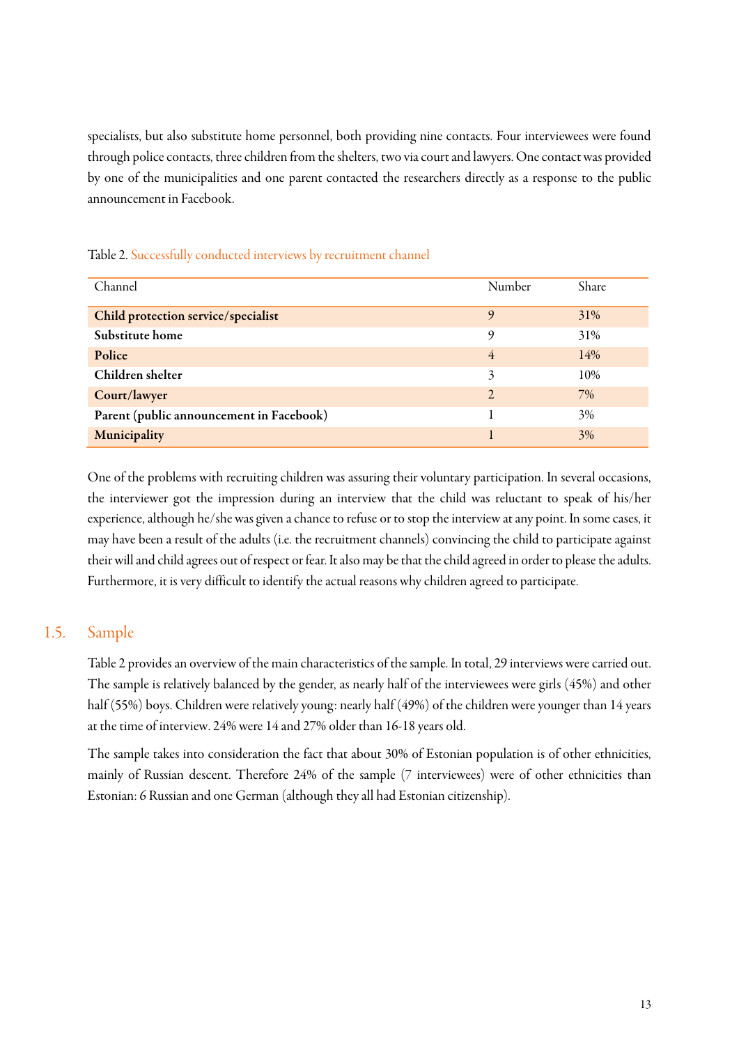specialists, but also substitute home personnel, both providing nine contacts. Four interviewees were found through police contacts, three children from the shelters, two via court and lawyers. One contact was provided by one of the municipalities and one parent contacted the researchers directly as a response to the public announcement in Facebook.

Table 2. Successfully conducted interviews by recruitment channel

| Channel | Number | Share |
|---|---|---|
| **Child protection service/specialist** | 9 | 31% |
| **Substitute home** | 9 | 31% |
| **Police** | 4 | 14% |
| **Children shelter** | 3 | 10% |
| **Court/lawyer** | 2 | 7% |
| **Parent (public announcement in Facebook)** | 1 | 3% |
| **Municipality** | 1 | 3% |

One of the problems with recruiting children was assuring their voluntary participation. In several occasions, the interviewer got the impression during an interview that the child was reluctant to speak of his/her experience, although he/she was given a chance to refuse or to stop the interview at any point. In some cases, it may have been a result of the adults (i.e. the recruitment channels) convincing the child to participate against their will and child agrees out of respect or fear. It also may be that the child agreed in order to please the adults. Furthermore, it is very difficult to identify the actual reasons why children agreed to participate.

## 1.5. Sample

Table 2 provides an overview of the main characteristics of the sample. In total, 29 interviews were carried out. The sample is relatively balanced by the gender, as nearly half of the interviewees were girls (45%) and other half (55%) boys. Children were relatively young: nearly half (49%) of the children were younger than 14 years at the time of interview. 24% were 14 and 27% older than 16-18 years old.

The sample takes into consideration the fact that about 30% of Estonian population is of other ethnicities, mainly of Russian descent. Therefore 24% of the sample (7 interviewees) were of other ethnicities than Estonian: 6 Russian and one German (although they all had Estonian citizenship).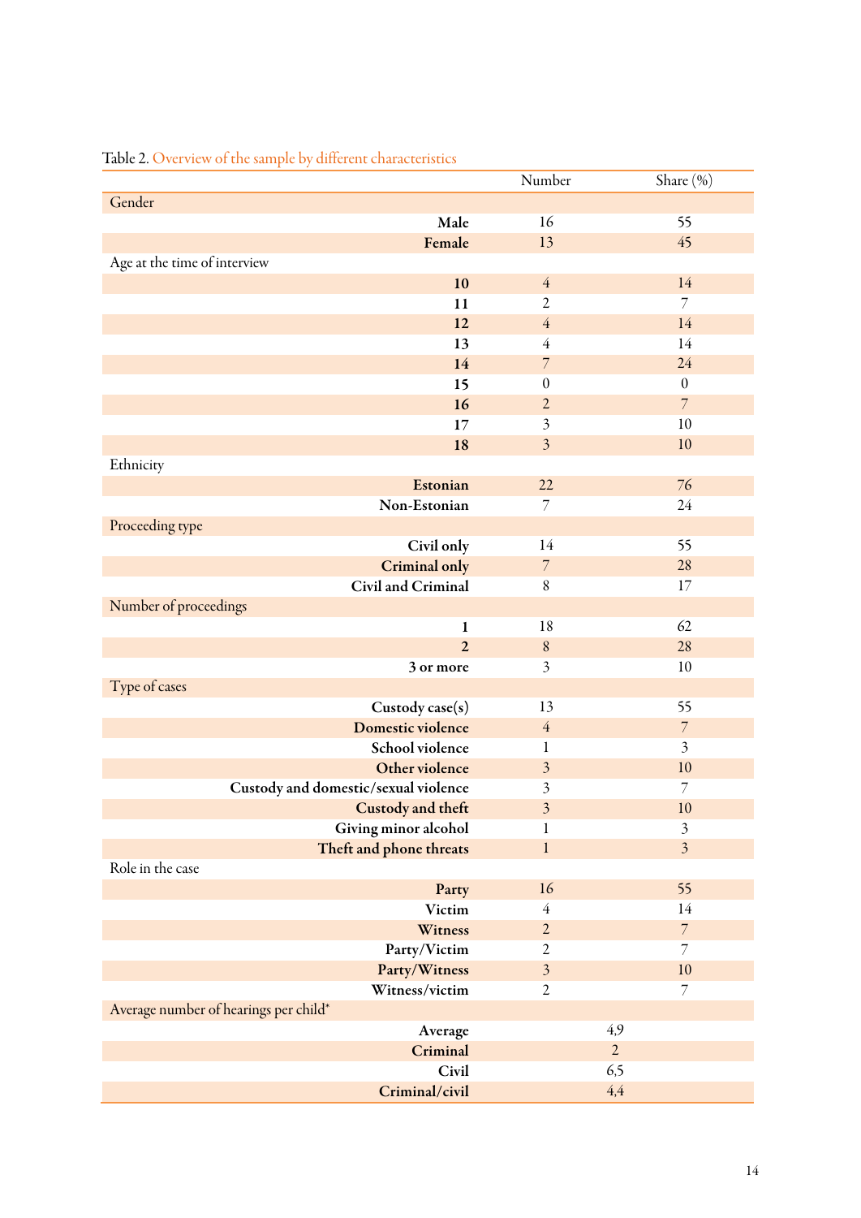Table 2. Overview of the sample by different characteristics

| | Number | Share (%) |
|---|---|---|
| Gender | | |
| **Male** | 16 | 55 |
| **Female** | 13 | 45 |
| Age at the time of interview | | |
| **10** | 4 | 14 |
| **11** | 2 | 7 |
| **12** | 4 | 14 |
| **13** | 4 | 14 |
| **14** | 7 | 24 |
| **15** | 0 | 0 |
| **16** | 2 | 7 |
| **17** | 3 | 10 |
| **18** | 3 | 10 |
| Ethnicity | | |
| **Estonian** | 22 | 76 |
| **Non-Estonian** | 7 | 24 |
| Proceeding type | | |
| **Civil only** | 14 | 55 |
| **Criminal only** | 7 | 28 |
| **Civil and Criminal** | 8 | 17 |
| Number of proceedings | | |
| **1** | 18 | 62 |
| **2** | 8 | 28 |
| **3 or more** | 3 | 10 |
| Type of cases | | |
| **Custody case(s)** | 13 | 55 |
| **Domestic violence** | 4 | 7 |
| **School violence** | 1 | 3 |
| **Other violence** | 3 | 10 |
| **Custody and domestic/sexual violence** | 3 | 7 |
| **Custody and theft** | 3 | 10 |
| **Giving minor alcohol** | 1 | 3 |
| **Theft and phone threats** | 1 | 3 |
| Role in the case | | |
| **Party** | 16 | 55 |
| **Victim** | 4 | 14 |
| **Witness** | 2 | 7 |
| **Party/Victim** | 2 | 7 |
| **Party/Witness** | 3 | 10 |
| **Witness/victim** | 2 | 7 |
| Average number of hearings per child* | | |
| **Average** | 4,9 | |
| **Criminal** | 2 | |
| **Civil** | 6,5 | |
| **Criminal/civil** | 4,4 | |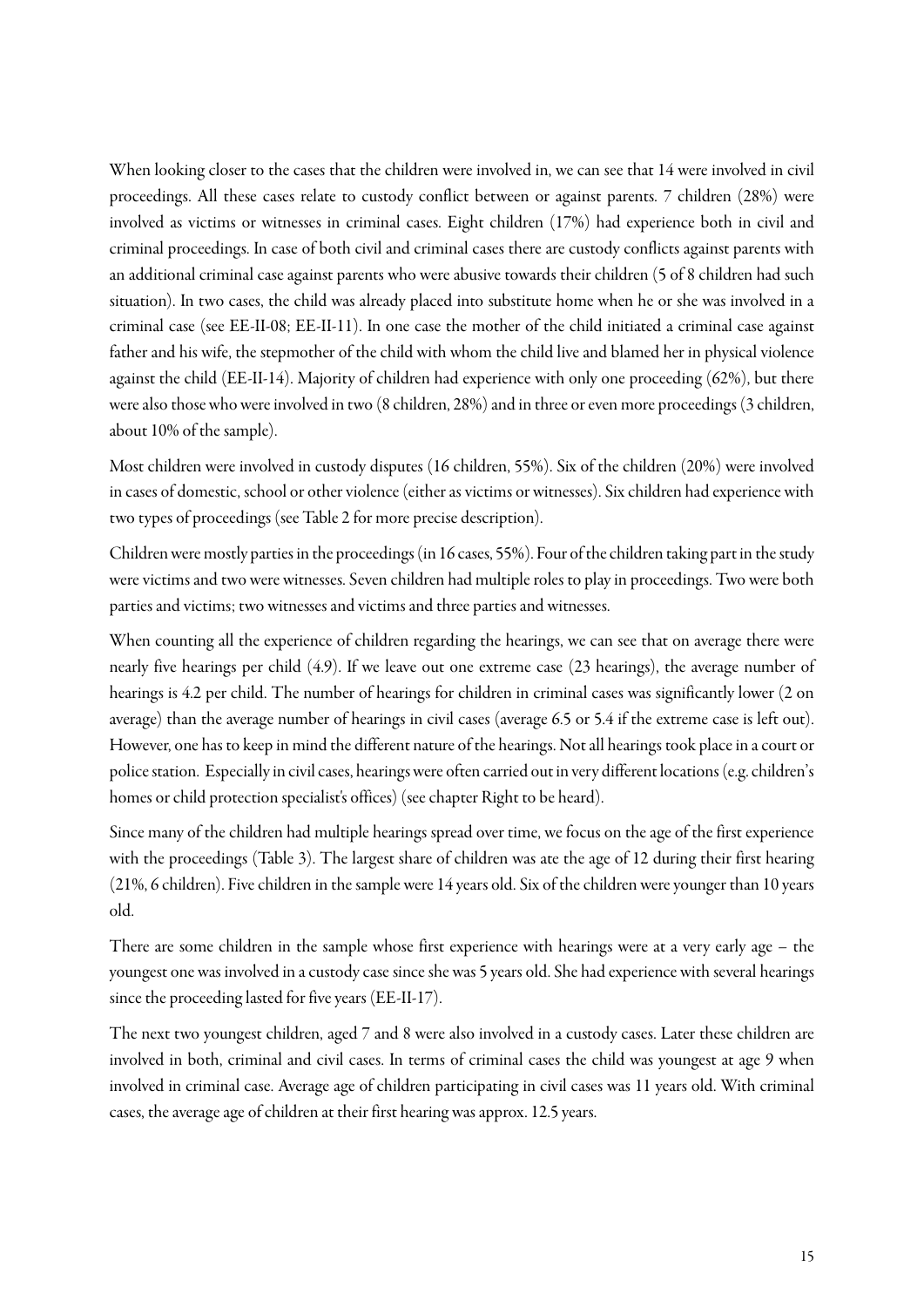When looking closer to the cases that the children were involved in, we can see that 14 were involved in civil proceedings. All these cases relate to custody conflict between or against parents. 7 children (28%) were involved as victims or witnesses in criminal cases. Eight children (17%) had experience both in civil and criminal proceedings. In case of both civil and criminal cases there are custody conflicts against parents with an additional criminal case against parents who were abusive towards their children (5 of 8 children had such situation). In two cases, the child was already placed into substitute home when he or she was involved in a criminal case (see EE-II-08; EE-II-11). In one case the mother of the child initiated a criminal case against father and his wife, the stepmother of the child with whom the child live and blamed her in physical violence against the child (EE-II-14). Majority of children had experience with only one proceeding (62%), but there were also those who were involved in two (8 children, 28%) and in three or even more proceedings (3 children, about 10% of the sample).

Most children were involved in custody disputes (16 children, 55%). Six of the children (20%) were involved in cases of domestic, school or other violence (either as victims or witnesses). Six children had experience with two types of proceedings (see Table 2 for more precise description).

Children were mostly parties in the proceedings (in 16 cases, 55%). Four of the children taking part in the study were victims and two were witnesses. Seven children had multiple roles to play in proceedings. Two were both parties and victims; two witnesses and victims and three parties and witnesses.

When counting all the experience of children regarding the hearings, we can see that on average there were nearly five hearings per child (4.9). If we leave out one extreme case (23 hearings), the average number of hearings is 4.2 per child. The number of hearings for children in criminal cases was significantly lower (2 on average) than the average number of hearings in civil cases (average 6.5 or 5.4 if the extreme case is left out). However, one has to keep in mind the different nature of the hearings. Not all hearings took place in a court or police station. Especially in civil cases, hearings were often carried out in very different locations (e.g. children's homes or child protection specialist's offices) (see chapter Right to be heard).

Since many of the children had multiple hearings spread over time, we focus on the age of the first experience with the proceedings (Table 3). The largest share of children was ate the age of 12 during their first hearing (21%, 6 children). Five children in the sample were 14 years old. Six of the children were younger than 10 years old.

There are some children in the sample whose first experience with hearings were at a very early age – the youngest one was involved in a custody case since she was 5 years old. She had experience with several hearings since the proceeding lasted for five years (EE-II-17).

The next two youngest children, aged 7 and 8 were also involved in a custody cases. Later these children are involved in both, criminal and civil cases. In terms of criminal cases the child was youngest at age 9 when involved in criminal case. Average age of children participating in civil cases was 11 years old. With criminal cases, the average age of children at their first hearing was approx. 12.5 years.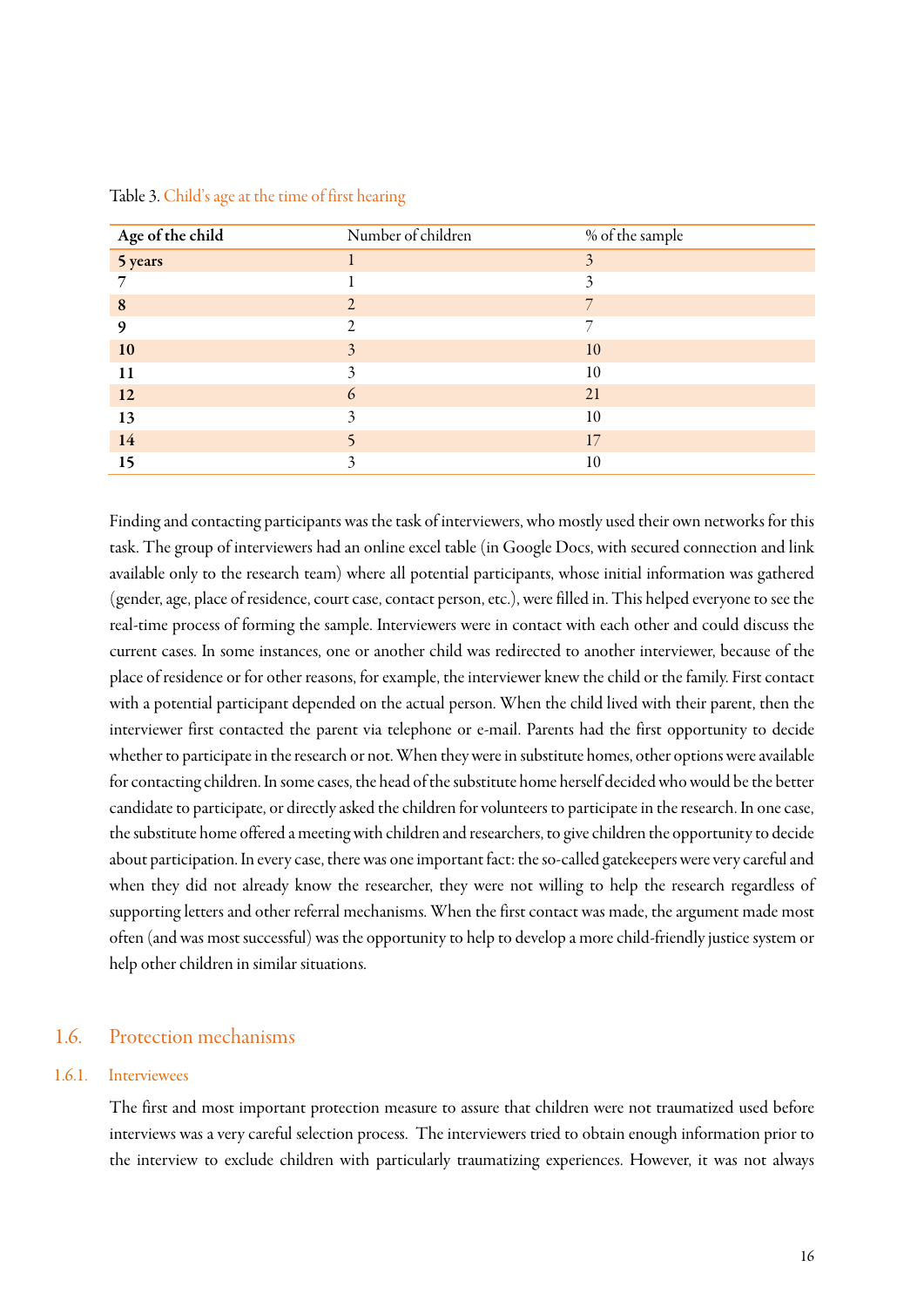Table 3. Child's age at the time of first hearing

| Age of the child | Number of children | % of the sample |
|---|---|---|
| **5 years** | 1 | 3 |
| 7 | 1 | 3 |
| **8** | 2 | 7 |
| **9** | 2 | 7 |
| **10** | 3 | 10 |
| **11** | 3 | 10 |
| **12** | 6 | 21 |
| **13** | 3 | 10 |
| **14** | 5 | 17 |
| **15** | 3 | 10 |

Finding and contacting participants was the task of interviewers, who mostly used their own networks for this task. The group of interviewers had an online excel table (in Google Docs, with secured connection and link available only to the research team) where all potential participants, whose initial information was gathered (gender, age, place of residence, court case, contact person, etc.), were filled in. This helped everyone to see the real-time process of forming the sample. Interviewers were in contact with each other and could discuss the current cases. In some instances, one or another child was redirected to another interviewer, because of the place of residence or for other reasons, for example, the interviewer knew the child or the family. First contact with a potential participant depended on the actual person. When the child lived with their parent, then the interviewer first contacted the parent via telephone or e-mail. Parents had the first opportunity to decide whether to participate in the research or not. When they were in substitute homes, other options were available for contacting children. In some cases, the head of the substitute home herself decided who would be the better candidate to participate, or directly asked the children for volunteers to participate in the research. In one case, the substitute home offered a meeting with children and researchers, to give children the opportunity to decide about participation. In every case, there was one important fact: the so-called gatekeepers were very careful and when they did not already know the researcher, they were not willing to help the research regardless of supporting letters and other referral mechanisms. When the first contact was made, the argument made most often (and was most successful) was the opportunity to help to develop a more child-friendly justice system or help other children in similar situations.

## 1.6. Protection mechanisms

### 1.6.1. Interviewees

The first and most important protection measure to assure that children were not traumatized used before interviews was a very careful selection process. The interviewers tried to obtain enough information prior to the interview to exclude children with particularly traumatizing experiences. However, it was not always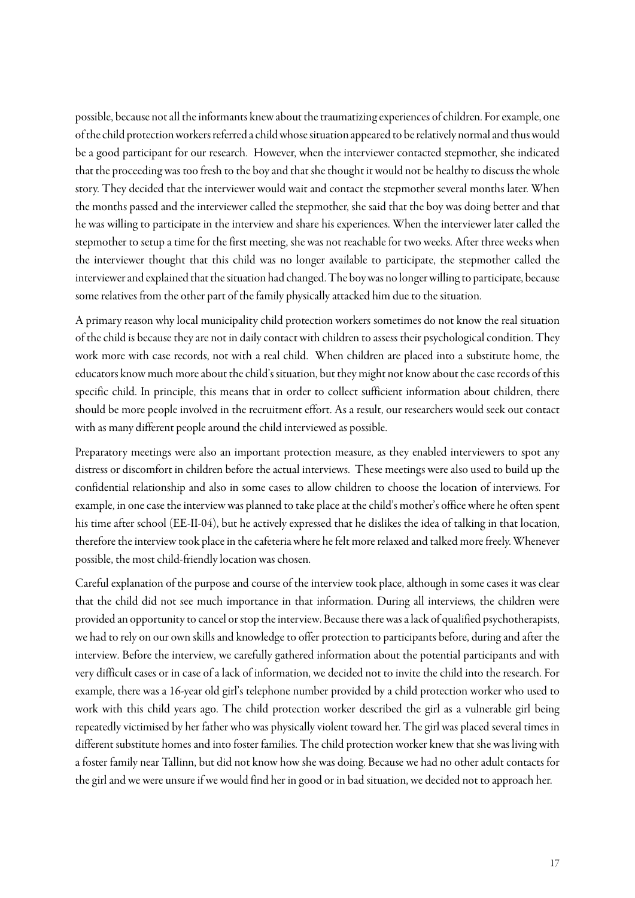possible, because not all the informants knew about the traumatizing experiences of children. For example, one of the child protection workers referred a child whose situation appeared to be relatively normal and thus would be a good participant for our research. However, when the interviewer contacted stepmother, she indicated that the proceeding was too fresh to the boy and that she thought it would not be healthy to discuss the whole story. They decided that the interviewer would wait and contact the stepmother several months later. When the months passed and the interviewer called the stepmother, she said that the boy was doing better and that he was willing to participate in the interview and share his experiences. When the interviewer later called the stepmother to setup a time for the first meeting, she was not reachable for two weeks. After three weeks when the interviewer thought that this child was no longer available to participate, the stepmother called the interviewer and explained that the situation had changed. The boy was no longer willing to participate, because some relatives from the other part of the family physically attacked him due to the situation.

A primary reason why local municipality child protection workers sometimes do not know the real situation of the child is because they are not in daily contact with children to assess their psychological condition. They work more with case records, not with a real child. When children are placed into a substitute home, the educators know much more about the child's situation, but they might not know about the case records of this specific child. In principle, this means that in order to collect sufficient information about children, there should be more people involved in the recruitment effort. As a result, our researchers would seek out contact with as many different people around the child interviewed as possible.

Preparatory meetings were also an important protection measure, as they enabled interviewers to spot any distress or discomfort in children before the actual interviews. These meetings were also used to build up the confidential relationship and also in some cases to allow children to choose the location of interviews. For example, in one case the interview was planned to take place at the child's mother's office where he often spent his time after school (EE-II-04), but he actively expressed that he dislikes the idea of talking in that location, therefore the interview took place in the cafeteria where he felt more relaxed and talked more freely. Whenever possible, the most child-friendly location was chosen.

Careful explanation of the purpose and course of the interview took place, although in some cases it was clear that the child did not see much importance in that information. During all interviews, the children were provided an opportunity to cancel or stop the interview. Because there was a lack of qualified psychotherapists, we had to rely on our own skills and knowledge to offer protection to participants before, during and after the interview. Before the interview, we carefully gathered information about the potential participants and with very difficult cases or in case of a lack of information, we decided not to invite the child into the research. For example, there was a 16-year old girl's telephone number provided by a child protection worker who used to work with this child years ago. The child protection worker described the girl as a vulnerable girl being repeatedly victimised by her father who was physically violent toward her. The girl was placed several times in different substitute homes and into foster families. The child protection worker knew that she was living with a foster family near Tallinn, but did not know how she was doing. Because we had no other adult contacts for the girl and we were unsure if we would find her in good or in bad situation, we decided not to approach her.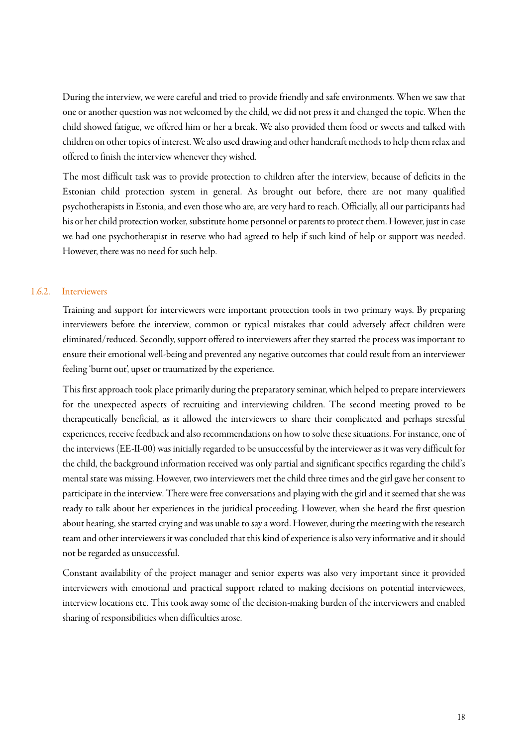During the interview, we were careful and tried to provide friendly and safe environments. When we saw that one or another question was not welcomed by the child, we did not press it and changed the topic. When the child showed fatigue, we offered him or her a break. We also provided them food or sweets and talked with children on other topics of interest. We also used drawing and other handcraft methods to help them relax and offered to finish the interview whenever they wished.

The most difficult task was to provide protection to children after the interview, because of deficits in the Estonian child protection system in general. As brought out before, there are not many qualified psychotherapists in Estonia, and even those who are, are very hard to reach. Officially, all our participants had his or her child protection worker, substitute home personnel or parents to protect them. However, just in case we had one psychotherapist in reserve who had agreed to help if such kind of help or support was needed. However, there was no need for such help.

### 1.6.2. Interviewers

Training and support for interviewers were important protection tools in two primary ways. By preparing interviewers before the interview, common or typical mistakes that could adversely affect children were eliminated/reduced. Secondly, support offered to interviewers after they started the process was important to ensure their emotional well-being and prevented any negative outcomes that could result from an interviewer feeling 'burnt out', upset or traumatized by the experience.

This first approach took place primarily during the preparatory seminar, which helped to prepare interviewers for the unexpected aspects of recruiting and interviewing children. The second meeting proved to be therapeutically beneficial, as it allowed the interviewers to share their complicated and perhaps stressful experiences, receive feedback and also recommendations on how to solve these situations. For instance, one of the interviews (EE-II-00) was initially regarded to be unsuccessful by the interviewer as it was very difficult for the child, the background information received was only partial and significant specifics regarding the child's mental state was missing. However, two interviewers met the child three times and the girl gave her consent to participate in the interview. There were free conversations and playing with the girl and it seemed that she was ready to talk about her experiences in the juridical proceeding. However, when she heard the first question about hearing, she started crying and was unable to say a word. However, during the meeting with the research team and other interviewers it was concluded that this kind of experience is also very informative and it should not be regarded as unsuccessful.

Constant availability of the project manager and senior experts was also very important since it provided interviewers with emotional and practical support related to making decisions on potential interviewees, interview locations etc. This took away some of the decision-making burden of the interviewers and enabled sharing of responsibilities when difficulties arose.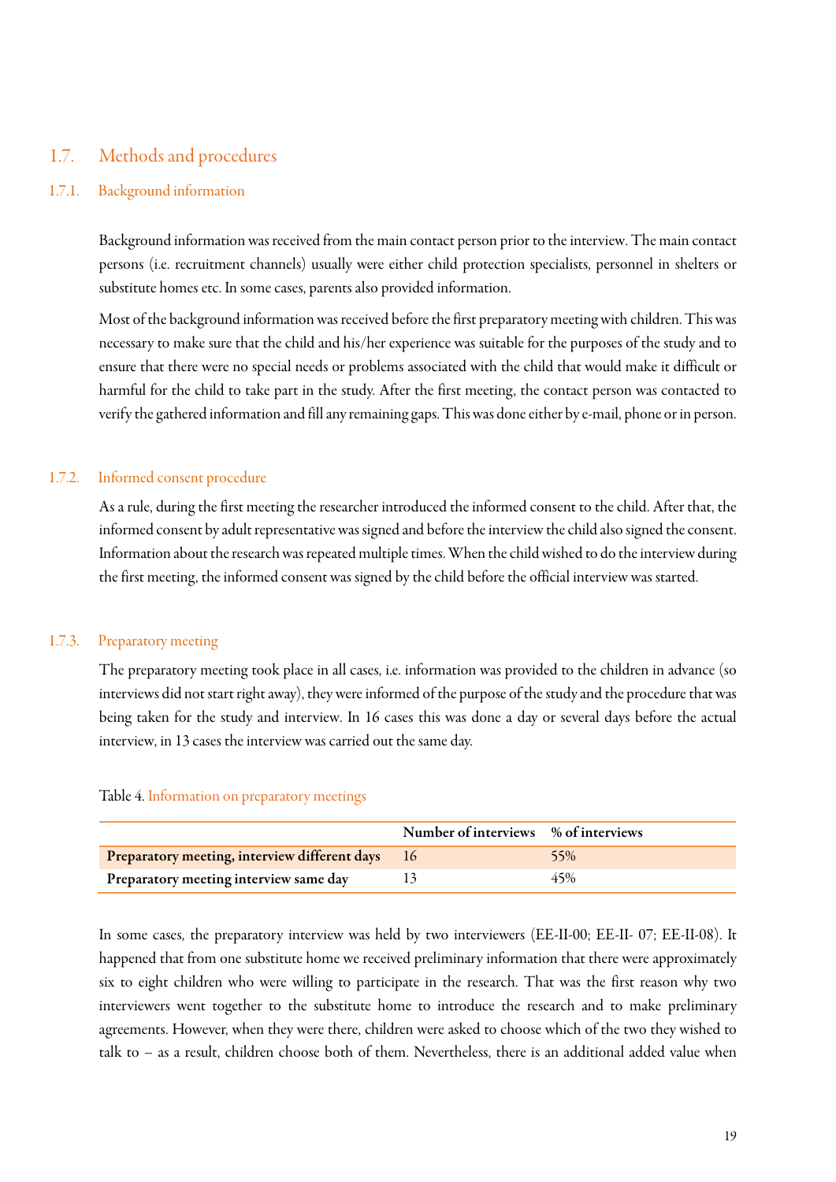## 1.7. Methods and procedures

### 1.7.1. Background information

Background information was received from the main contact person prior to the interview. The main contact persons (i.e. recruitment channels) usually were either child protection specialists, personnel in shelters or substitute homes etc. In some cases, parents also provided information.

Most of the background information was received before the first preparatory meeting with children. This was necessary to make sure that the child and his/her experience was suitable for the purposes of the study and to ensure that there were no special needs or problems associated with the child that would make it difficult or harmful for the child to take part in the study. After the first meeting, the contact person was contacted to verify the gathered information and fill any remaining gaps. This was done either by e-mail, phone or in person.

### 1.7.2. Informed consent procedure

As a rule, during the first meeting the researcher introduced the informed consent to the child. After that, the informed consent by adult representative was signed and before the interview the child also signed the consent. Information about the research was repeated multiple times. When the child wished to do the interview during the first meeting, the informed consent was signed by the child before the official interview was started.

### 1.7.3. Preparatory meeting

The preparatory meeting took place in all cases, i.e. information was provided to the children in advance (so interviews did not start right away), they were informed of the purpose of the study and the procedure that was being taken for the study and interview. In 16 cases this was done a day or several days before the actual interview, in 13 cases the interview was carried out the same day.

Table 4. Information on preparatory meetings

| | Number of interviews | % of interviews |
|---|---|---|
| **Preparatory meeting, interview different days** | 16 | 55% |
| **Preparatory meeting interview same day** | 13 | 45% |

In some cases, the preparatory interview was held by two interviewers (EE-II-00; EE-II- 07; EE-II-08). It happened that from one substitute home we received preliminary information that there were approximately six to eight children who were willing to participate in the research. That was the first reason why two interviewers went together to the substitute home to introduce the research and to make preliminary agreements. However, when they were there, children were asked to choose which of the two they wished to talk to – as a result, children choose both of them. Nevertheless, there is an additional added value when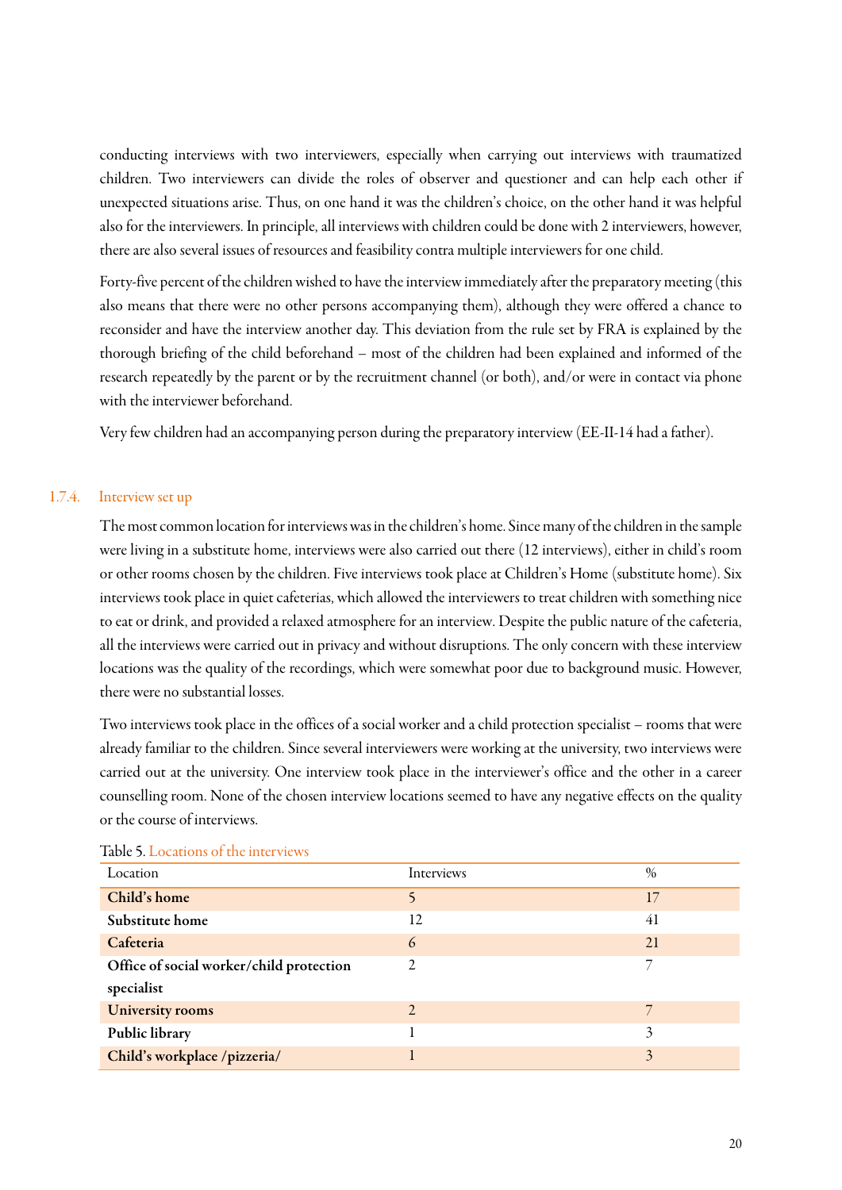conducting interviews with two interviewers, especially when carrying out interviews with traumatized children. Two interviewers can divide the roles of observer and questioner and can help each other if unexpected situations arise. Thus, on one hand it was the children's choice, on the other hand it was helpful also for the interviewers. In principle, all interviews with children could be done with 2 interviewers, however, there are also several issues of resources and feasibility contra multiple interviewers for one child.

Forty-five percent of the children wished to have the interview immediately after the preparatory meeting (this also means that there were no other persons accompanying them), although they were offered a chance to reconsider and have the interview another day. This deviation from the rule set by FRA is explained by the thorough briefing of the child beforehand – most of the children had been explained and informed of the research repeatedly by the parent or by the recruitment channel (or both), and/or were in contact via phone with the interviewer beforehand.

Very few children had an accompanying person during the preparatory interview (EE-II-14 had a father).

### 1.7.4. Interview set up

The most common location for interviews was in the children's home. Since many of the children in the sample were living in a substitute home, interviews were also carried out there (12 interviews), either in child's room or other rooms chosen by the children. Five interviews took place at Children's Home (substitute home). Six interviews took place in quiet cafeterias, which allowed the interviewers to treat children with something nice to eat or drink, and provided a relaxed atmosphere for an interview. Despite the public nature of the cafeteria, all the interviews were carried out in privacy and without disruptions. The only concern with these interview locations was the quality of the recordings, which were somewhat poor due to background music. However, there were no substantial losses.

Two interviews took place in the offices of a social worker and a child protection specialist – rooms that were already familiar to the children. Since several interviewers were working at the university, two interviews were carried out at the university. One interview took place in the interviewer's office and the other in a career counselling room. None of the chosen interview locations seemed to have any negative effects on the quality or the course of interviews.

Table 5. Locations of the interviews

| Location | Interviews | % |
|---|---|---|
| **Child's home** | 5 | 17 |
| **Substitute home** | 12 | 41 |
| **Cafeteria** | 6 | 21 |
| **Office of social worker/child protection specialist** | 2 | 7 |
| **University rooms** | 2 | 7 |
| **Public library** | 1 | 3 |
| **Child's workplace /pizzeria/** | 1 | 3 |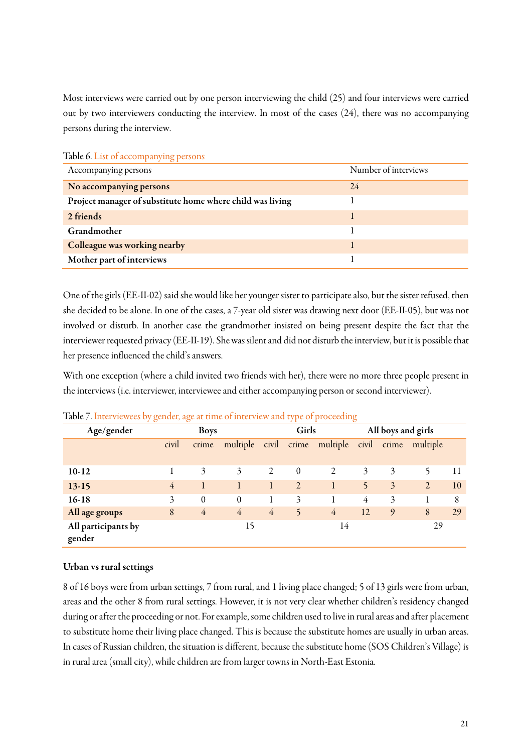Most interviews were carried out by one person interviewing the child (25) and four interviews were carried out by two interviewers conducting the interview. In most of the cases (24), there was no accompanying persons during the interview.

Table 6. List of accompanying persons

| Accompanying persons | Number of interviews |
|---|---|
| **No accompanying persons** | 24 |
| **Project manager of substitute home where child was living** | 1 |
| **2 friends** | 1 |
| **Grandmother** | 1 |
| **Colleague was working nearby** | 1 |
| **Mother part of interviews** | 1 |

One of the girls (EE-II-02) said she would like her younger sister to participate also, but the sister refused, then she decided to be alone. In one of the cases, a 7-year old sister was drawing next door (EE-II-05), but was not involved or disturb. In another case the grandmother insisted on being present despite the fact that the interviewer requested privacy (EE-II-19). She was silent and did not disturb the interview, but it is possible that her presence influenced the child's answers.

With one exception (where a child invited two friends with her), there were no more three people present in the interviews (i.e. interviewer, interviewee and either accompanying person or second interviewer).

Table 7. Interviewees by gender, age at time of interview and type of proceeding

| Age/gender | Boys | | | Girls | | | All boys and girls | | | |
|---|---|---|---|---|---|---|---|---|---|---|
| | civil | crime | multiple | civil | crime | multiple | civil | crime | multiple | |
| **10-12** | 1 | 3 | 3 | 2 | 0 | 2 | 3 | 3 | 5 | 11 |
| **13-15** | 4 | 1 | 1 | 1 | 2 | 1 | 5 | 3 | 2 | 10 |
| **16-18** | 3 | 0 | 0 | 1 | 3 | 1 | 4 | 3 | 1 | 8 |
| **All age groups** | 8 | 4 | 4 | 4 | 5 | 4 | 12 | 9 | 8 | 29 |
| **All participants by gender** | | | 15 | | | 14 | | | 29 | |

**Urban vs rural settings**

8 of 16 boys were from urban settings, 7 from rural, and 1 living place changed; 5 of 13 girls were from urban, areas and the other 8 from rural settings. However, it is not very clear whether children's residency changed during or after the proceeding or not. For example, some children used to live in rural areas and after placement to substitute home their living place changed. This is because the substitute homes are usually in urban areas. In cases of Russian children, the situation is different, because the substitute home (SOS Children's Village) is in rural area (small city), while children are from larger towns in North-East Estonia.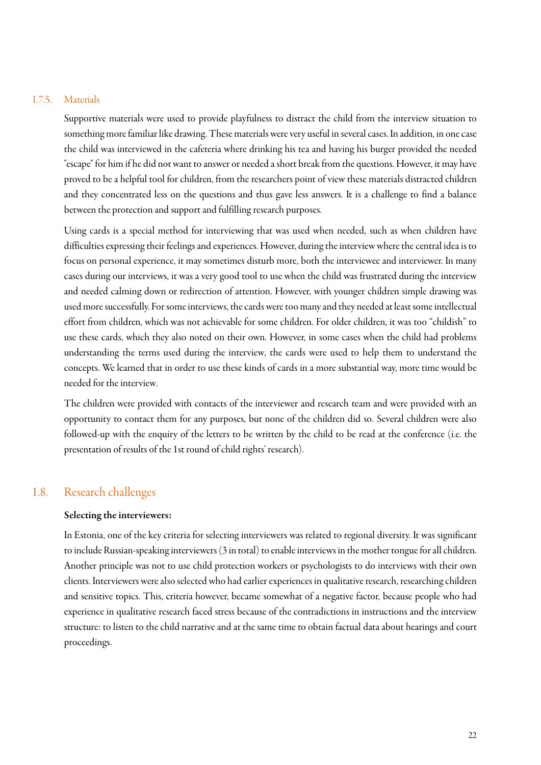### 1.7.5. Materials

Supportive materials were used to provide playfulness to distract the child from the interview situation to something more familiar like drawing. These materials were very useful in several cases. In addition, in one case the child was interviewed in the cafeteria where drinking his tea and having his burger provided the needed "escape" for him if he did not want to answer or needed a short break from the questions. However, it may have proved to be a helpful tool for children, from the researchers point of view these materials distracted children and they concentrated less on the questions and thus gave less answers. It is a challenge to find a balance between the protection and support and fulfilling research purposes.

Using cards is a special method for interviewing that was used when needed, such as when children have difficulties expressing their feelings and experiences. However, during the interview where the central idea is to focus on personal experience, it may sometimes disturb more, both the interviewee and interviewer. In many cases during our interviews, it was a very good tool to use when the child was frustrated during the interview and needed calming down or redirection of attention. However, with younger children simple drawing was used more successfully. For some interviews, the cards were too many and they needed at least some intellectual effort from children, which was not achievable for some children. For older children, it was too "childish" to use these cards, which they also noted on their own. However, in some cases when the child had problems understanding the terms used during the interview, the cards were used to help them to understand the concepts. We learned that in order to use these kinds of cards in a more substantial way, more time would be needed for the interview.

The children were provided with contacts of the interviewer and research team and were provided with an opportunity to contact them for any purposes, but none of the children did so. Several children were also followed-up with the enquiry of the letters to be written by the child to be read at the conference (i.e. the presentation of results of the 1st round of child rights' research).

## 1.8. Research challenges

**Selecting the interviewers:**

In Estonia, one of the key criteria for selecting interviewers was related to regional diversity. It was significant to include Russian-speaking interviewers (3 in total) to enable interviews in the mother tongue for all children. Another principle was not to use child protection workers or psychologists to do interviews with their own clients. Interviewers were also selected who had earlier experiences in qualitative research, researching children and sensitive topics. This, criteria however, became somewhat of a negative factor, because people who had experience in qualitative research faced stress because of the contradictions in instructions and the interview structure: to listen to the child narrative and at the same time to obtain factual data about hearings and court proceedings.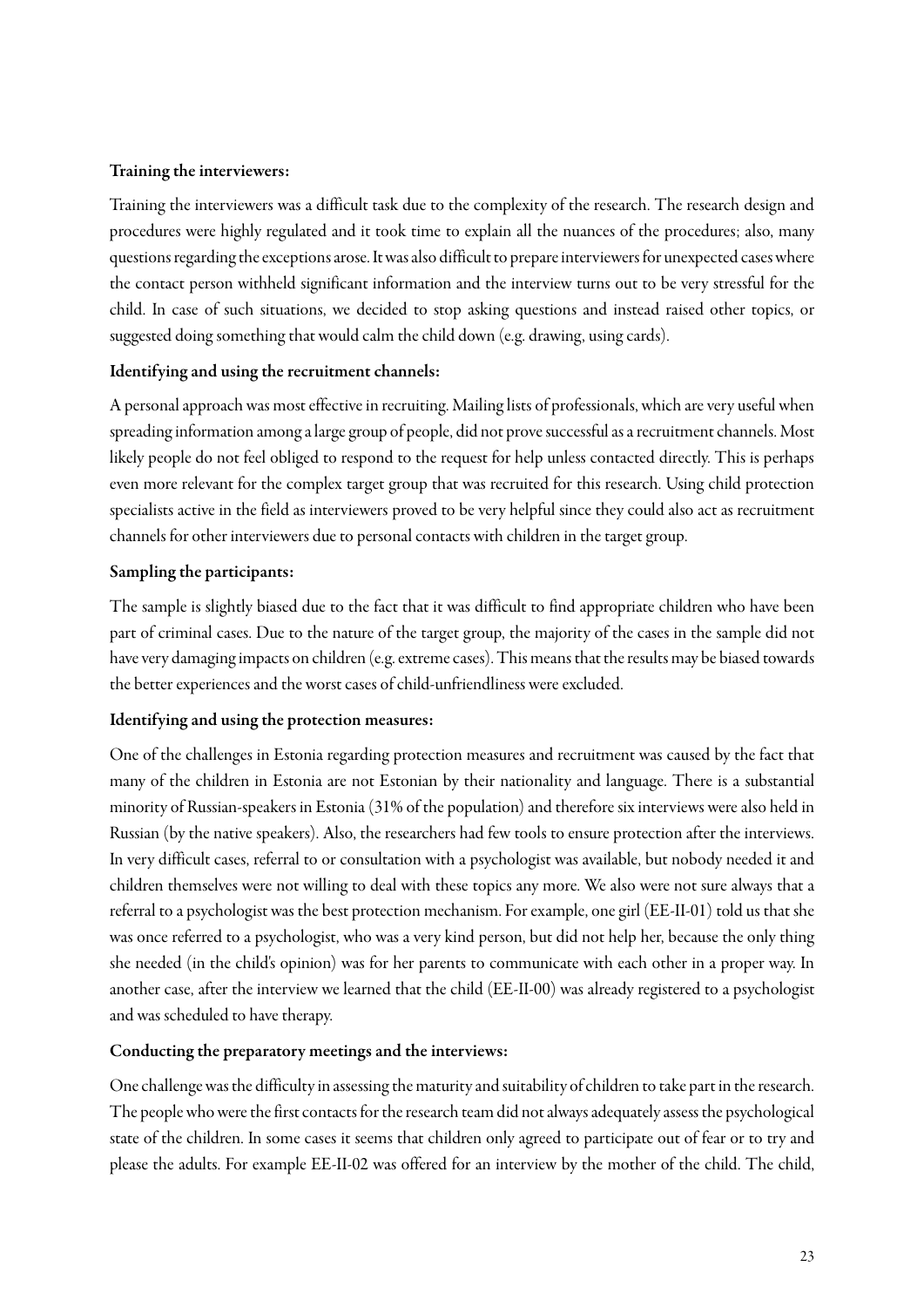**Training the interviewers:**

Training the interviewers was a difficult task due to the complexity of the research. The research design and procedures were highly regulated and it took time to explain all the nuances of the procedures; also, many questions regarding the exceptions arose. It was also difficult to prepare interviewers for unexpected cases where the contact person withheld significant information and the interview turns out to be very stressful for the child. In case of such situations, we decided to stop asking questions and instead raised other topics, or suggested doing something that would calm the child down (e.g. drawing, using cards).

**Identifying and using the recruitment channels:**

A personal approach was most effective in recruiting. Mailing lists of professionals, which are very useful when spreading information among a large group of people, did not prove successful as a recruitment channels. Most likely people do not feel obliged to respond to the request for help unless contacted directly. This is perhaps even more relevant for the complex target group that was recruited for this research. Using child protection specialists active in the field as interviewers proved to be very helpful since they could also act as recruitment channels for other interviewers due to personal contacts with children in the target group.

**Sampling the participants:**

The sample is slightly biased due to the fact that it was difficult to find appropriate children who have been part of criminal cases. Due to the nature of the target group, the majority of the cases in the sample did not have very damaging impacts on children (e.g. extreme cases). This means that the results may be biased towards the better experiences and the worst cases of child-unfriendliness were excluded.

**Identifying and using the protection measures:**

One of the challenges in Estonia regarding protection measures and recruitment was caused by the fact that many of the children in Estonia are not Estonian by their nationality and language. There is a substantial minority of Russian-speakers in Estonia (31% of the population) and therefore six interviews were also held in Russian (by the native speakers). Also, the researchers had few tools to ensure protection after the interviews. In very difficult cases, referral to or consultation with a psychologist was available, but nobody needed it and children themselves were not willing to deal with these topics any more. We also were not sure always that a referral to a psychologist was the best protection mechanism. For example, one girl (EE-II-01) told us that she was once referred to a psychologist, who was a very kind person, but did not help her, because the only thing she needed (in the child's opinion) was for her parents to communicate with each other in a proper way. In another case, after the interview we learned that the child (EE-II-00) was already registered to a psychologist and was scheduled to have therapy.

**Conducting the preparatory meetings and the interviews:**

One challenge was the difficulty in assessing the maturity and suitability of children to take part in the research. The people who were the first contacts for the research team did not always adequately assess the psychological state of the children. In some cases it seems that children only agreed to participate out of fear or to try and please the adults. For example EE-II-02 was offered for an interview by the mother of the child. The child,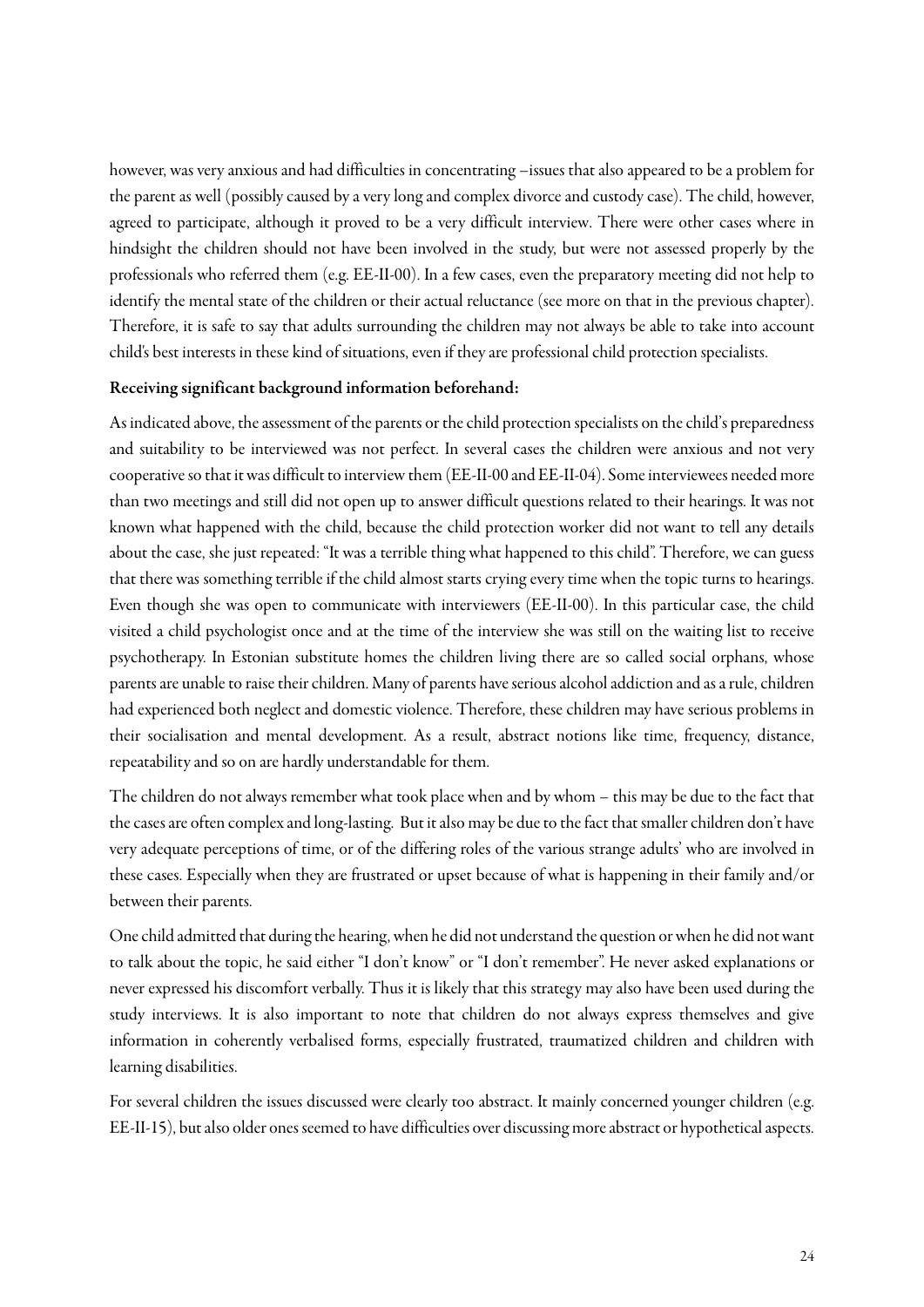however, was very anxious and had difficulties in concentrating –issues that also appeared to be a problem for the parent as well (possibly caused by a very long and complex divorce and custody case). The child, however, agreed to participate, although it proved to be a very difficult interview. There were other cases where in hindsight the children should not have been involved in the study, but were not assessed properly by the professionals who referred them (e.g. EE-II-00). In a few cases, even the preparatory meeting did not help to identify the mental state of the children or their actual reluctance (see more on that in the previous chapter). Therefore, it is safe to say that adults surrounding the children may not always be able to take into account child's best interests in these kind of situations, even if they are professional child protection specialists.

**Receiving significant background information beforehand:**

As indicated above, the assessment of the parents or the child protection specialists on the child's preparedness and suitability to be interviewed was not perfect. In several cases the children were anxious and not very cooperative so that it was difficult to interview them (EE-II-00 and EE-II-04). Some interviewees needed more than two meetings and still did not open up to answer difficult questions related to their hearings. It was not known what happened with the child, because the child protection worker did not want to tell any details about the case, she just repeated: "It was a terrible thing what happened to this child". Therefore, we can guess that there was something terrible if the child almost starts crying every time when the topic turns to hearings. Even though she was open to communicate with interviewers (EE-II-00). In this particular case, the child visited a child psychologist once and at the time of the interview she was still on the waiting list to receive psychotherapy. In Estonian substitute homes the children living there are so called social orphans, whose parents are unable to raise their children. Many of parents have serious alcohol addiction and as a rule, children had experienced both neglect and domestic violence. Therefore, these children may have serious problems in their socialisation and mental development. As a result, abstract notions like time, frequency, distance, repeatability and so on are hardly understandable for them.

The children do not always remember what took place when and by whom – this may be due to the fact that the cases are often complex and long-lasting. But it also may be due to the fact that smaller children don't have very adequate perceptions of time, or of the differing roles of the various strange adults' who are involved in these cases. Especially when they are frustrated or upset because of what is happening in their family and/or between their parents.

One child admitted that during the hearing, when he did not understand the question or when he did not want to talk about the topic, he said either "I don't know" or "I don't remember". He never asked explanations or never expressed his discomfort verbally. Thus it is likely that this strategy may also have been used during the study interviews. It is also important to note that children do not always express themselves and give information in coherently verbalised forms, especially frustrated, traumatized children and children with learning disabilities.

For several children the issues discussed were clearly too abstract. It mainly concerned younger children (e.g. EE-II-15), but also older ones seemed to have difficulties over discussing more abstract or hypothetical aspects.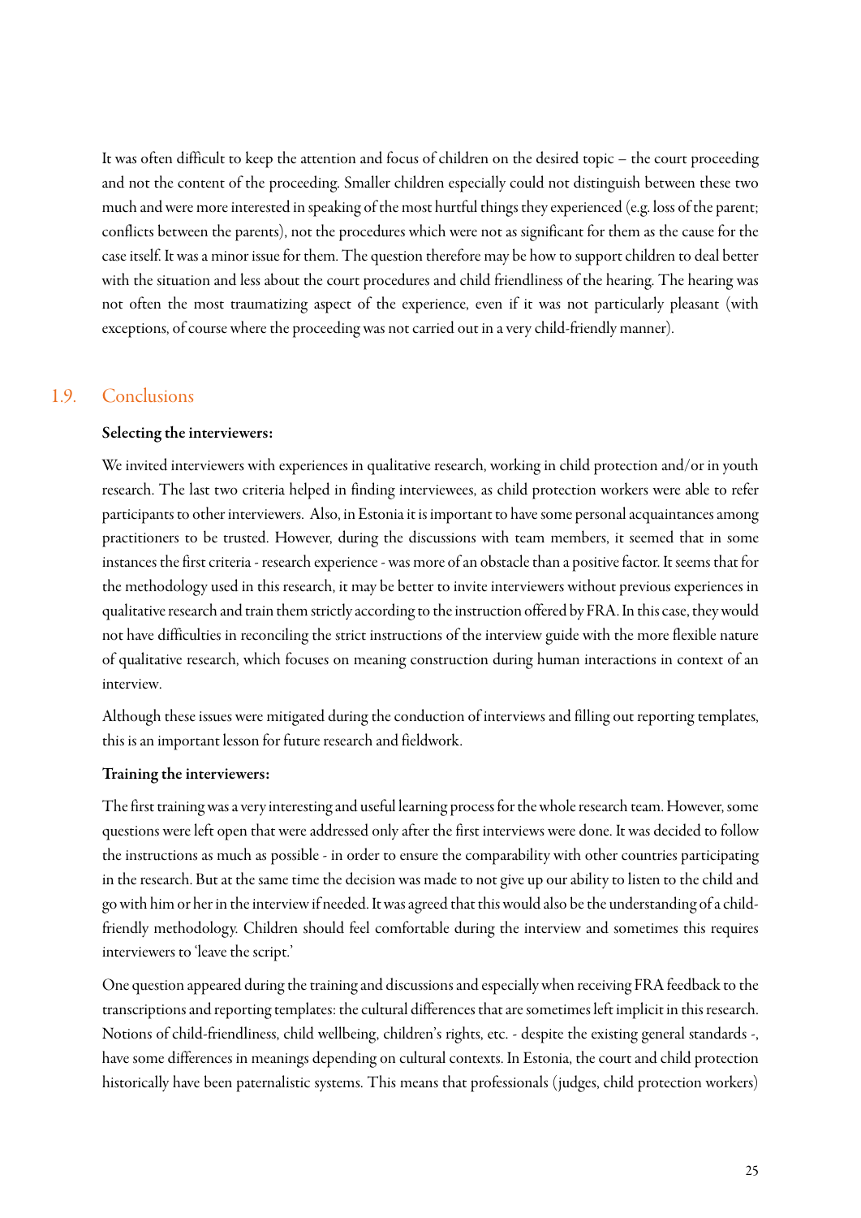It was often difficult to keep the attention and focus of children on the desired topic – the court proceeding and not the content of the proceeding. Smaller children especially could not distinguish between these two much and were more interested in speaking of the most hurtful things they experienced (e.g. loss of the parent; conflicts between the parents), not the procedures which were not as significant for them as the cause for the case itself. It was a minor issue for them. The question therefore may be how to support children to deal better with the situation and less about the court procedures and child friendliness of the hearing. The hearing was not often the most traumatizing aspect of the experience, even if it was not particularly pleasant (with exceptions, of course where the proceeding was not carried out in a very child-friendly manner).

## 1.9. Conclusions

**Selecting the interviewers:**

We invited interviewers with experiences in qualitative research, working in child protection and/or in youth research. The last two criteria helped in finding interviewees, as child protection workers were able to refer participants to other interviewers. Also, in Estonia it is important to have some personal acquaintances among practitioners to be trusted. However, during the discussions with team members, it seemed that in some instances the first criteria - research experience - was more of an obstacle than a positive factor. It seems that for the methodology used in this research, it may be better to invite interviewers without previous experiences in qualitative research and train them strictly according to the instruction offered by FRA. In this case, they would not have difficulties in reconciling the strict instructions of the interview guide with the more flexible nature of qualitative research, which focuses on meaning construction during human interactions in context of an interview.

Although these issues were mitigated during the conduction of interviews and filling out reporting templates, this is an important lesson for future research and fieldwork.

**Training the interviewers:**

The first training was a very interesting and useful learning process for the whole research team. However, some questions were left open that were addressed only after the first interviews were done. It was decided to follow the instructions as much as possible - in order to ensure the comparability with other countries participating in the research. But at the same time the decision was made to not give up our ability to listen to the child and go with him or her in the interview if needed. It was agreed that this would also be the understanding of a child-friendly methodology. Children should feel comfortable during the interview and sometimes this requires interviewers to 'leave the script.'

One question appeared during the training and discussions and especially when receiving FRA feedback to the transcriptions and reporting templates: the cultural differences that are sometimes left implicit in this research. Notions of child-friendliness, child wellbeing, children's rights, etc. - despite the existing general standards -, have some differences in meanings depending on cultural contexts. In Estonia, the court and child protection historically have been paternalistic systems. This means that professionals (judges, child protection workers)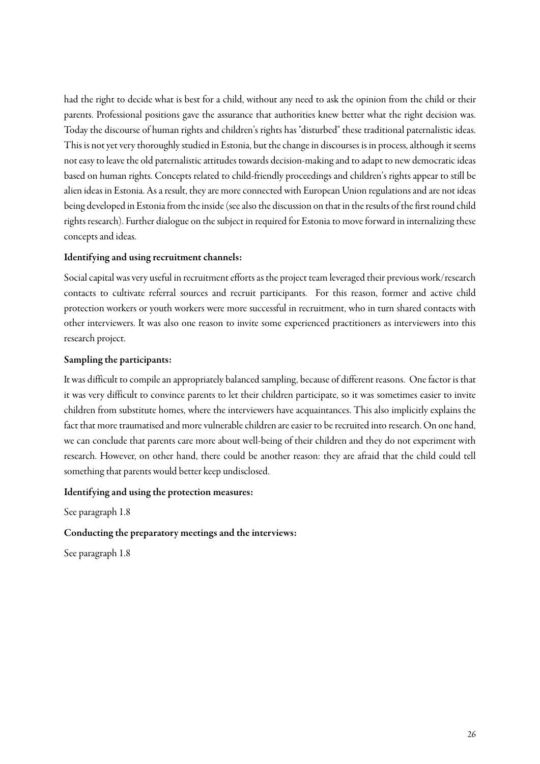had the right to decide what is best for a child, without any need to ask the opinion from the child or their parents. Professional positions gave the assurance that authorities knew better what the right decision was. Today the discourse of human rights and children's rights has "disturbed" these traditional paternalistic ideas. This is not yet very thoroughly studied in Estonia, but the change in discourses is in process, although it seems not easy to leave the old paternalistic attitudes towards decision-making and to adapt to new democratic ideas based on human rights. Concepts related to child-friendly proceedings and children's rights appear to still be alien ideas in Estonia. As a result, they are more connected with European Union regulations and are not ideas being developed in Estonia from the inside (see also the discussion on that in the results of the first round child rights research). Further dialogue on the subject in required for Estonia to move forward in internalizing these concepts and ideas.

**Identifying and using recruitment channels:**

Social capital was very useful in recruitment efforts as the project team leveraged their previous work/research contacts to cultivate referral sources and recruit participants. For this reason, former and active child protection workers or youth workers were more successful in recruitment, who in turn shared contacts with other interviewers. It was also one reason to invite some experienced practitioners as interviewers into this research project.

**Sampling the participants:**

It was difficult to compile an appropriately balanced sampling, because of different reasons. One factor is that it was very difficult to convince parents to let their children participate, so it was sometimes easier to invite children from substitute homes, where the interviewers have acquaintances. This also implicitly explains the fact that more traumatised and more vulnerable children are easier to be recruited into research. On one hand, we can conclude that parents care more about well-being of their children and they do not experiment with research. However, on other hand, there could be another reason: they are afraid that the child could tell something that parents would better keep undisclosed.

**Identifying and using the protection measures:**

See paragraph 1.8

**Conducting the preparatory meetings and the interviews:**

See paragraph 1.8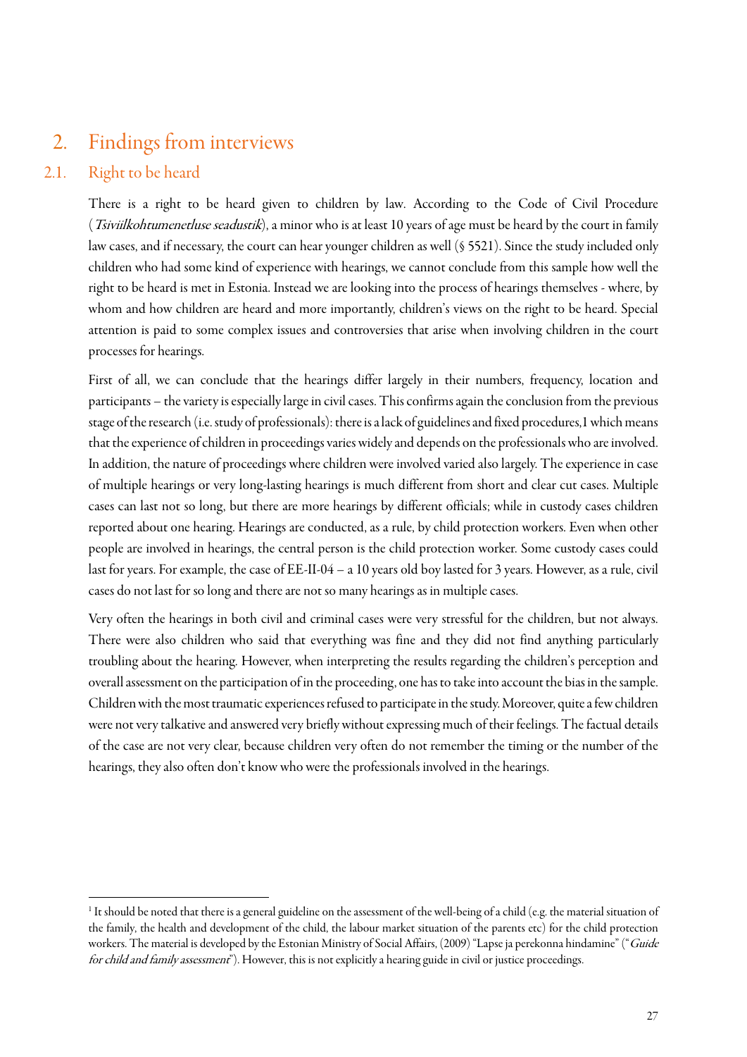# 2. Findings from interviews

## 2.1. Right to be heard

There is a right to be heard given to children by law. According to the Code of Civil Procedure (*Tsiviilkohtumenetluse seadustik*), a minor who is at least 10 years of age must be heard by the court in family law cases, and if necessary, the court can hear younger children as well (§ 5521). Since the study included only children who had some kind of experience with hearings, we cannot conclude from this sample how well the right to be heard is met in Estonia. Instead we are looking into the process of hearings themselves - where, by whom and how children are heard and more importantly, children's views on the right to be heard. Special attention is paid to some complex issues and controversies that arise when involving children in the court processes for hearings.

First of all, we can conclude that the hearings differ largely in their numbers, frequency, location and participants – the variety is especially large in civil cases. This confirms again the conclusion from the previous stage of the research (i.e. study of professionals): there is a lack of guidelines and fixed procedures,1 which means that the experience of children in proceedings varies widely and depends on the professionals who are involved. In addition, the nature of proceedings where children were involved varied also largely. The experience in case of multiple hearings or very long-lasting hearings is much different from short and clear cut cases. Multiple cases can last not so long, but there are more hearings by different officials; while in custody cases children reported about one hearing. Hearings are conducted, as a rule, by child protection workers. Even when other people are involved in hearings, the central person is the child protection worker. Some custody cases could last for years. For example, the case of EE-II-04 – a 10 years old boy lasted for 3 years. However, as a rule, civil cases do not last for so long and there are not so many hearings as in multiple cases.

Very often the hearings in both civil and criminal cases were very stressful for the children, but not always. There were also children who said that everything was fine and they did not find anything particularly troubling about the hearing. However, when interpreting the results regarding the children's perception and overall assessment on the participation of in the proceeding, one has to take into account the bias in the sample. Children with the most traumatic experiences refused to participate in the study. Moreover, quite a few children were not very talkative and answered very briefly without expressing much of their feelings. The factual details of the case are not very clear, because children very often do not remember the timing or the number of the hearings, they also often don't know who were the professionals involved in the hearings.

---

[1] It should be noted that there is a general guideline on the assessment of the well-being of a child (e.g. the material situation of the family, the health and development of the child, the labour market situation of the parents etc) for the child protection workers. The material is developed by the Estonian Ministry of Social Affairs, (2009) "Lapse ja perekonna hindamine" ("*Guide for child and family assessment*"). However, this is not explicitly a hearing guide in civil or justice proceedings.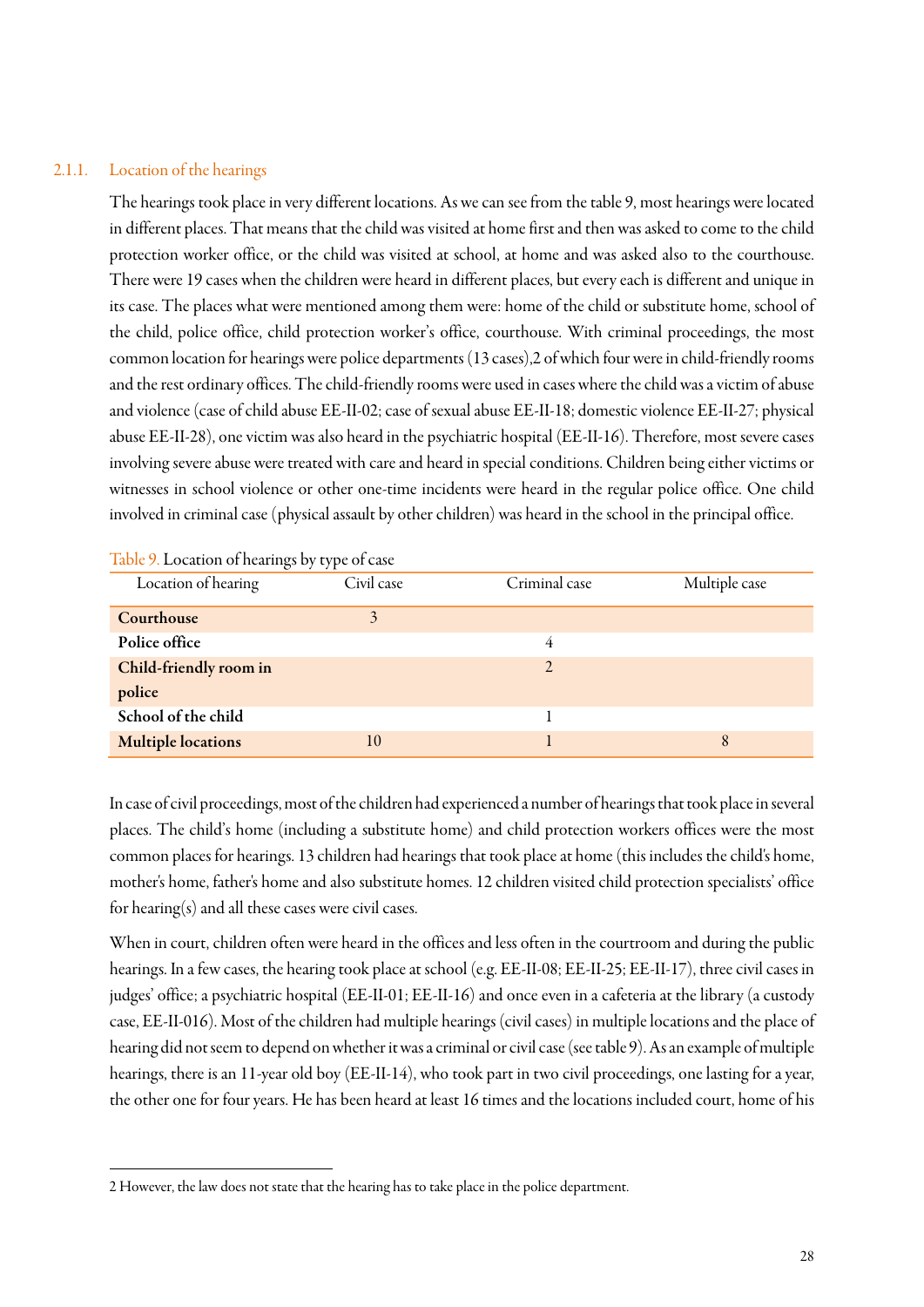### 2.1.1. Location of the hearings

The hearings took place in very different locations. As we can see from the table 9, most hearings were located in different places. That means that the child was visited at home first and then was asked to come to the child protection worker office, or the child was visited at school, at home and was asked also to the courthouse. There were 19 cases when the children were heard in different places, but every each is different and unique in its case. The places what were mentioned among them were: home of the child or substitute home, school of the child, police office, child protection worker's office, courthouse. With criminal proceedings, the most common location for hearings were police departments (13 cases),[2] of which four were in child-friendly rooms and the rest ordinary offices. The child-friendly rooms were used in cases where the child was a victim of abuse and violence (case of child abuse EE-II-02; case of sexual abuse EE-II-18; domestic violence EE-II-27; physical abuse EE-II-28), one victim was also heard in the psychiatric hospital (EE-II-16). Therefore, most severe cases involving severe abuse were treated with care and heard in special conditions. Children being either victims or witnesses in school violence or other one-time incidents were heard in the regular police office. One child involved in criminal case (physical assault by other children) was heard in the school in the principal office.

Table 9. Location of hearings by type of case

| Location of hearing | Civil case | Criminal case | Multiple case |
|---|---|---|---|
| **Courthouse** | 3 | | |
| **Police office** | | 4 | |
| **Child-friendly room in police** | | 2 | |
| **School of the child** | | 1 | |
| **Multiple locations** | 10 | 1 | 8 |

In case of civil proceedings, most of the children had experienced a number of hearings that took place in several places. The child's home (including a substitute home) and child protection workers offices were the most common places for hearings. 13 children had hearings that took place at home (this includes the child's home, mother's home, father's home and also substitute homes. 12 children visited child protection specialists' office for hearing(s) and all these cases were civil cases.

When in court, children often were heard in the offices and less often in the courtroom and during the public hearings. In a few cases, the hearing took place at school (e.g. EE-II-08; EE-II-25; EE-II-17), three civil cases in judges' office; a psychiatric hospital (EE-II-01; EE-II-16) and once even in a cafeteria at the library (a custody case, EE-II-016). Most of the children had multiple hearings (civil cases) in multiple locations and the place of hearing did not seem to depend on whether it was a criminal or civil case (see table 9). As an example of multiple hearings, there is an 11-year old boy (EE-II-14), who took part in two civil proceedings, one lasting for a year, the other one for four years. He has been heard at least 16 times and the locations included court, home of his

---

2 However, the law does not state that the hearing has to take place in the police department.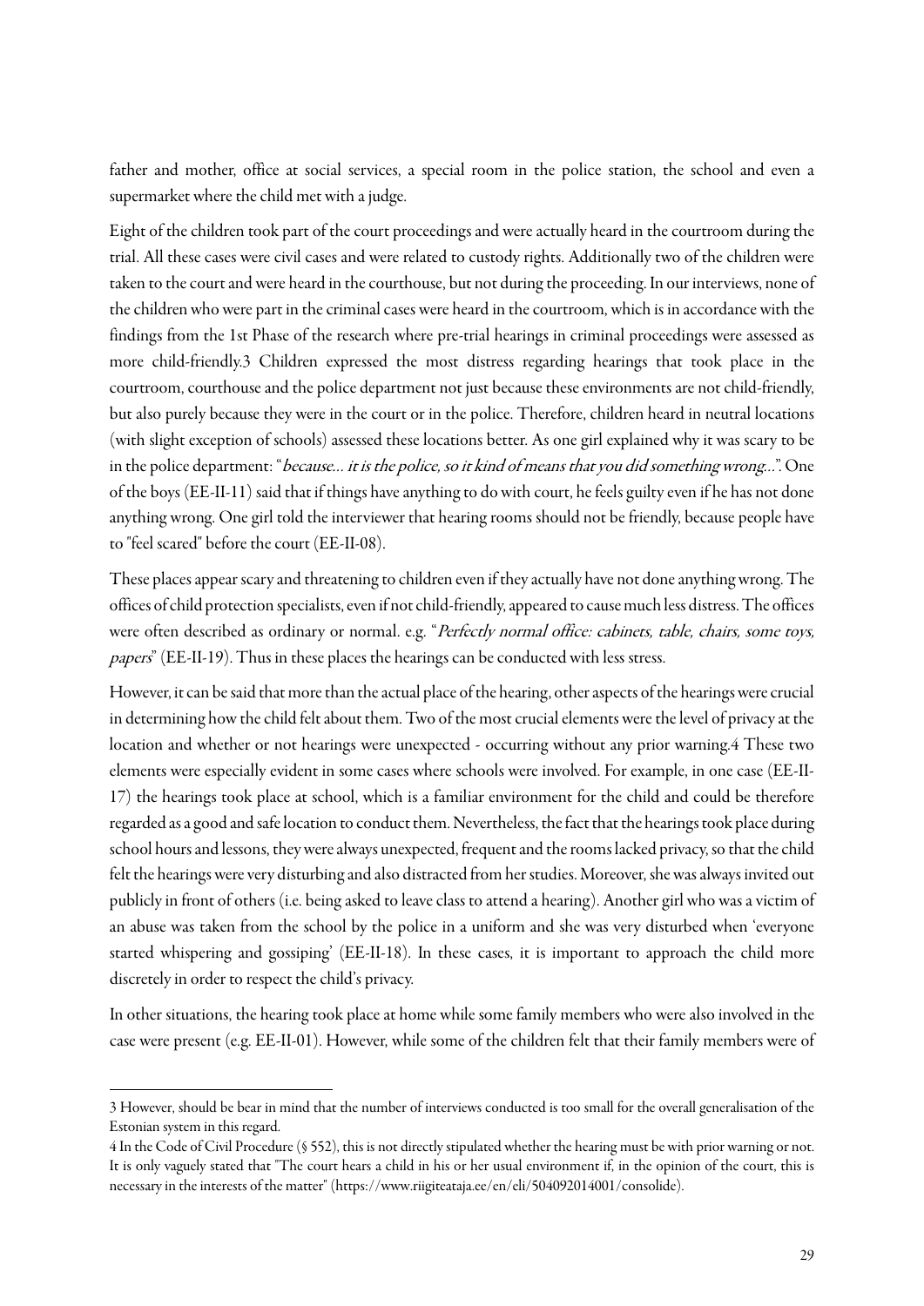father and mother, office at social services, a special room in the police station, the school and even a supermarket where the child met with a judge.

Eight of the children took part of the court proceedings and were actually heard in the courtroom during the trial. All these cases were civil cases and were related to custody rights. Additionally two of the children were taken to the court and were heard in the courthouse, but not during the proceeding. In our interviews, none of the children who were part in the criminal cases were heard in the courtroom, which is in accordance with the findings from the 1st Phase of the research where pre-trial hearings in criminal proceedings were assessed as more child-friendly.[3] Children expressed the most distress regarding hearings that took place in the courtroom, courthouse and the police department not just because these environments are not child-friendly, but also purely because they were in the court or in the police. Therefore, children heard in neutral locations (with slight exception of schools) assessed these locations better. As one girl explained why it was scary to be in the police department: "*because... it is the police, so it kind of means that you did something wrong...*". One of the boys (EE-II-11) said that if things have anything to do with court, he feels guilty even if he has not done anything wrong. One girl told the interviewer that hearing rooms should not be friendly, because people have to "feel scared" before the court (EE-II-08).

These places appear scary and threatening to children even if they actually have not done anything wrong. The offices of child protection specialists, even if not child-friendly, appeared to cause much less distress. The offices were often described as ordinary or normal. e.g. "*Perfectly normal office: cabinets, table, chairs, some toys, papers*" (EE-II-19). Thus in these places the hearings can be conducted with less stress.

However, it can be said that more than the actual place of the hearing, other aspects of the hearings were crucial in determining how the child felt about them. Two of the most crucial elements were the level of privacy at the location and whether or not hearings were unexpected - occurring without any prior warning.[4] These two elements were especially evident in some cases where schools were involved. For example, in one case (EE-II-17) the hearings took place at school, which is a familiar environment for the child and could be therefore regarded as a good and safe location to conduct them. Nevertheless, the fact that the hearings took place during school hours and lessons, they were always unexpected, frequent and the rooms lacked privacy, so that the child felt the hearings were very disturbing and also distracted from her studies. Moreover, she was always invited out publicly in front of others (i.e. being asked to leave class to attend a hearing). Another girl who was a victim of an abuse was taken from the school by the police in a uniform and she was very disturbed when 'everyone started whispering and gossiping' (EE-II-18). In these cases, it is important to approach the child more discretely in order to respect the child's privacy.

In other situations, the hearing took place at home while some family members who were also involved in the case were present (e.g. EE-II-01). However, while some of the children felt that their family members were of

---

[3] However, should be bear in mind that the number of interviews conducted is too small for the overall generalisation of the Estonian system in this regard.

[4] In the Code of Civil Procedure (§ 552), this is not directly stipulated whether the hearing must be with prior warning or not. It is only vaguely stated that "The court hears a child in his or her usual environment if, in the opinion of the court, this is necessary in the interests of the matter" (https://www.riigiteataja.ee/en/eli/504092014001/consolide).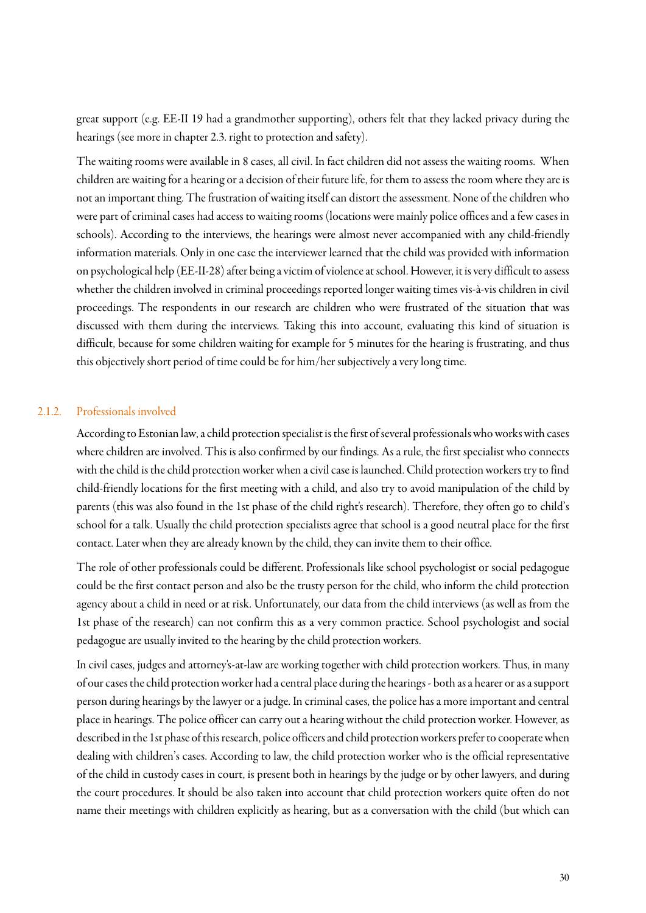great support (e.g. EE-II 19 had a grandmother supporting), others felt that they lacked privacy during the hearings (see more in chapter 2.3. right to protection and safety).

The waiting rooms were available in 8 cases, all civil. In fact children did not assess the waiting rooms. When children are waiting for a hearing or a decision of their future life, for them to assess the room where they are is not an important thing. The frustration of waiting itself can distort the assessment. None of the children who were part of criminal cases had access to waiting rooms (locations were mainly police offices and a few cases in schools). According to the interviews, the hearings were almost never accompanied with any child-friendly information materials. Only in one case the interviewer learned that the child was provided with information on psychological help (EE-II-28) after being a victim of violence at school. However, it is very difficult to assess whether the children involved in criminal proceedings reported longer waiting times vis-à-vis children in civil proceedings. The respondents in our research are children who were frustrated of the situation that was discussed with them during the interviews. Taking this into account, evaluating this kind of situation is difficult, because for some children waiting for example for 5 minutes for the hearing is frustrating, and thus this objectively short period of time could be for him/her subjectively a very long time.

### 2.1.2. Professionals involved

According to Estonian law, a child protection specialist is the first of several professionals who works with cases where children are involved. This is also confirmed by our findings. As a rule, the first specialist who connects with the child is the child protection worker when a civil case is launched. Child protection workers try to find child-friendly locations for the first meeting with a child, and also try to avoid manipulation of the child by parents (this was also found in the 1st phase of the child right's research). Therefore, they often go to child's school for a talk. Usually the child protection specialists agree that school is a good neutral place for the first contact. Later when they are already known by the child, they can invite them to their office.

The role of other professionals could be different. Professionals like school psychologist or social pedagogue could be the first contact person and also be the trusty person for the child, who inform the child protection agency about a child in need or at risk. Unfortunately, our data from the child interviews (as well as from the 1st phase of the research) can not confirm this as a very common practice. School psychologist and social pedagogue are usually invited to the hearing by the child protection workers.

In civil cases, judges and attorney's-at-law are working together with child protection workers. Thus, in many of our cases the child protection worker had a central place during the hearings - both as a hearer or as a support person during hearings by the lawyer or a judge. In criminal cases, the police has a more important and central place in hearings. The police officer can carry out a hearing without the child protection worker. However, as described in the 1st phase of this research, police officers and child protection workers prefer to cooperate when dealing with children's cases. According to law, the child protection worker who is the official representative of the child in custody cases in court, is present both in hearings by the judge or by other lawyers, and during the court procedures. It should be also taken into account that child protection workers quite often do not name their meetings with children explicitly as hearing, but as a conversation with the child (but which can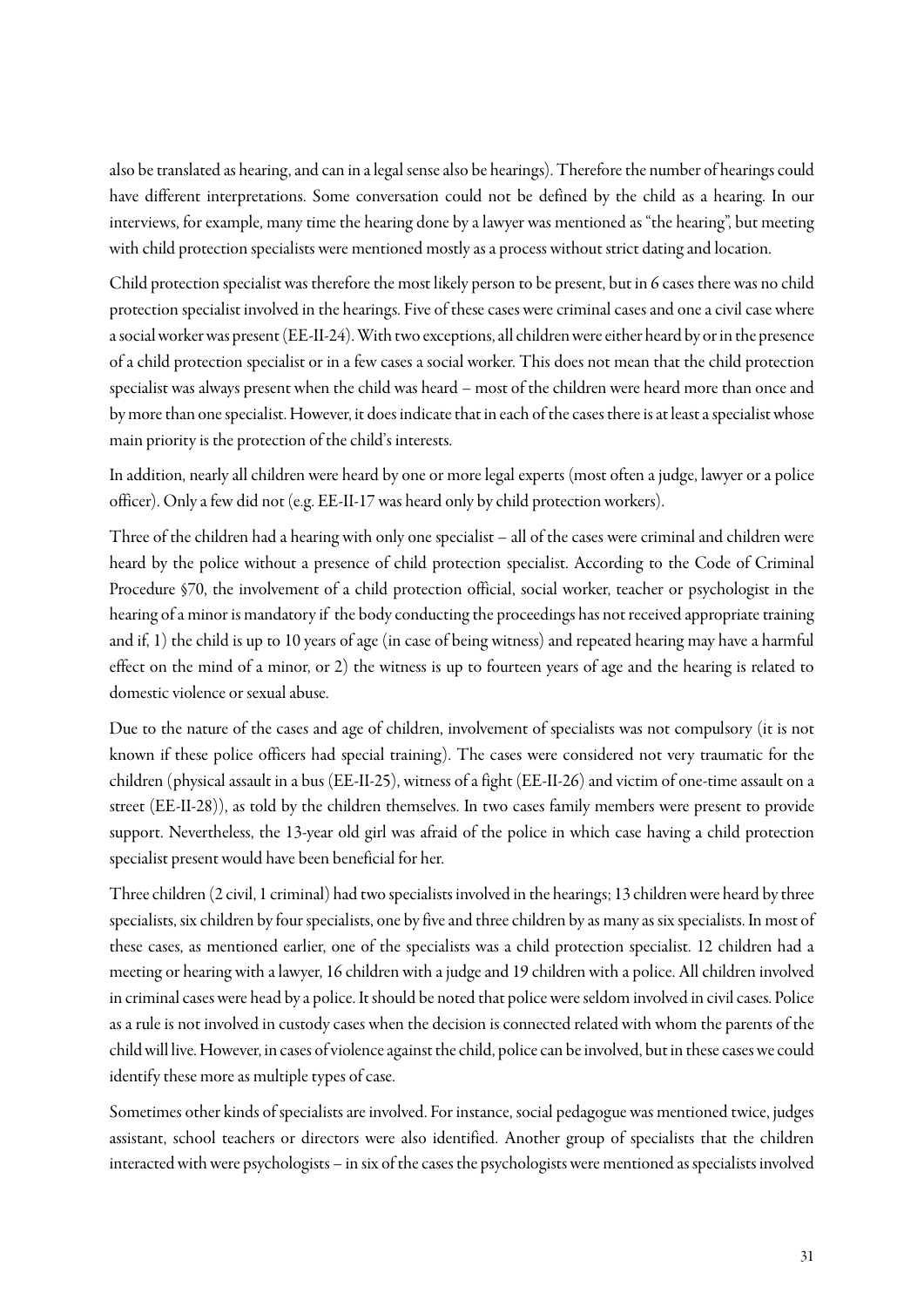also be translated as hearing, and can in a legal sense also be hearings). Therefore the number of hearings could have different interpretations. Some conversation could not be defined by the child as a hearing. In our interviews, for example, many time the hearing done by a lawyer was mentioned as "the hearing", but meeting with child protection specialists were mentioned mostly as a process without strict dating and location.

Child protection specialist was therefore the most likely person to be present, but in 6 cases there was no child protection specialist involved in the hearings. Five of these cases were criminal cases and one a civil case where a social worker was present (EE-II-24). With two exceptions, all children were either heard by or in the presence of a child protection specialist or in a few cases a social worker. This does not mean that the child protection specialist was always present when the child was heard – most of the children were heard more than once and by more than one specialist. However, it does indicate that in each of the cases there is at least a specialist whose main priority is the protection of the child's interests.

In addition, nearly all children were heard by one or more legal experts (most often a judge, lawyer or a police officer). Only a few did not (e.g. EE-II-17 was heard only by child protection workers).

Three of the children had a hearing with only one specialist – all of the cases were criminal and children were heard by the police without a presence of child protection specialist. According to the Code of Criminal Procedure §70, the involvement of a child protection official, social worker, teacher or psychologist in the hearing of a minor is mandatory if the body conducting the proceedings has not received appropriate training and if, 1) the child is up to 10 years of age (in case of being witness) and repeated hearing may have a harmful effect on the mind of a minor, or 2) the witness is up to fourteen years of age and the hearing is related to domestic violence or sexual abuse.

Due to the nature of the cases and age of children, involvement of specialists was not compulsory (it is not known if these police officers had special training). The cases were considered not very traumatic for the children (physical assault in a bus (EE-II-25), witness of a fight (EE-II-26) and victim of one-time assault on a street (EE-II-28)), as told by the children themselves. In two cases family members were present to provide support. Nevertheless, the 13-year old girl was afraid of the police in which case having a child protection specialist present would have been beneficial for her.

Three children (2 civil, 1 criminal) had two specialists involved in the hearings; 13 children were heard by three specialists, six children by four specialists, one by five and three children by as many as six specialists. In most of these cases, as mentioned earlier, one of the specialists was a child protection specialist. 12 children had a meeting or hearing with a lawyer, 16 children with a judge and 19 children with a police. All children involved in criminal cases were head by a police. It should be noted that police were seldom involved in civil cases. Police as a rule is not involved in custody cases when the decision is connected related with whom the parents of the child will live. However, in cases of violence against the child, police can be involved, but in these cases we could identify these more as multiple types of case.

Sometimes other kinds of specialists are involved. For instance, social pedagogue was mentioned twice, judges assistant, school teachers or directors were also identified. Another group of specialists that the children interacted with were psychologists – in six of the cases the psychologists were mentioned as specialists involved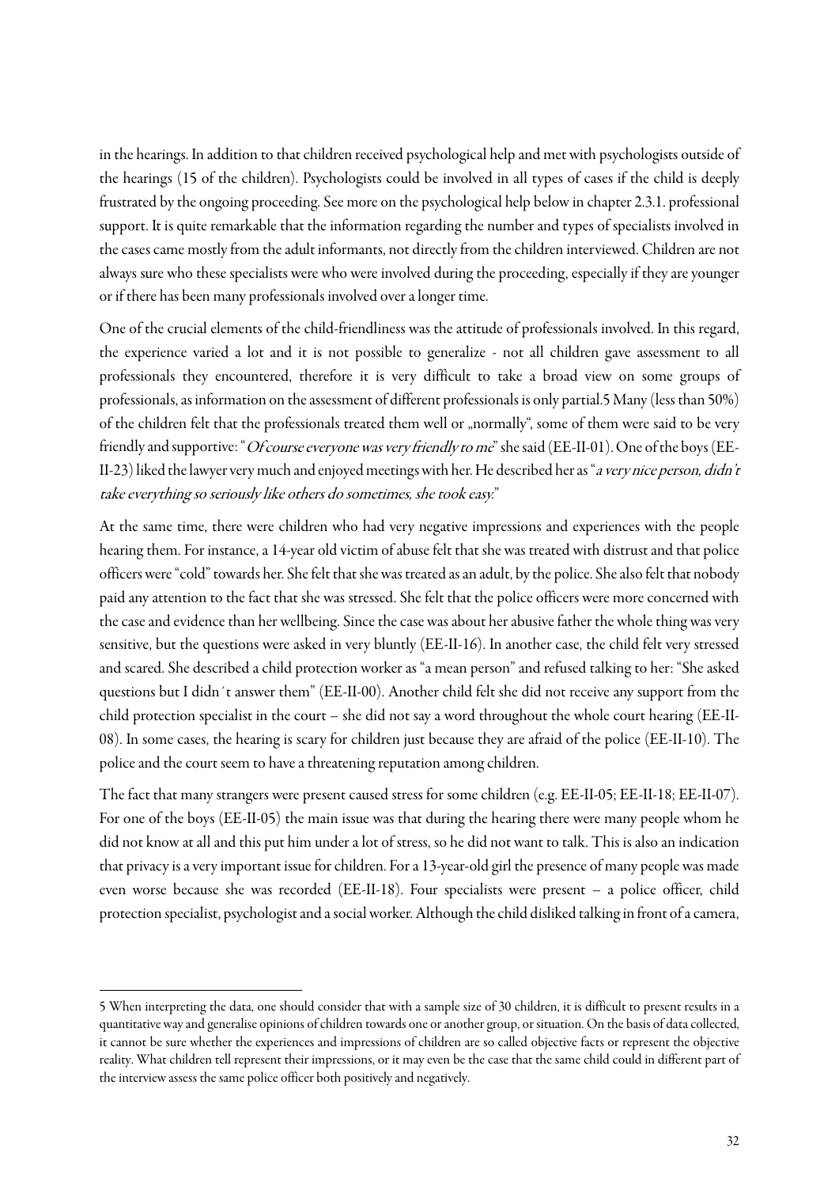in the hearings. In addition to that children received psychological help and met with psychologists outside of the hearings (15 of the children). Psychologists could be involved in all types of cases if the child is deeply frustrated by the ongoing proceeding. See more on the psychological help below in chapter 2.3.1. professional support. It is quite remarkable that the information regarding the number and types of specialists involved in the cases came mostly from the adult informants, not directly from the children interviewed. Children are not always sure who these specialists were who were involved during the proceeding, especially if they are younger or if there has been many professionals involved over a longer time.

One of the crucial elements of the child-friendliness was the attitude of professionals involved. In this regard, the experience varied a lot and it is not possible to generalize - not all children gave assessment to all professionals they encountered, therefore it is very difficult to take a broad view on some groups of professionals, as information on the assessment of different professionals is only partial.[5] Many (less than 50%) of the children felt that the professionals treated them well or „normally", some of them were said to be very friendly and supportive: "*Of course everyone was very friendly to me*" she said (EE-II-01). One of the boys (EE-II-23) liked the lawyer very much and enjoyed meetings with her. He described her as "*a very nice person, didn't take everything so seriously like others do sometimes, she took easy.*"

At the same time, there were children who had very negative impressions and experiences with the people hearing them. For instance, a 14-year old victim of abuse felt that she was treated with distrust and that police officers were "cold" towards her. She felt that she was treated as an adult, by the police. She also felt that nobody paid any attention to the fact that she was stressed. She felt that the police officers were more concerned with the case and evidence than her wellbeing. Since the case was about her abusive father the whole thing was very sensitive, but the questions were asked in very bluntly (EE-II-16). In another case, the child felt very stressed and scared. She described a child protection worker as "a mean person" and refused talking to her: "She asked questions but I didn´t answer them" (EE-II-00). Another child felt she did not receive any support from the child protection specialist in the court – she did not say a word throughout the whole court hearing (EE-II-08). In some cases, the hearing is scary for children just because they are afraid of the police (EE-II-10). The police and the court seem to have a threatening reputation among children.

The fact that many strangers were present caused stress for some children (e.g. EE-II-05; EE-II-18; EE-II-07). For one of the boys (EE-II-05) the main issue was that during the hearing there were many people whom he did not know at all and this put him under a lot of stress, so he did not want to talk. This is also an indication that privacy is a very important issue for children. For a 13-year-old girl the presence of many people was made even worse because she was recorded (EE-II-18). Four specialists were present – a police officer, child protection specialist, psychologist and a social worker. Although the child disliked talking in front of a camera,

---

[5] When interpreting the data, one should consider that with a sample size of 30 children, it is difficult to present results in a quantitative way and generalise opinions of children towards one or another group, or situation. On the basis of data collected, it cannot be sure whether the experiences and impressions of children are so called objective facts or represent the objective reality. What children tell represent their impressions, or it may even be the case that the same child could in different part of the interview assess the same police officer both positively and negatively.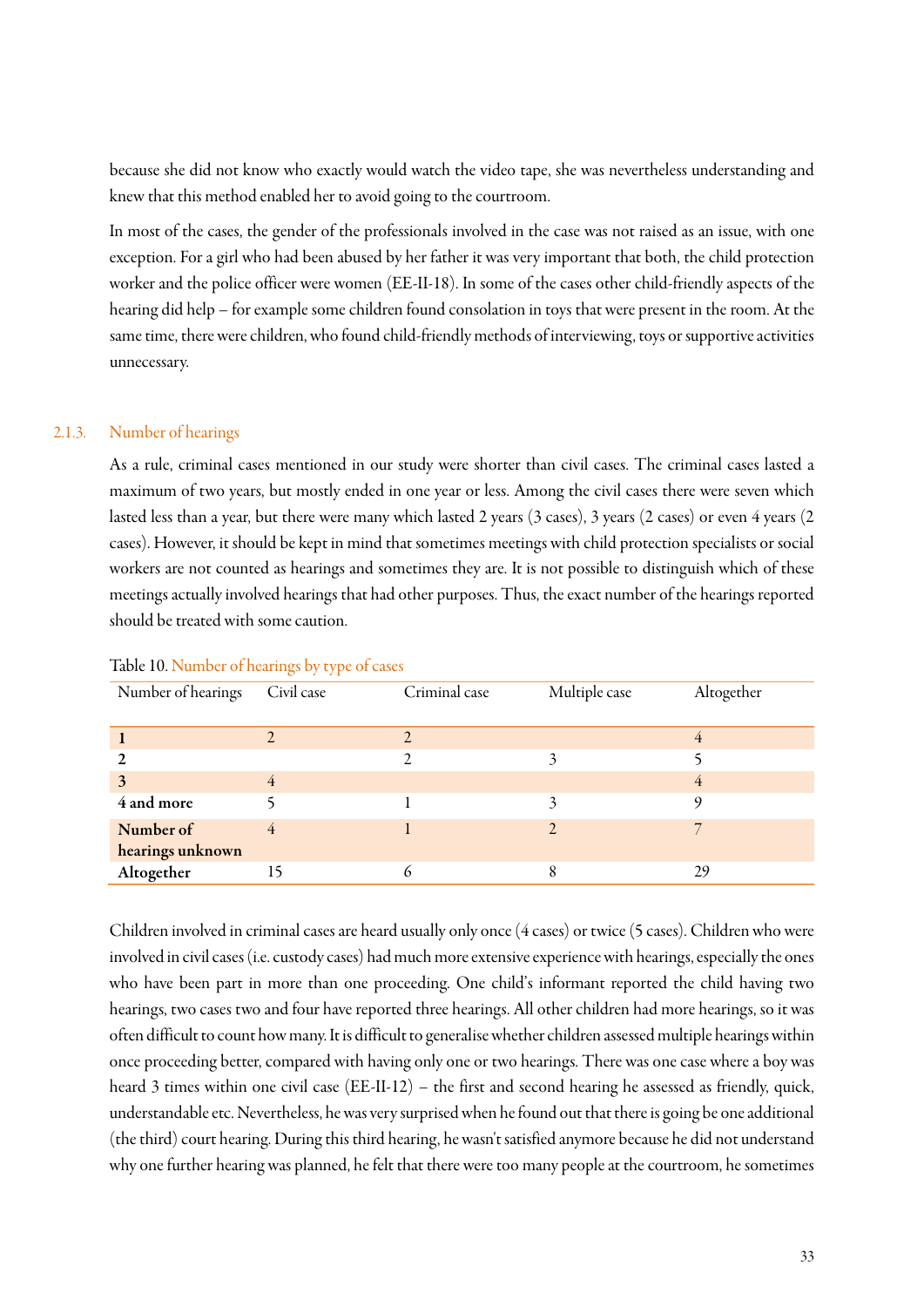because she did not know who exactly would watch the video tape, she was nevertheless understanding and knew that this method enabled her to avoid going to the courtroom.

In most of the cases, the gender of the professionals involved in the case was not raised as an issue, with one exception. For a girl who had been abused by her father it was very important that both, the child protection worker and the police officer were women (EE-II-18). In some of the cases other child-friendly aspects of the hearing did help – for example some children found consolation in toys that were present in the room. At the same time, there were children, who found child-friendly methods of interviewing, toys or supportive activities unnecessary.

### 2.1.3. Number of hearings

As a rule, criminal cases mentioned in our study were shorter than civil cases. The criminal cases lasted a maximum of two years, but mostly ended in one year or less. Among the civil cases there were seven which lasted less than a year, but there were many which lasted 2 years (3 cases), 3 years (2 cases) or even 4 years (2 cases). However, it should be kept in mind that sometimes meetings with child protection specialists or social workers are not counted as hearings and sometimes they are. It is not possible to distinguish which of these meetings actually involved hearings that had other purposes. Thus, the exact number of the hearings reported should be treated with some caution.

Table 10. Number of hearings by type of cases

| Number of hearings | Civil case | Criminal case | Multiple case | Altogether |
|---|---|---|---|---|
| **1** | 2 | 2 | | 4 |
| **2** | | 2 | 3 | 5 |
| **3** | 4 | | | 4 |
| **4 and more** | 5 | 1 | 3 | 9 |
| **Number of hearings unknown** | 4 | 1 | 2 | 7 |
| **Altogether** | 15 | 6 | 8 | 29 |

Children involved in criminal cases are heard usually only once (4 cases) or twice (5 cases). Children who were involved in civil cases (i.e. custody cases) had much more extensive experience with hearings, especially the ones who have been part in more than one proceeding. One child's informant reported the child having two hearings, two cases two and four have reported three hearings. All other children had more hearings, so it was often difficult to count how many. It is difficult to generalise whether children assessed multiple hearings within once proceeding better, compared with having only one or two hearings. There was one case where a boy was heard 3 times within one civil case (EE-II-12) – the first and second hearing he assessed as friendly, quick, understandable etc. Nevertheless, he was very surprised when he found out that there is going be one additional (the third) court hearing. During this third hearing, he wasn't satisfied anymore because he did not understand why one further hearing was planned, he felt that there were too many people at the courtroom, he sometimes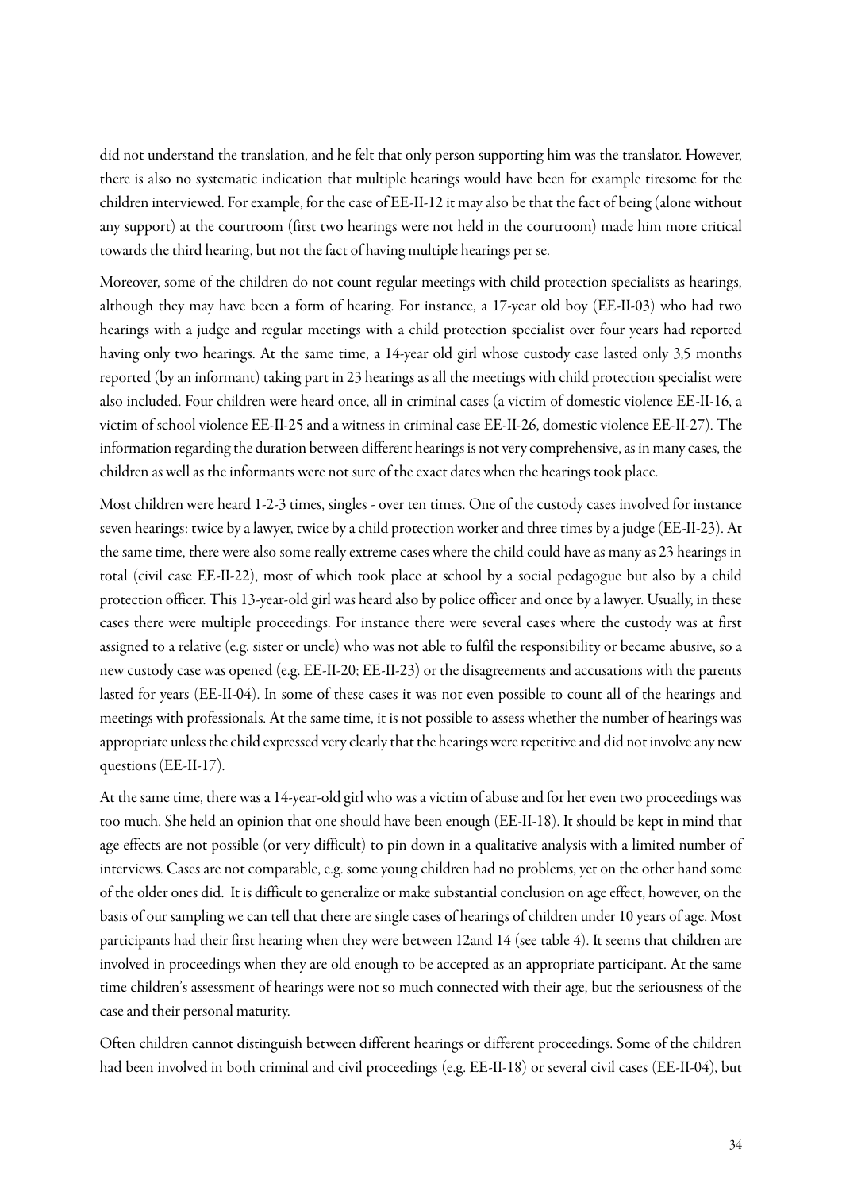did not understand the translation, and he felt that only person supporting him was the translator. However, there is also no systematic indication that multiple hearings would have been for example tiresome for the children interviewed. For example, for the case of EE-II-12 it may also be that the fact of being (alone without any support) at the courtroom (first two hearings were not held in the courtroom) made him more critical towards the third hearing, but not the fact of having multiple hearings per se.

Moreover, some of the children do not count regular meetings with child protection specialists as hearings, although they may have been a form of hearing. For instance, a 17-year old boy (EE-II-03) who had two hearings with a judge and regular meetings with a child protection specialist over four years had reported having only two hearings. At the same time, a 14-year old girl whose custody case lasted only 3,5 months reported (by an informant) taking part in 23 hearings as all the meetings with child protection specialist were also included. Four children were heard once, all in criminal cases (a victim of domestic violence EE-II-16, a victim of school violence EE-II-25 and a witness in criminal case EE-II-26, domestic violence EE-II-27). The information regarding the duration between different hearings is not very comprehensive, as in many cases, the children as well as the informants were not sure of the exact dates when the hearings took place.

Most children were heard 1-2-3 times, singles - over ten times. One of the custody cases involved for instance seven hearings: twice by a lawyer, twice by a child protection worker and three times by a judge (EE-II-23). At the same time, there were also some really extreme cases where the child could have as many as 23 hearings in total (civil case EE-II-22), most of which took place at school by a social pedagogue but also by a child protection officer. This 13-year-old girl was heard also by police officer and once by a lawyer. Usually, in these cases there were multiple proceedings. For instance there were several cases where the custody was at first assigned to a relative (e.g. sister or uncle) who was not able to fulfil the responsibility or became abusive, so a new custody case was opened (e.g. EE-II-20; EE-II-23) or the disagreements and accusations with the parents lasted for years (EE-II-04). In some of these cases it was not even possible to count all of the hearings and meetings with professionals. At the same time, it is not possible to assess whether the number of hearings was appropriate unless the child expressed very clearly that the hearings were repetitive and did not involve any new questions (EE-II-17).

At the same time, there was a 14-year-old girl who was a victim of abuse and for her even two proceedings was too much. She held an opinion that one should have been enough (EE-II-18). It should be kept in mind that age effects are not possible (or very difficult) to pin down in a qualitative analysis with a limited number of interviews. Cases are not comparable, e.g. some young children had no problems, yet on the other hand some of the older ones did. It is difficult to generalize or make substantial conclusion on age effect, however, on the basis of our sampling we can tell that there are single cases of hearings of children under 10 years of age. Most participants had their first hearing when they were between 12and 14 (see table 4). It seems that children are involved in proceedings when they are old enough to be accepted as an appropriate participant. At the same time children's assessment of hearings were not so much connected with their age, but the seriousness of the case and their personal maturity.

Often children cannot distinguish between different hearings or different proceedings. Some of the children had been involved in both criminal and civil proceedings (e.g. EE-II-18) or several civil cases (EE-II-04), but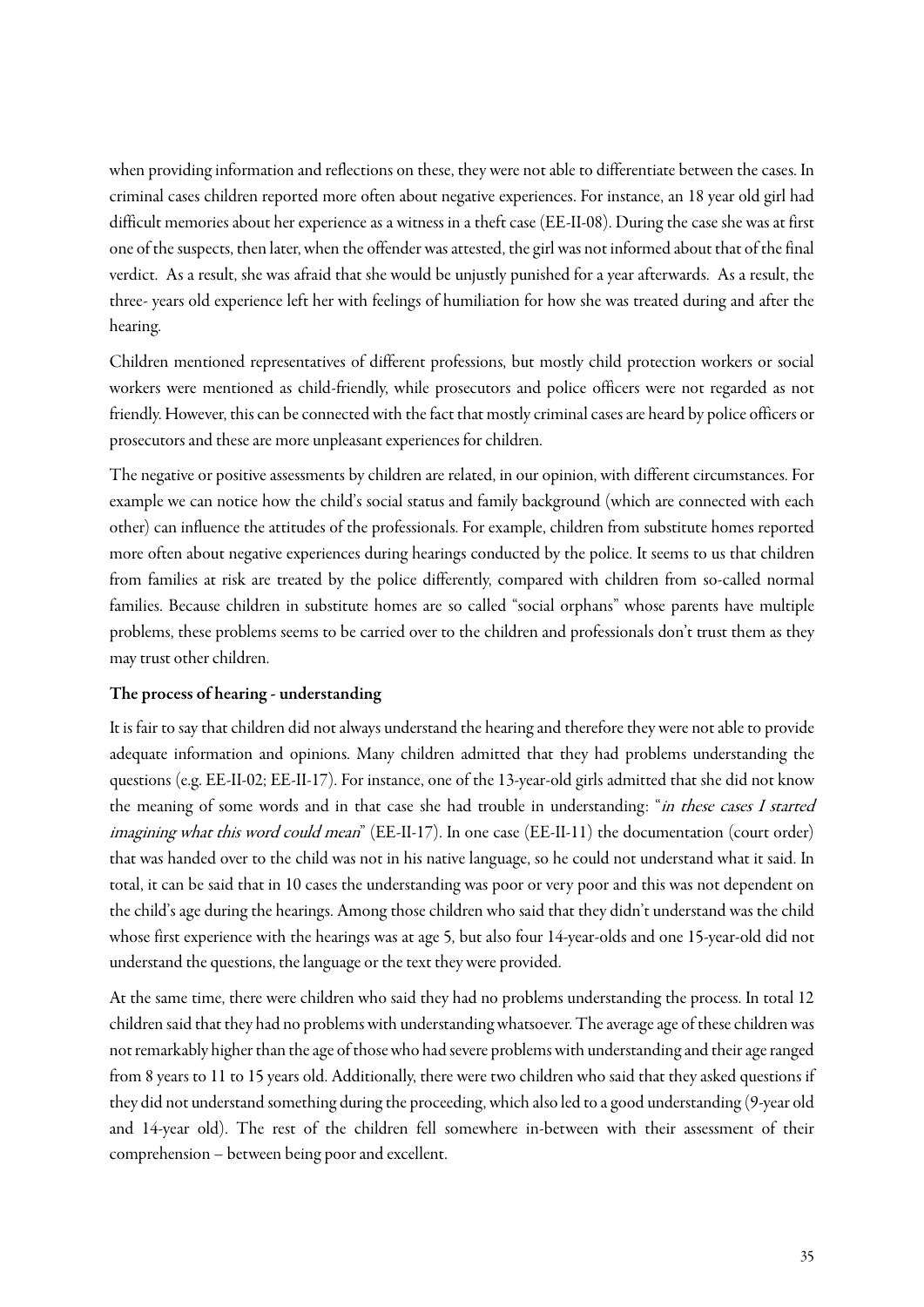when providing information and reflections on these, they were not able to differentiate between the cases. In criminal cases children reported more often about negative experiences. For instance, an 18 year old girl had difficult memories about her experience as a witness in a theft case (EE-II-08). During the case she was at first one of the suspects, then later, when the offender was attested, the girl was not informed about that of the final verdict. As a result, she was afraid that she would be unjustly punished for a year afterwards. As a result, the three- years old experience left her with feelings of humiliation for how she was treated during and after the hearing.

Children mentioned representatives of different professions, but mostly child protection workers or social workers were mentioned as child-friendly, while prosecutors and police officers were not regarded as not friendly. However, this can be connected with the fact that mostly criminal cases are heard by police officers or prosecutors and these are more unpleasant experiences for children.

The negative or positive assessments by children are related, in our opinion, with different circumstances. For example we can notice how the child's social status and family background (which are connected with each other) can influence the attitudes of the professionals. For example, children from substitute homes reported more often about negative experiences during hearings conducted by the police. It seems to us that children from families at risk are treated by the police differently, compared with children from so-called normal families. Because children in substitute homes are so called "social orphans" whose parents have multiple problems, these problems seems to be carried over to the children and professionals don't trust them as they may trust other children.

**The process of hearing - understanding**

It is fair to say that children did not always understand the hearing and therefore they were not able to provide adequate information and opinions. Many children admitted that they had problems understanding the questions (e.g. EE-II-02; EE-II-17). For instance, one of the 13-year-old girls admitted that she did not know the meaning of some words and in that case she had trouble in understanding: "*in these cases I started imagining what this word could mean*" (EE-II-17). In one case (EE-II-11) the documentation (court order) that was handed over to the child was not in his native language, so he could not understand what it said. In total, it can be said that in 10 cases the understanding was poor or very poor and this was not dependent on the child's age during the hearings. Among those children who said that they didn't understand was the child whose first experience with the hearings was at age 5, but also four 14-year-olds and one 15-year-old did not understand the questions, the language or the text they were provided.

At the same time, there were children who said they had no problems understanding the process. In total 12 children said that they had no problems with understanding whatsoever. The average age of these children was not remarkably higher than the age of those who had severe problems with understanding and their age ranged from 8 years to 11 to 15 years old. Additionally, there were two children who said that they asked questions if they did not understand something during the proceeding, which also led to a good understanding (9-year old and 14-year old). The rest of the children fell somewhere in-between with their assessment of their comprehension – between being poor and excellent.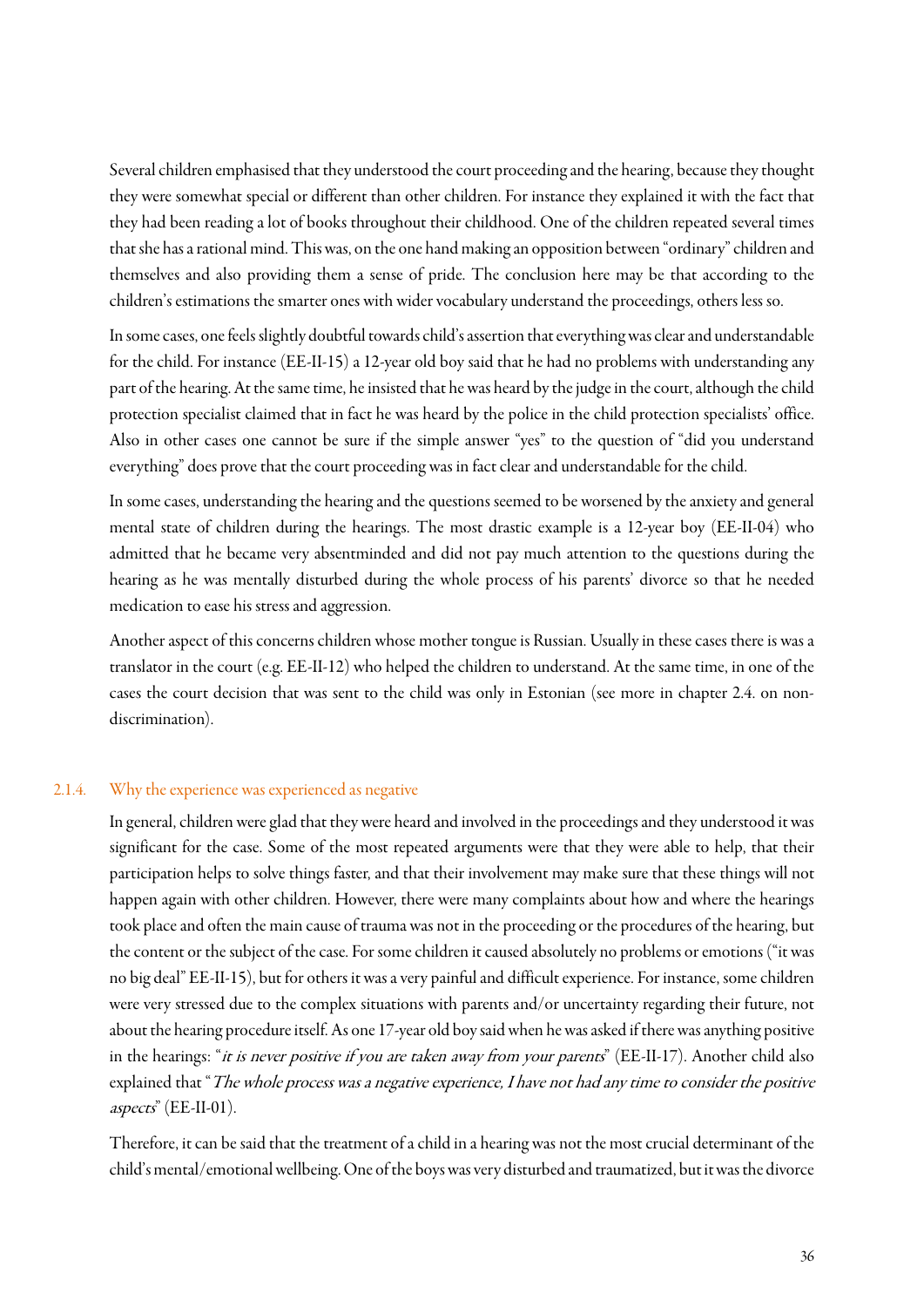Several children emphasised that they understood the court proceeding and the hearing, because they thought they were somewhat special or different than other children. For instance they explained it with the fact that they had been reading a lot of books throughout their childhood. One of the children repeated several times that she has a rational mind. This was, on the one hand making an opposition between "ordinary" children and themselves and also providing them a sense of pride. The conclusion here may be that according to the children's estimations the smarter ones with wider vocabulary understand the proceedings, others less so.

In some cases, one feels slightly doubtful towards child's assertion that everything was clear and understandable for the child. For instance (EE-II-15) a 12-year old boy said that he had no problems with understanding any part of the hearing. At the same time, he insisted that he was heard by the judge in the court, although the child protection specialist claimed that in fact he was heard by the police in the child protection specialists' office. Also in other cases one cannot be sure if the simple answer "yes" to the question of "did you understand everything" does prove that the court proceeding was in fact clear and understandable for the child.

In some cases, understanding the hearing and the questions seemed to be worsened by the anxiety and general mental state of children during the hearings. The most drastic example is a 12-year boy (EE-II-04) who admitted that he became very absentminded and did not pay much attention to the questions during the hearing as he was mentally disturbed during the whole process of his parents' divorce so that he needed medication to ease his stress and aggression.

Another aspect of this concerns children whose mother tongue is Russian. Usually in these cases there is was a translator in the court (e.g. EE-II-12) who helped the children to understand. At the same time, in one of the cases the court decision that was sent to the child was only in Estonian (see more in chapter 2.4. on non-discrimination).

### 2.1.4. Why the experience was experienced as negative

In general, children were glad that they were heard and involved in the proceedings and they understood it was significant for the case. Some of the most repeated arguments were that they were able to help, that their participation helps to solve things faster, and that their involvement may make sure that these things will not happen again with other children. However, there were many complaints about how and where the hearings took place and often the main cause of trauma was not in the proceeding or the procedures of the hearing, but the content or the subject of the case. For some children it caused absolutely no problems or emotions ("it was no big deal" EE-II-15), but for others it was a very painful and difficult experience. For instance, some children were very stressed due to the complex situations with parents and/or uncertainty regarding their future, not about the hearing procedure itself. As one 17-year old boy said when he was asked if there was anything positive in the hearings: "*it is never positive if you are taken away from your parents*" (EE-II-17). Another child also explained that "*The whole process was a negative experience, I have not had any time to consider the positive aspects*" (EE-II-01).

Therefore, it can be said that the treatment of a child in a hearing was not the most crucial determinant of the child's mental/emotional wellbeing. One of the boys was very disturbed and traumatized, but it was the divorce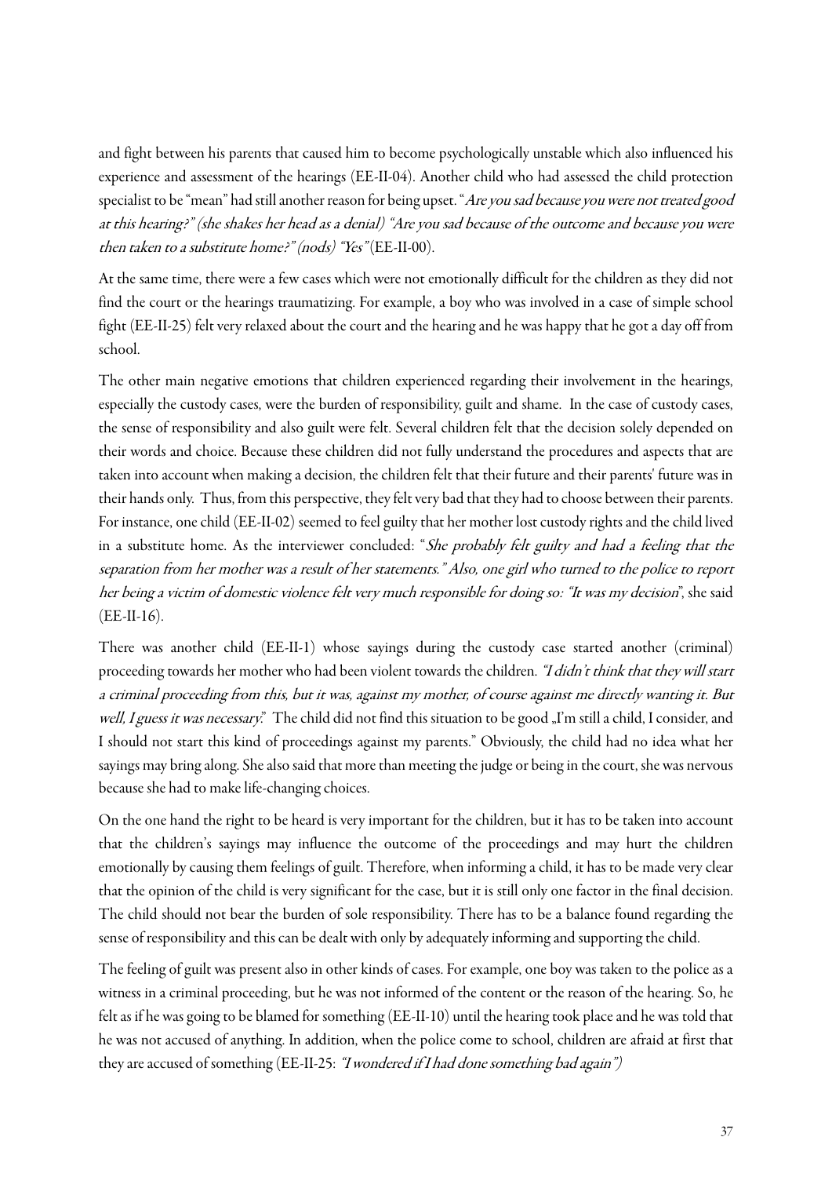and fight between his parents that caused him to become psychologically unstable which also influenced his experience and assessment of the hearings (EE-II-04). Another child who had assessed the child protection specialist to be "mean" had still another reason for being upset. "*Are you sad because you were not treated good at this hearing?" (she shakes her head as a denial) "Are you sad because of the outcome and because you were then taken to a substitute home?" (nods) "Yes"* (EE-II-00).

At the same time, there were a few cases which were not emotionally difficult for the children as they did not find the court or the hearings traumatizing. For example, a boy who was involved in a case of simple school fight (EE-II-25) felt very relaxed about the court and the hearing and he was happy that he got a day off from school.

The other main negative emotions that children experienced regarding their involvement in the hearings, especially the custody cases, were the burden of responsibility, guilt and shame. In the case of custody cases, the sense of responsibility and also guilt were felt. Several children felt that the decision solely depended on their words and choice. Because these children did not fully understand the procedures and aspects that are taken into account when making a decision, the children felt that their future and their parents' future was in their hands only. Thus, from this perspective, they felt very bad that they had to choose between their parents. For instance, one child (EE-II-02) seemed to feel guilty that her mother lost custody rights and the child lived in a substitute home. As the interviewer concluded: "*She probably felt guilty and had a feeling that the separation from her mother was a result of her statements." Also, one girl who turned to the police to report her being a victim of domestic violence felt very much responsible for doing so: "It was my decision*", she said (EE-II-16).

There was another child (EE-II-1) whose sayings during the custody case started another (criminal) proceeding towards her mother who had been violent towards the children. *"I didn't think that they will start a criminal proceeding from this, but it was, against my mother, of course against me directly wanting it. But well, I guess it was necessary."* The child did not find this situation to be good „I'm still a child, I consider, and I should not start this kind of proceedings against my parents." Obviously, the child had no idea what her sayings may bring along. She also said that more than meeting the judge or being in the court, she was nervous because she had to make life-changing choices.

On the one hand the right to be heard is very important for the children, but it has to be taken into account that the children's sayings may influence the outcome of the proceedings and may hurt the children emotionally by causing them feelings of guilt. Therefore, when informing a child, it has to be made very clear that the opinion of the child is very significant for the case, but it is still only one factor in the final decision. The child should not bear the burden of sole responsibility. There has to be a balance found regarding the sense of responsibility and this can be dealt with only by adequately informing and supporting the child.

The feeling of guilt was present also in other kinds of cases. For example, one boy was taken to the police as a witness in a criminal proceeding, but he was not informed of the content or the reason of the hearing. So, he felt as if he was going to be blamed for something (EE-II-10) until the hearing took place and he was told that he was not accused of anything. In addition, when the police come to school, children are afraid at first that they are accused of something (EE-II-25: *"I wondered if I had done something bad again")*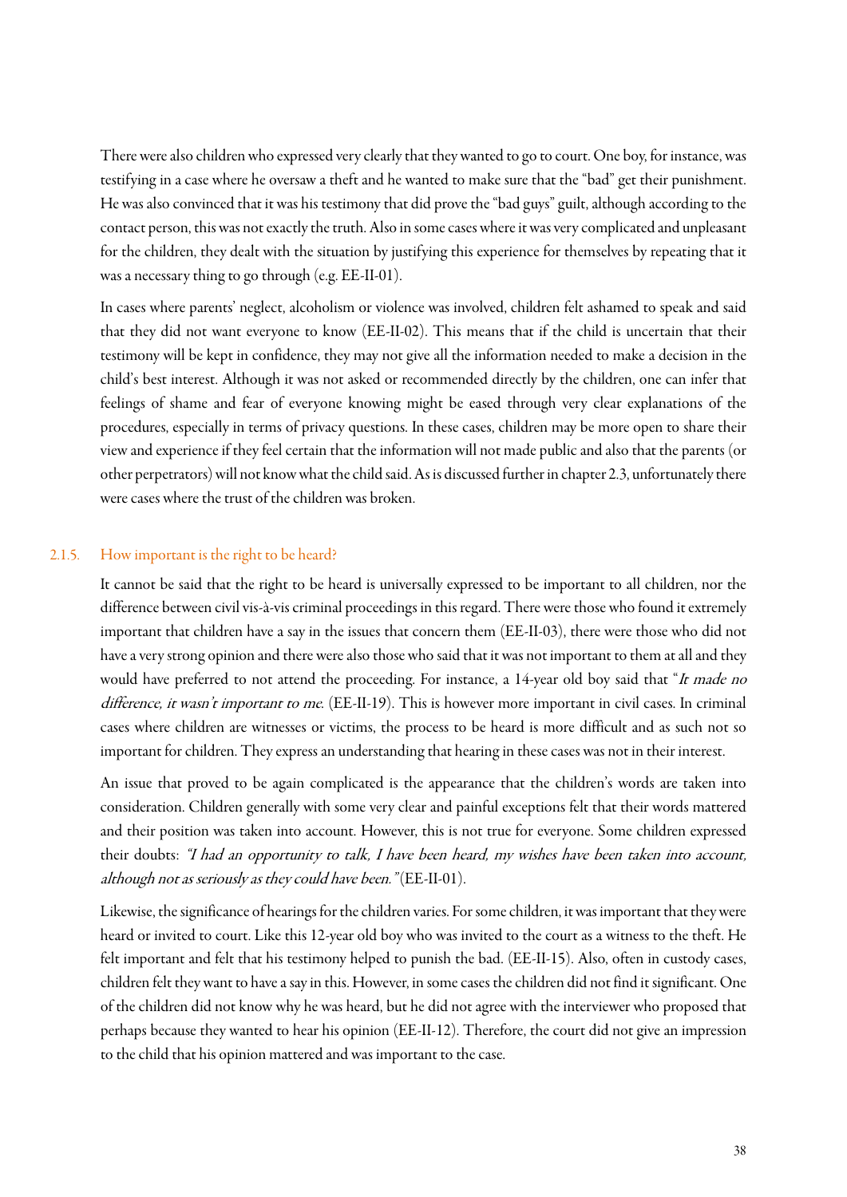There were also children who expressed very clearly that they wanted to go to court. One boy, for instance, was testifying in a case where he oversaw a theft and he wanted to make sure that the "bad" get their punishment. He was also convinced that it was his testimony that did prove the "bad guys" guilt, although according to the contact person, this was not exactly the truth. Also in some cases where it was very complicated and unpleasant for the children, they dealt with the situation by justifying this experience for themselves by repeating that it was a necessary thing to go through (e.g. EE-II-01).

In cases where parents' neglect, alcoholism or violence was involved, children felt ashamed to speak and said that they did not want everyone to know (EE-II-02). This means that if the child is uncertain that their testimony will be kept in confidence, they may not give all the information needed to make a decision in the child's best interest. Although it was not asked or recommended directly by the children, one can infer that feelings of shame and fear of everyone knowing might be eased through very clear explanations of the procedures, especially in terms of privacy questions. In these cases, children may be more open to share their view and experience if they feel certain that the information will not made public and also that the parents (or other perpetrators) will not know what the child said. As is discussed further in chapter 2.3, unfortunately there were cases where the trust of the children was broken.

### 2.1.5. How important is the right to be heard?

It cannot be said that the right to be heard is universally expressed to be important to all children, nor the difference between civil vis-à-vis criminal proceedings in this regard. There were those who found it extremely important that children have a say in the issues that concern them (EE-II-03), there were those who did not have a very strong opinion and there were also those who said that it was not important to them at all and they would have preferred to not attend the proceeding. For instance, a 14-year old boy said that "*It made no difference, it wasn't important to me*. (EE-II-19). This is however more important in civil cases. In criminal cases where children are witnesses or victims, the process to be heard is more difficult and as such not so important for children. They express an understanding that hearing in these cases was not in their interest.

An issue that proved to be again complicated is the appearance that the children's words are taken into consideration. Children generally with some very clear and painful exceptions felt that their words mattered and their position was taken into account. However, this is not true for everyone. Some children expressed their doubts: *"I had an opportunity to talk, I have been heard, my wishes have been taken into account, although not as seriously as they could have been."* (EE-II-01).

Likewise, the significance of hearings for the children varies. For some children, it was important that they were heard or invited to court. Like this 12-year old boy who was invited to the court as a witness to the theft. He felt important and felt that his testimony helped to punish the bad. (EE-II-15). Also, often in custody cases, children felt they want to have a say in this. However, in some cases the children did not find it significant. One of the children did not know why he was heard, but he did not agree with the interviewer who proposed that perhaps because they wanted to hear his opinion (EE-II-12). Therefore, the court did not give an impression to the child that his opinion mattered and was important to the case.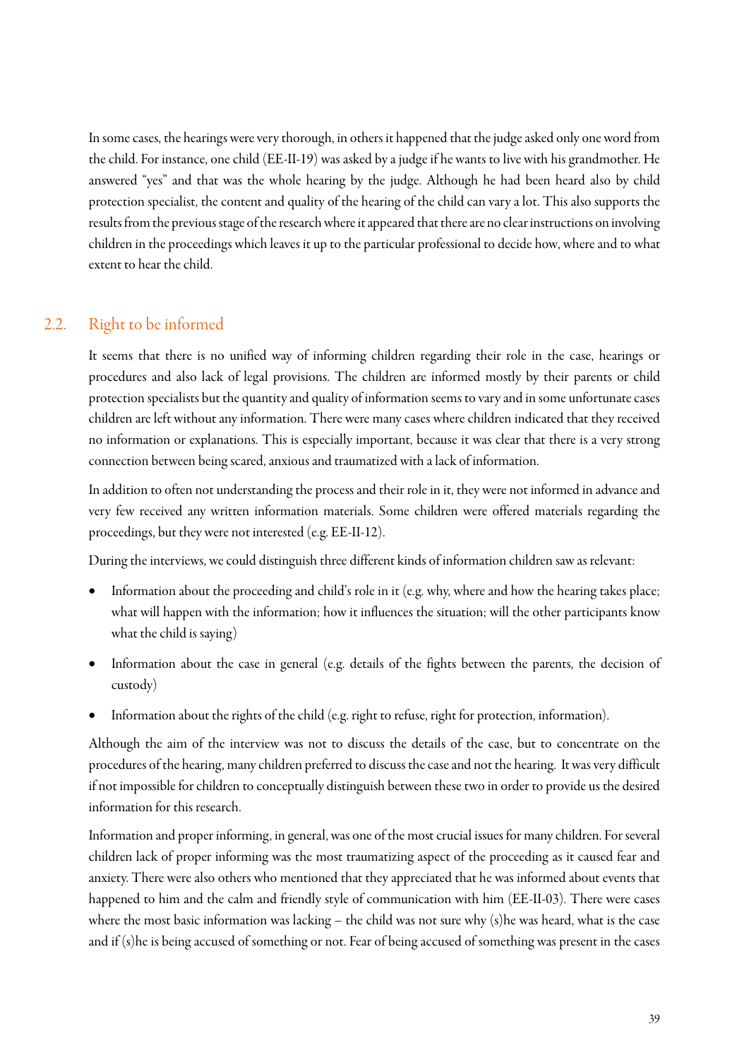In some cases, the hearings were very thorough, in others it happened that the judge asked only one word from the child. For instance, one child (EE-II-19) was asked by a judge if he wants to live with his grandmother. He answered "yes" and that was the whole hearing by the judge. Although he had been heard also by child protection specialist, the content and quality of the hearing of the child can vary a lot. This also supports the results from the previous stage of the research where it appeared that there are no clear instructions on involving children in the proceedings which leaves it up to the particular professional to decide how, where and to what extent to hear the child.

## 2.2. Right to be informed

It seems that there is no unified way of informing children regarding their role in the case, hearings or procedures and also lack of legal provisions. The children are informed mostly by their parents or child protection specialists but the quantity and quality of information seems to vary and in some unfortunate cases children are left without any information. There were many cases where children indicated that they received no information or explanations. This is especially important, because it was clear that there is a very strong connection between being scared, anxious and traumatized with a lack of information.

In addition to often not understanding the process and their role in it, they were not informed in advance and very few received any written information materials. Some children were offered materials regarding the proceedings, but they were not interested (e.g. EE-II-12).

During the interviews, we could distinguish three different kinds of information children saw as relevant:

- Information about the proceeding and child's role in it (e.g. why, where and how the hearing takes place; what will happen with the information; how it influences the situation; will the other participants know what the child is saying)
- Information about the case in general (e.g. details of the fights between the parents, the decision of custody)
- Information about the rights of the child (e.g. right to refuse, right for protection, information).

Although the aim of the interview was not to discuss the details of the case, but to concentrate on the procedures of the hearing, many children preferred to discuss the case and not the hearing. It was very difficult if not impossible for children to conceptually distinguish between these two in order to provide us the desired information for this research.

Information and proper informing, in general, was one of the most crucial issues for many children. For several children lack of proper informing was the most traumatizing aspect of the proceeding as it caused fear and anxiety. There were also others who mentioned that they appreciated that he was informed about events that happened to him and the calm and friendly style of communication with him (EE-II-03). There were cases where the most basic information was lacking – the child was not sure why (s)he was heard, what is the case and if (s)he is being accused of something or not. Fear of being accused of something was present in the cases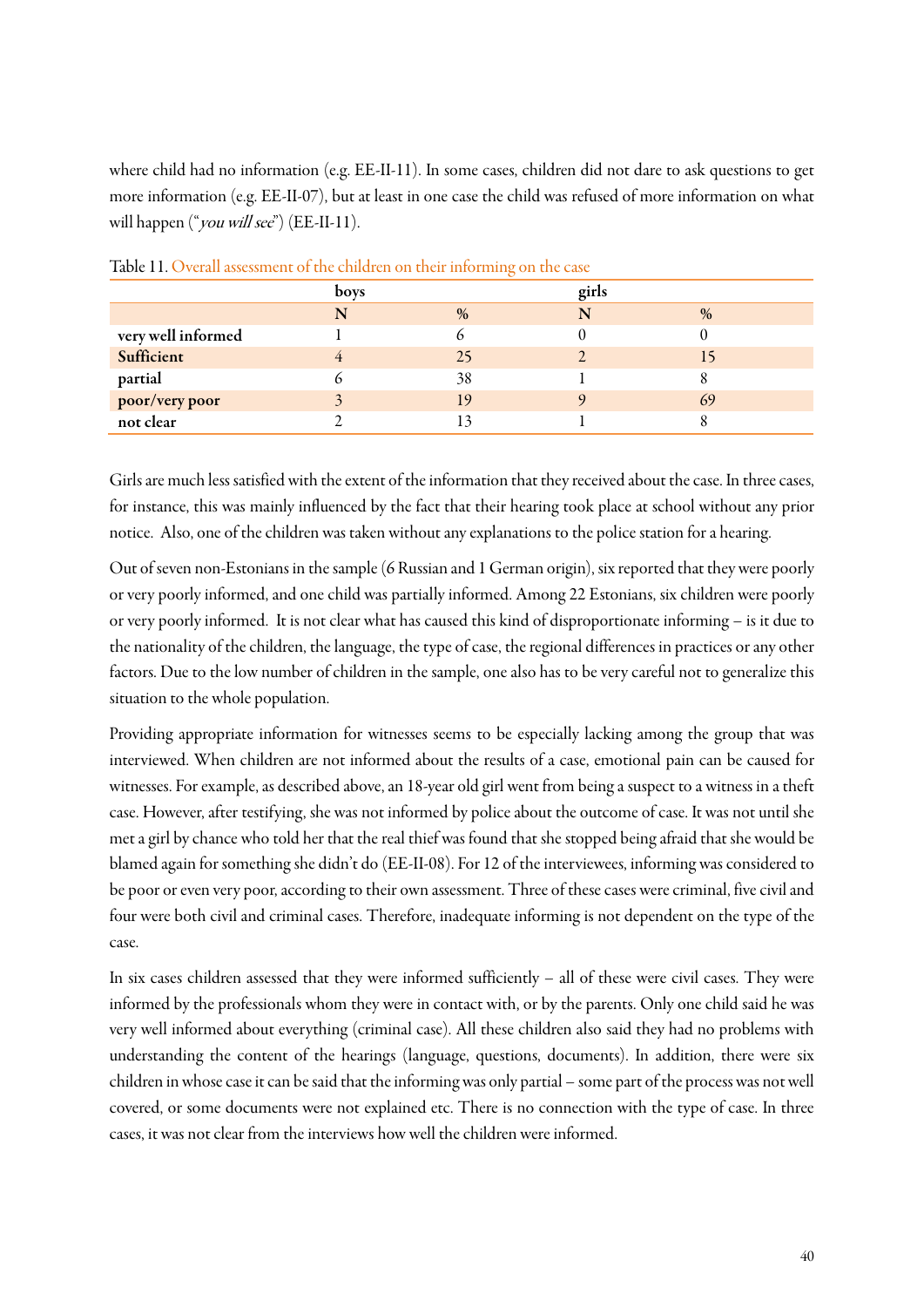where child had no information (e.g. EE-II-11). In some cases, children did not dare to ask questions to get more information (e.g. EE-II-07), but at least in one case the child was refused of more information on what will happen ("*you will see*") (EE-II-11).

Table 11. Overall assessment of the children on their informing on the case

| | boys | | girls | |
|---|---|---|---|---|
| | N | % | N | % |
| **very well informed** | 1 | 6 | 0 | 0 |
| **Sufficient** | 4 | 25 | 2 | 15 |
| **partial** | 6 | 38 | 1 | 8 |
| **poor/very poor** | 3 | 19 | 9 | 69 |
| **not clear** | 2 | 13 | 1 | 8 |

Girls are much less satisfied with the extent of the information that they received about the case. In three cases, for instance, this was mainly influenced by the fact that their hearing took place at school without any prior notice. Also, one of the children was taken without any explanations to the police station for a hearing.

Out of seven non-Estonians in the sample (6 Russian and 1 German origin), six reported that they were poorly or very poorly informed, and one child was partially informed. Among 22 Estonians, six children were poorly or very poorly informed. It is not clear what has caused this kind of disproportionate informing – is it due to the nationality of the children, the language, the type of case, the regional differences in practices or any other factors. Due to the low number of children in the sample, one also has to be very careful not to generalize this situation to the whole population.

Providing appropriate information for witnesses seems to be especially lacking among the group that was interviewed. When children are not informed about the results of a case, emotional pain can be caused for witnesses. For example, as described above, an 18-year old girl went from being a suspect to a witness in a theft case. However, after testifying, she was not informed by police about the outcome of case. It was not until she met a girl by chance who told her that the real thief was found that she stopped being afraid that she would be blamed again for something she didn't do (EE-II-08). For 12 of the interviewees, informing was considered to be poor or even very poor, according to their own assessment. Three of these cases were criminal, five civil and four were both civil and criminal cases. Therefore, inadequate informing is not dependent on the type of the case.

In six cases children assessed that they were informed sufficiently – all of these were civil cases. They were informed by the professionals whom they were in contact with, or by the parents. Only one child said he was very well informed about everything (criminal case). All these children also said they had no problems with understanding the content of the hearings (language, questions, documents). In addition, there were six children in whose case it can be said that the informing was only partial – some part of the process was not well covered, or some documents were not explained etc. There is no connection with the type of case. In three cases, it was not clear from the interviews how well the children were informed.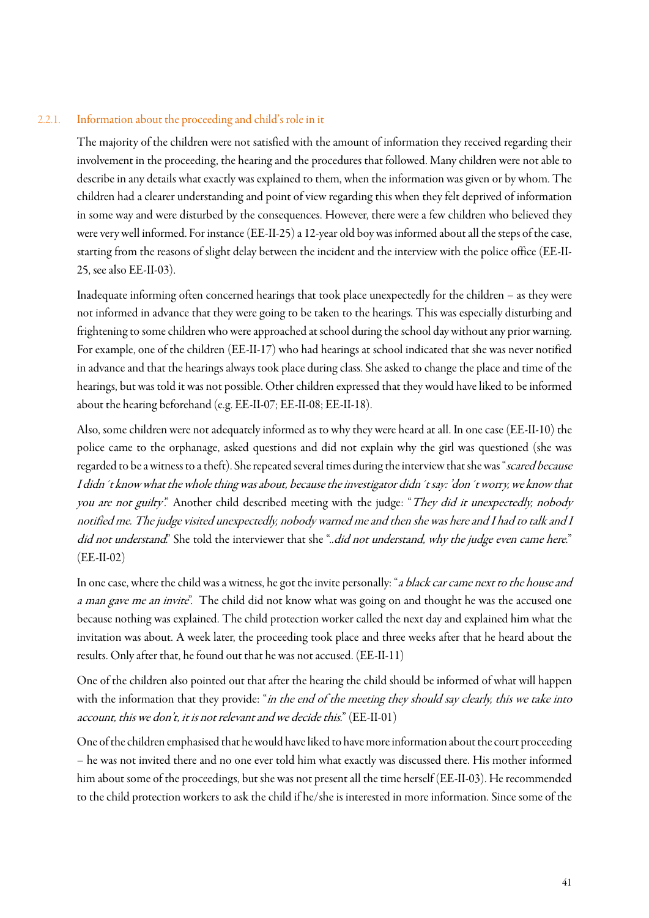### 2.2.1. Information about the proceeding and child's role in it

The majority of the children were not satisfied with the amount of information they received regarding their involvement in the proceeding, the hearing and the procedures that followed. Many children were not able to describe in any details what exactly was explained to them, when the information was given or by whom. The children had a clearer understanding and point of view regarding this when they felt deprived of information in some way and were disturbed by the consequences. However, there were a few children who believed they were very well informed. For instance (EE-II-25) a 12-year old boy was informed about all the steps of the case, starting from the reasons of slight delay between the incident and the interview with the police office (EE-II-25, see also EE-II-03).

Inadequate informing often concerned hearings that took place unexpectedly for the children – as they were not informed in advance that they were going to be taken to the hearings. This was especially disturbing and frightening to some children who were approached at school during the school day without any prior warning. For example, one of the children (EE-II-17) who had hearings at school indicated that she was never notified in advance and that the hearings always took place during class. She asked to change the place and time of the hearings, but was told it was not possible. Other children expressed that they would have liked to be informed about the hearing beforehand (e.g. EE-II-07; EE-II-08; EE-II-18).

Also, some children were not adequately informed as to why they were heard at all. In one case (EE-II-10) the police came to the orphanage, asked questions and did not explain why the girl was questioned (she was regarded to be a witness to a theft). She repeated several times during the interview that she was "*scared because I didn´t know what the whole thing was about, because the investigator didn´t say: 'don´t worry, we know that you are not guilty'*." Another child described meeting with the judge: "*They did it unexpectedly, nobody notified me. The judge visited unexpectedly, nobody warned me and then she was here and I had to talk and I did not understand*." She told the interviewer that she "*..did not understand, why the judge even came here*." (EE-II-02)

In one case, where the child was a witness, he got the invite personally: "*a black car came next to the house and a man gave me an invite*". The child did not know what was going on and thought he was the accused one because nothing was explained. The child protection worker called the next day and explained him what the invitation was about. A week later, the proceeding took place and three weeks after that he heard about the results. Only after that, he found out that he was not accused. (EE-II-11)

One of the children also pointed out that after the hearing the child should be informed of what will happen with the information that they provide: "*in the end of the meeting they should say clearly, this we take into account, this we don´t, it is not relevant and we decide this*." (EE-II-01)

One of the children emphasised that he would have liked to have more information about the court proceeding – he was not invited there and no one ever told him what exactly was discussed there. His mother informed him about some of the proceedings, but she was not present all the time herself (EE-II-03). He recommended to the child protection workers to ask the child if he/she is interested in more information. Since some of the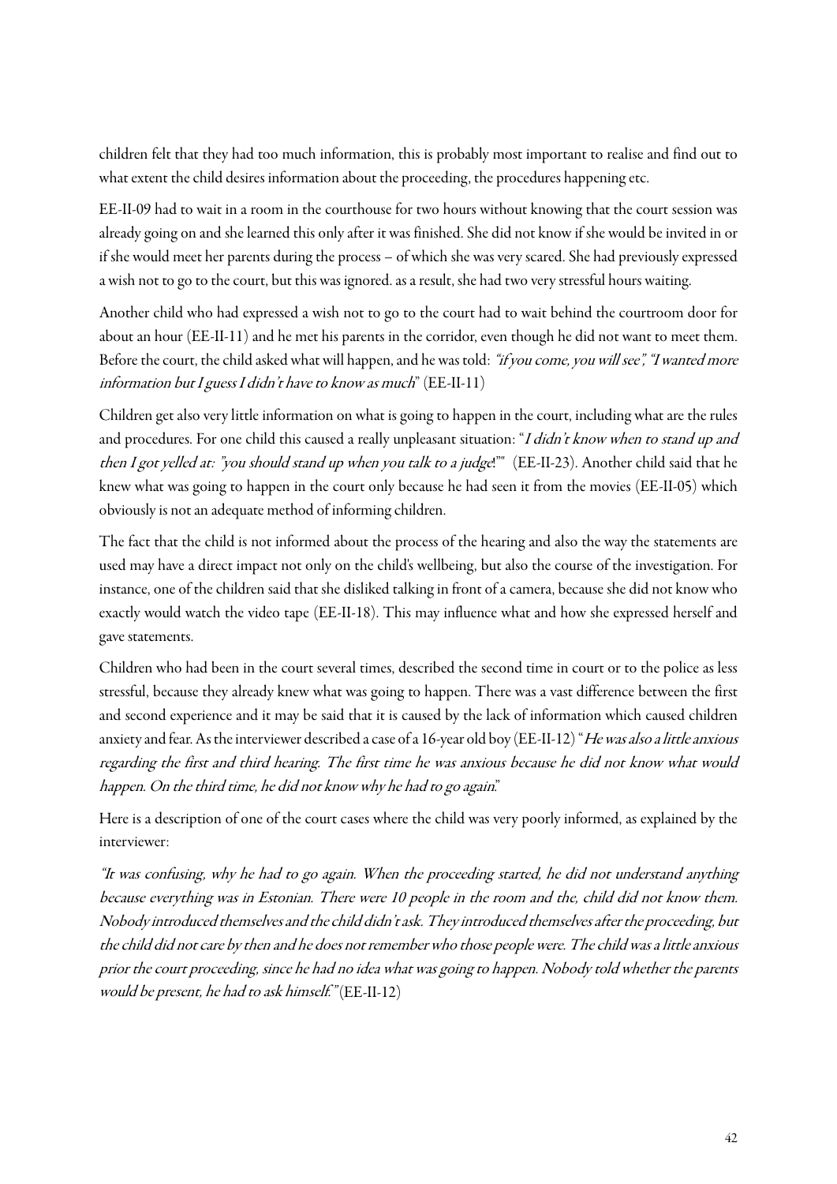children felt that they had too much information, this is probably most important to realise and find out to what extent the child desires information about the proceeding, the procedures happening etc.

EE-II-09 had to wait in a room in the courthouse for two hours without knowing that the court session was already going on and she learned this only after it was finished. She did not know if she would be invited in or if she would meet her parents during the process – of which she was very scared. She had previously expressed a wish not to go to the court, but this was ignored. as a result, she had two very stressful hours waiting.

Another child who had expressed a wish not to go to the court had to wait behind the courtroom door for about an hour (EE-II-11) and he met his parents in the corridor, even though he did not want to meet them. Before the court, the child asked what will happen, and he was told: *"if you come, you will see", "I wanted more information but I guess I didn't have to know as much*" (EE-II-11)

Children get also very little information on what is going to happen in the court, including what are the rules and procedures. For one child this caused a really unpleasant situation: "*I didn't know when to stand up and then I got yelled at: "you should stand up when you talk to a judge*!"" (EE-II-23). Another child said that he knew what was going to happen in the court only because he had seen it from the movies (EE-II-05) which obviously is not an adequate method of informing children.

The fact that the child is not informed about the process of the hearing and also the way the statements are used may have a direct impact not only on the child's wellbeing, but also the course of the investigation. For instance, one of the children said that she disliked talking in front of a camera, because she did not know who exactly would watch the video tape (EE-II-18). This may influence what and how she expressed herself and gave statements.

Children who had been in the court several times, described the second time in court or to the police as less stressful, because they already knew what was going to happen. There was a vast difference between the first and second experience and it may be said that it is caused by the lack of information which caused children anxiety and fear. As the interviewer described a case of a 16-year old boy (EE-II-12) "*He was also a little anxious regarding the first and third hearing. The first time he was anxious because he did not know what would happen. On the third time, he did not know why he had to go again*."

Here is a description of one of the court cases where the child was very poorly informed, as explained by the interviewer:

*"It was confusing, why he had to go again. When the proceeding started, he did not understand anything because everything was in Estonian. There were 10 people in the room and the, child did not know them. Nobody introduced themselves and the child didn't ask. They introduced themselves after the proceeding, but the child did not care by then and he does not remember who those people were. The child was a little anxious prior the court proceeding, since he had no idea what was going to happen. Nobody told whether the parents would be present, he had to ask himself."* (EE-II-12)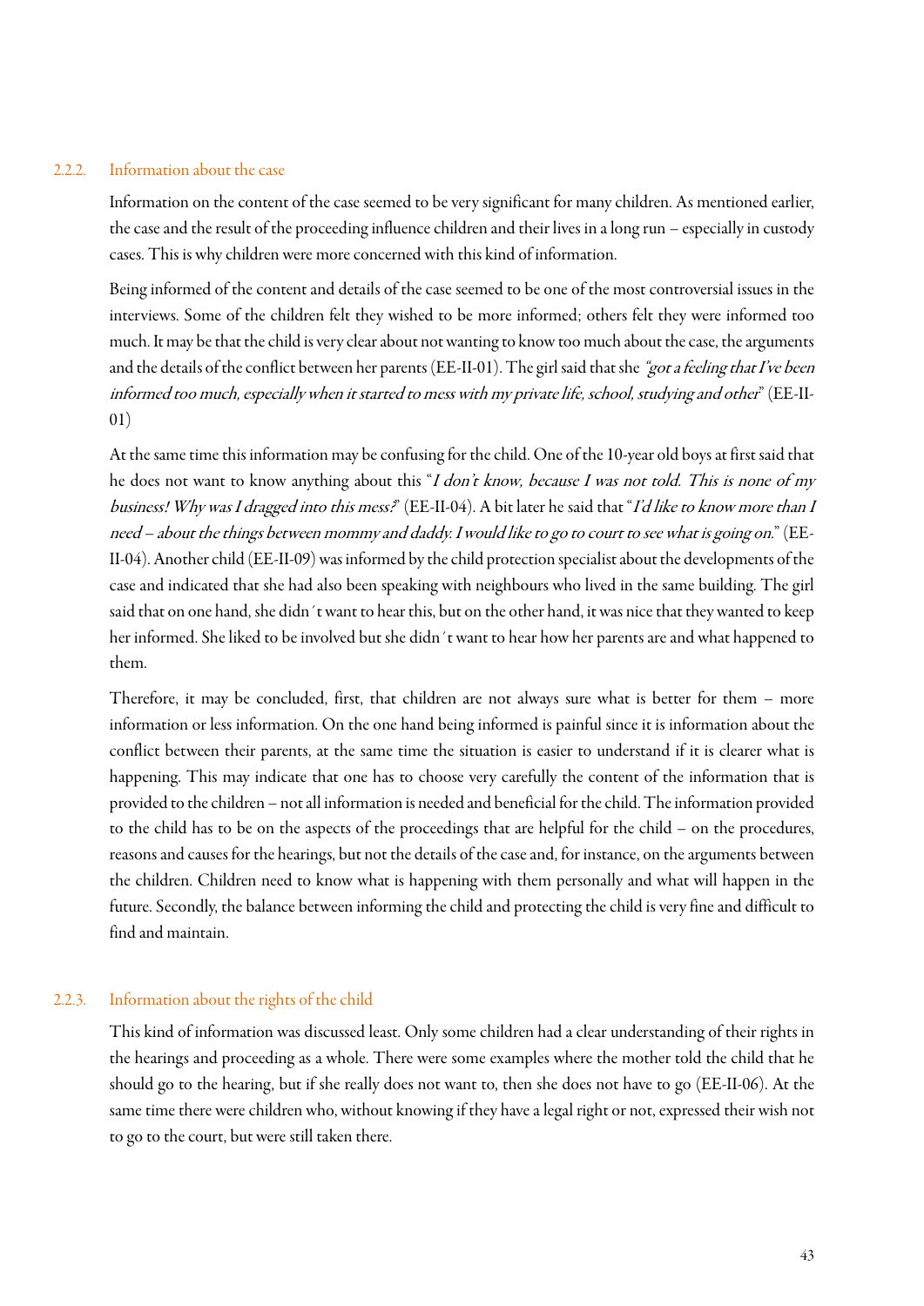### 2.2.2. Information about the case

Information on the content of the case seemed to be very significant for many children. As mentioned earlier, the case and the result of the proceeding influence children and their lives in a long run – especially in custody cases. This is why children were more concerned with this kind of information.

Being informed of the content and details of the case seemed to be one of the most controversial issues in the interviews. Some of the children felt they wished to be more informed; others felt they were informed too much. It may be that the child is very clear about not wanting to know too much about the case, the arguments and the details of the conflict between her parents (EE-II-01). The girl said that she *"got a feeling that I've been informed too much, especially when it started to mess with my private life, school, studying and other"* (EE-II-01)

At the same time this information may be confusing for the child. One of the 10-year old boys at first said that he does not want to know anything about this "*I don't know, because I was not told. This is none of my business! Why was I dragged into this mess?*" (EE-II-04). A bit later he said that "*I'd like to know more than I need – about the things between mommy and daddy. I would like to go to court to see what is going on.*" (EE-II-04). Another child (EE-II-09) was informed by the child protection specialist about the developments of the case and indicated that she had also been speaking with neighbours who lived in the same building. The girl said that on one hand, she didn´t want to hear this, but on the other hand, it was nice that they wanted to keep her informed. She liked to be involved but she didn´t want to hear how her parents are and what happened to them.

Therefore, it may be concluded, first, that children are not always sure what is better for them – more information or less information. On the one hand being informed is painful since it is information about the conflict between their parents, at the same time the situation is easier to understand if it is clearer what is happening. This may indicate that one has to choose very carefully the content of the information that is provided to the children – not all information is needed and beneficial for the child. The information provided to the child has to be on the aspects of the proceedings that are helpful for the child – on the procedures, reasons and causes for the hearings, but not the details of the case and, for instance, on the arguments between the children. Children need to know what is happening with them personally and what will happen in the future. Secondly, the balance between informing the child and protecting the child is very fine and difficult to find and maintain.

### 2.2.3. Information about the rights of the child

This kind of information was discussed least. Only some children had a clear understanding of their rights in the hearings and proceeding as a whole. There were some examples where the mother told the child that he should go to the hearing, but if she really does not want to, then she does not have to go (EE-II-06). At the same time there were children who, without knowing if they have a legal right or not, expressed their wish not to go to the court, but were still taken there.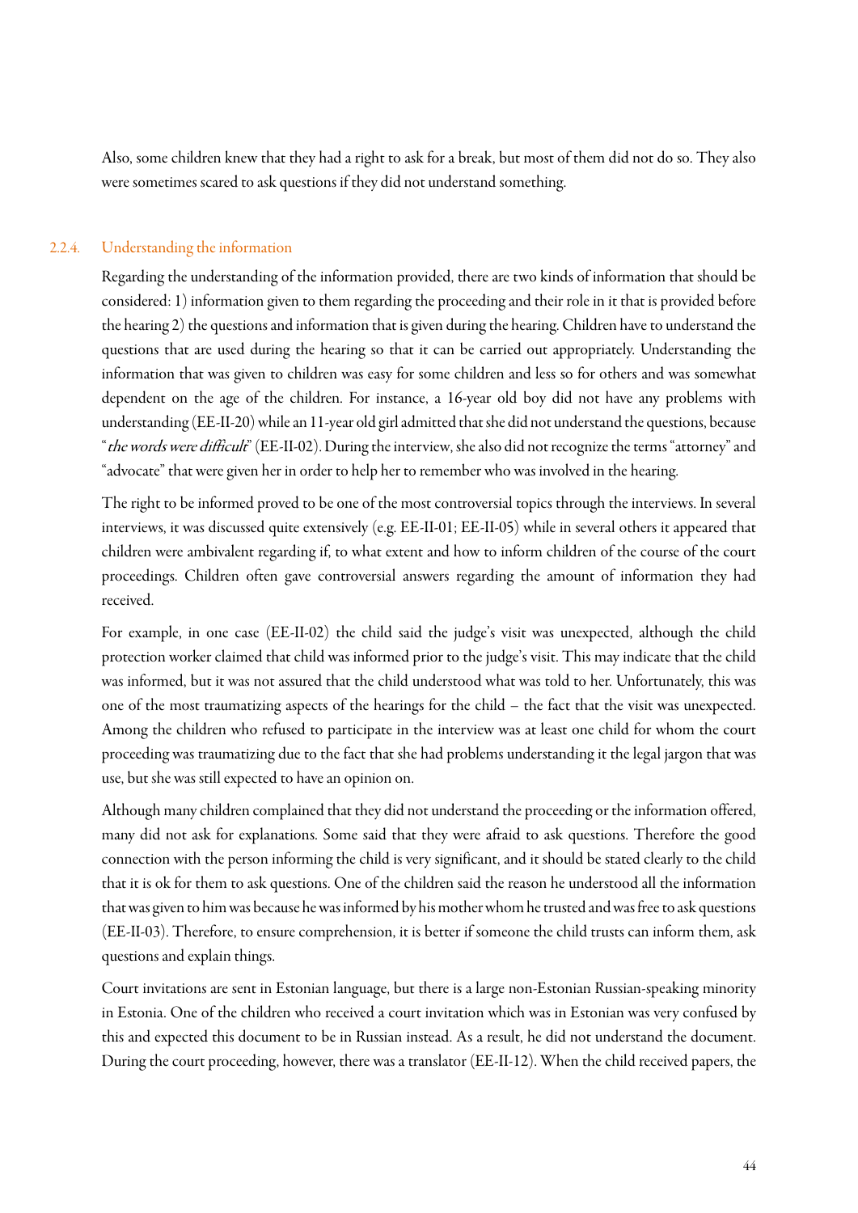Also, some children knew that they had a right to ask for a break, but most of them did not do so. They also were sometimes scared to ask questions if they did not understand something.

### 2.2.4. Understanding the information

Regarding the understanding of the information provided, there are two kinds of information that should be considered: 1) information given to them regarding the proceeding and their role in it that is provided before the hearing 2) the questions and information that is given during the hearing. Children have to understand the questions that are used during the hearing so that it can be carried out appropriately. Understanding the information that was given to children was easy for some children and less so for others and was somewhat dependent on the age of the children. For instance, a 16-year old boy did not have any problems with understanding (EE-II-20) while an 11-year old girl admitted that she did not understand the questions, because "*the words were difficult*" (EE-II-02). During the interview, she also did not recognize the terms "attorney" and "advocate" that were given her in order to help her to remember who was involved in the hearing.

The right to be informed proved to be one of the most controversial topics through the interviews. In several interviews, it was discussed quite extensively (e.g. EE-II-01; EE-II-05) while in several others it appeared that children were ambivalent regarding if, to what extent and how to inform children of the course of the court proceedings. Children often gave controversial answers regarding the amount of information they had received.

For example, in one case (EE-II-02) the child said the judge's visit was unexpected, although the child protection worker claimed that child was informed prior to the judge's visit. This may indicate that the child was informed, but it was not assured that the child understood what was told to her. Unfortunately, this was one of the most traumatizing aspects of the hearings for the child – the fact that the visit was unexpected. Among the children who refused to participate in the interview was at least one child for whom the court proceeding was traumatizing due to the fact that she had problems understanding it the legal jargon that was use, but she was still expected to have an opinion on.

Although many children complained that they did not understand the proceeding or the information offered, many did not ask for explanations. Some said that they were afraid to ask questions. Therefore the good connection with the person informing the child is very significant, and it should be stated clearly to the child that it is ok for them to ask questions. One of the children said the reason he understood all the information that was given to him was because he was informed by his mother whom he trusted and was free to ask questions (EE-II-03). Therefore, to ensure comprehension, it is better if someone the child trusts can inform them, ask questions and explain things.

Court invitations are sent in Estonian language, but there is a large non-Estonian Russian-speaking minority in Estonia. One of the children who received a court invitation which was in Estonian was very confused by this and expected this document to be in Russian instead. As a result, he did not understand the document. During the court proceeding, however, there was a translator (EE-II-12). When the child received papers, the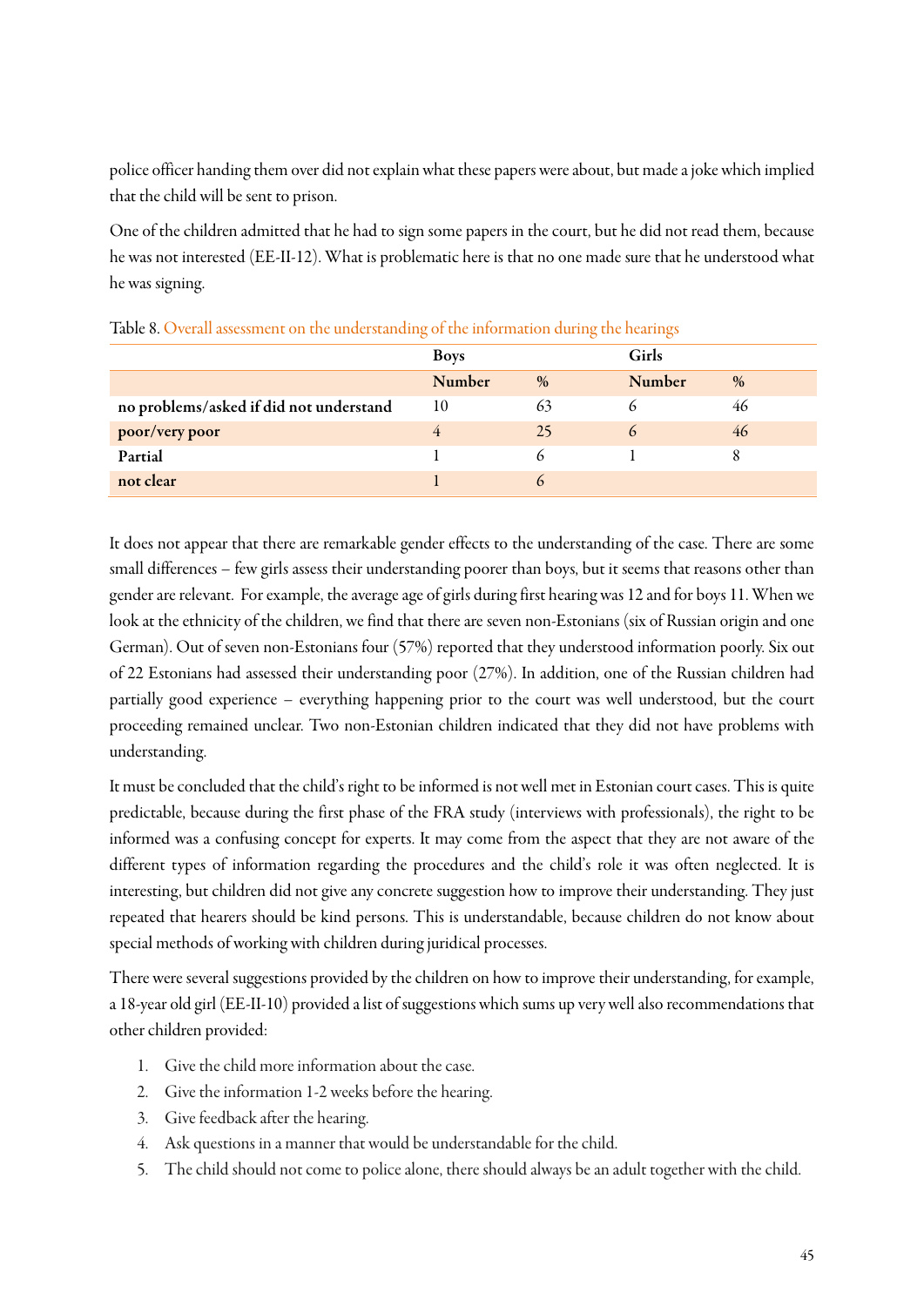police officer handing them over did not explain what these papers were about, but made a joke which implied that the child will be sent to prison.

One of the children admitted that he had to sign some papers in the court, but he did not read them, because he was not interested (EE-II-12). What is problematic here is that no one made sure that he understood what he was signing.

Table 8. Overall assessment on the understanding of the information during the hearings

| | Boys | | Girls | |
|---|---|---|---|---|
| | **Number** | **%** | **Number** | **%** |
| **no problems/asked if did not understand** | 10 | 63 | 6 | 46 |
| **poor/very poor** | 4 | 25 | 6 | 46 |
| **Partial** | 1 | 6 | 1 | 8 |
| **not clear** | 1 | 6 | | |

It does not appear that there are remarkable gender effects to the understanding of the case. There are some small differences – few girls assess their understanding poorer than boys, but it seems that reasons other than gender are relevant. For example, the average age of girls during first hearing was 12 and for boys 11. When we look at the ethnicity of the children, we find that there are seven non-Estonians (six of Russian origin and one German). Out of seven non-Estonians four (57%) reported that they understood information poorly. Six out of 22 Estonians had assessed their understanding poor (27%). In addition, one of the Russian children had partially good experience – everything happening prior to the court was well understood, but the court proceeding remained unclear. Two non-Estonian children indicated that they did not have problems with understanding.

It must be concluded that the child's right to be informed is not well met in Estonian court cases. This is quite predictable, because during the first phase of the FRA study (interviews with professionals), the right to be informed was a confusing concept for experts. It may come from the aspect that they are not aware of the different types of information regarding the procedures and the child's role it was often neglected. It is interesting, but children did not give any concrete suggestion how to improve their understanding. They just repeated that hearers should be kind persons. This is understandable, because children do not know about special methods of working with children during juridical processes.

There were several suggestions provided by the children on how to improve their understanding, for example, a 18-year old girl (EE-II-10) provided a list of suggestions which sums up very well also recommendations that other children provided:

1. Give the child more information about the case.
2. Give the information 1-2 weeks before the hearing.
3. Give feedback after the hearing.
4. Ask questions in a manner that would be understandable for the child.
5. The child should not come to police alone, there should always be an adult together with the child.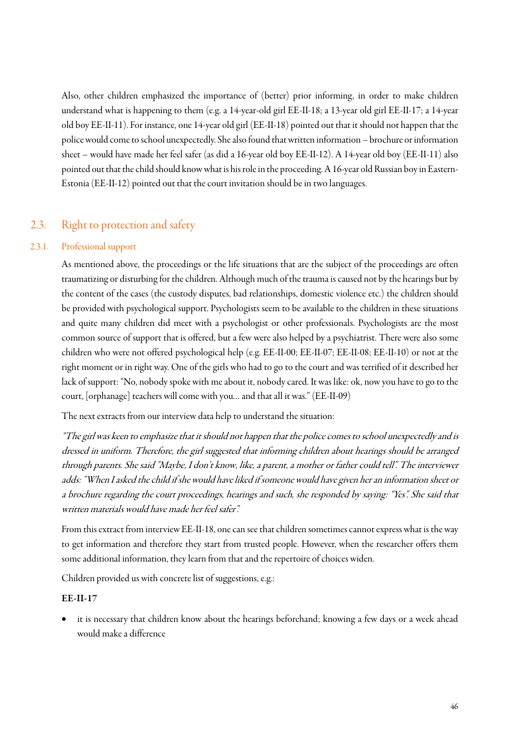Also, other children emphasized the importance of (better) prior informing, in order to make children understand what is happening to them (e.g. a 14-year-old girl EE-II-18; a 13-year old girl EE-II-17; a 14-year old boy EE-II-11). For instance, one 14-year old girl (EE-II-18) pointed out that it should not happen that the police would come to school unexpectedly. She also found that written information – brochure or information sheet – would have made her feel safer (as did a 16-year old boy EE-II-12). A 14-year old boy (EE-II-11) also pointed out that the child should know what is his role in the proceeding. A 16-year old Russian boy in Eastern-Estonia (EE-II-12) pointed out that the court invitation should be in two languages.

## 2.3. Right to protection and safety

### 2.3.1. Professional support

As mentioned above, the proceedings or the life situations that are the subject of the proceedings are often traumatizing or disturbing for the children. Although much of the trauma is caused not by the hearings but by the content of the cases (the custody disputes, bad relationships, domestic violence etc.) the children should be provided with psychological support. Psychologists seem to be available to the children in these situations and quite many children did meet with a psychologist or other professionals. Psychologists are the most common source of support that is offered, but a few were also helped by a psychiatrist. There were also some children who were not offered psychological help (e.g. EE-II-00; EE-II-07; EE-II-08; EE-II-10) or not at the right moment or in right way. One of the girls who had to go to the court and was terrified of it described her lack of support: "No, nobody spoke with me about it, nobody cared. It was like: ok, now you have to go to the court, [orphanage] teachers will come with you... and that all it was." (EE-II-09)

The next extracts from our interview data help to understand the situation:

*"The girl was keen to emphasize that it should not happen that the police comes to school unexpectedly and is dressed in uniform. Therefore, the girl suggested that informing children about hearings should be arranged through parents. She said "Maybe, I don't know, like, a parent, a mother or father could tell". The interviewer adds: "When I asked the child if she would have liked if someone would have given her an information sheet or a brochure regarding the court proceedings, hearings and such, she responded by saying: "Yes". She said that written materials would have made her feel safer".*

From this extract from interview EE-II-18, one can see that children sometimes cannot express what is the way to get information and therefore they start from trusted people. However, when the researcher offers them some additional information, they learn from that and the repertoire of choices widen.

Children provided us with concrete list of suggestions, e.g.:

**EE-II-17**

- it is necessary that children know about the hearings beforehand; knowing a few days or a week ahead would make a difference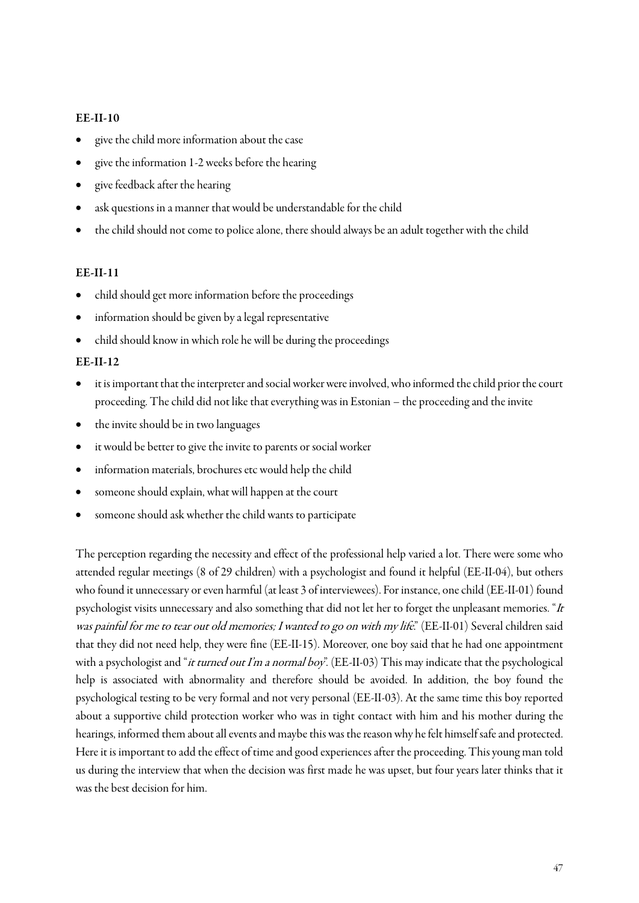**EE-II-10**

- give the child more information about the case
- give the information 1-2 weeks before the hearing
- give feedback after the hearing
- ask questions in a manner that would be understandable for the child
- the child should not come to police alone, there should always be an adult together with the child

**EE-II-11**

- child should get more information before the proceedings
- information should be given by a legal representative
- child should know in which role he will be during the proceedings

**EE-II-12**

- it is important that the interpreter and social worker were involved, who informed the child prior the court proceeding. The child did not like that everything was in Estonian – the proceeding and the invite
- the invite should be in two languages
- it would be better to give the invite to parents or social worker
- information materials, brochures etc would help the child
- someone should explain, what will happen at the court
- someone should ask whether the child wants to participate

The perception regarding the necessity and effect of the professional help varied a lot. There were some who attended regular meetings (8 of 29 children) with a psychologist and found it helpful (EE-II-04), but others who found it unnecessary or even harmful (at least 3 of interviewees). For instance, one child (EE-II-01) found psychologist visits unnecessary and also something that did not let her to forget the unpleasant memories. "*It was painful for me to tear out old memories; I wanted to go on with my life.*" (EE-II-01) Several children said that they did not need help, they were fine (EE-II-15). Moreover, one boy said that he had one appointment with a psychologist and "*it turned out I'm a normal boy*". (EE-II-03) This may indicate that the psychological help is associated with abnormality and therefore should be avoided. In addition, the boy found the psychological testing to be very formal and not very personal (EE-II-03). At the same time this boy reported about a supportive child protection worker who was in tight contact with him and his mother during the hearings, informed them about all events and maybe this was the reason why he felt himself safe and protected. Here it is important to add the effect of time and good experiences after the proceeding. This young man told us during the interview that when the decision was first made he was upset, but four years later thinks that it was the best decision for him.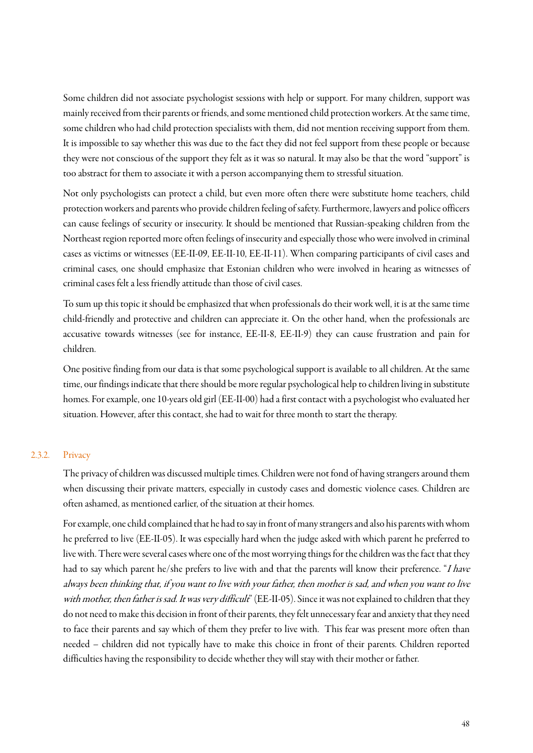Some children did not associate psychologist sessions with help or support. For many children, support was mainly received from their parents or friends, and some mentioned child protection workers. At the same time, some children who had child protection specialists with them, did not mention receiving support from them. It is impossible to say whether this was due to the fact they did not feel support from these people or because they were not conscious of the support they felt as it was so natural. It may also be that the word "support" is too abstract for them to associate it with a person accompanying them to stressful situation.

Not only psychologists can protect a child, but even more often there were substitute home teachers, child protection workers and parents who provide children feeling of safety. Furthermore, lawyers and police officers can cause feelings of security or insecurity. It should be mentioned that Russian-speaking children from the Northeast region reported more often feelings of insecurity and especially those who were involved in criminal cases as victims or witnesses (EE-II-09, EE-II-10, EE-II-11). When comparing participants of civil cases and criminal cases, one should emphasize that Estonian children who were involved in hearing as witnesses of criminal cases felt a less friendly attitude than those of civil cases.

To sum up this topic it should be emphasized that when professionals do their work well, it is at the same time child-friendly and protective and children can appreciate it. On the other hand, when the professionals are accusative towards witnesses (see for instance, EE-II-8, EE-II-9) they can cause frustration and pain for children.

One positive finding from our data is that some psychological support is available to all children. At the same time, our findings indicate that there should be more regular psychological help to children living in substitute homes. For example, one 10-years old girl (EE-II-00) had a first contact with a psychologist who evaluated her situation. However, after this contact, she had to wait for three month to start the therapy.

### 2.3.2. Privacy

The privacy of children was discussed multiple times. Children were not fond of having strangers around them when discussing their private matters, especially in custody cases and domestic violence cases. Children are often ashamed, as mentioned earlier, of the situation at their homes.

For example, one child complained that he had to say in front of many strangers and also his parents with whom he preferred to live (EE-II-05). It was especially hard when the judge asked with which parent he preferred to live with. There were several cases where one of the most worrying things for the children was the fact that they had to say which parent he/she prefers to live with and that the parents will know their preference. "*I have always been thinking that, if you want to live with your father, then mother is sad, and when you want to live with mother, then father is sad. It was very difficult*" (EE-II-05). Since it was not explained to children that they do not need to make this decision in front of their parents, they felt unnecessary fear and anxiety that they need to face their parents and say which of them they prefer to live with. This fear was present more often than needed – children did not typically have to make this choice in front of their parents. Children reported difficulties having the responsibility to decide whether they will stay with their mother or father.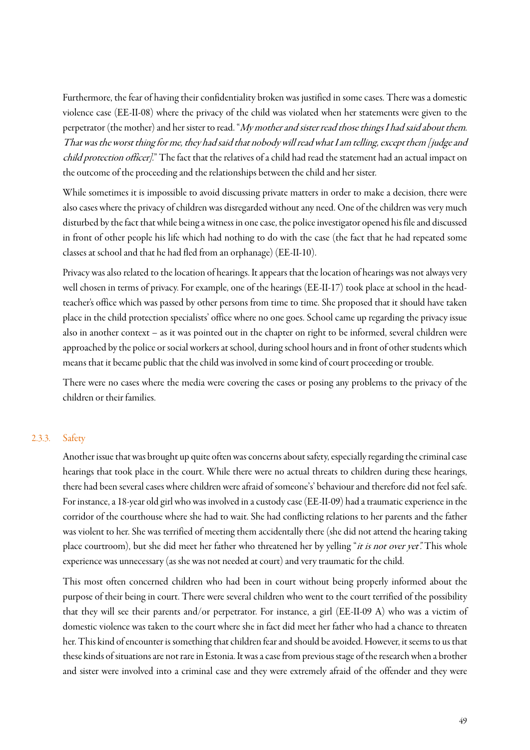Furthermore, the fear of having their confidentiality broken was justified in some cases. There was a domestic violence case (EE-II-08) where the privacy of the child was violated when her statements were given to the perpetrator (the mother) and her sister to read. "*My mother and sister read those things I had said about them. That was the worst thing for me, they had said that nobody will read what I am telling, except them [judge and child protection officer].*" The fact that the relatives of a child had read the statement had an actual impact on the outcome of the proceeding and the relationships between the child and her sister.

While sometimes it is impossible to avoid discussing private matters in order to make a decision, there were also cases where the privacy of children was disregarded without any need. One of the children was very much disturbed by the fact that while being a witness in one case, the police investigator opened his file and discussed in front of other people his life which had nothing to do with the case (the fact that he had repeated some classes at school and that he had fled from an orphanage) (EE-II-10).

Privacy was also related to the location of hearings. It appears that the location of hearings was not always very well chosen in terms of privacy. For example, one of the hearings (EE-II-17) took place at school in the head-teacher's office which was passed by other persons from time to time. She proposed that it should have taken place in the child protection specialists' office where no one goes. School came up regarding the privacy issue also in another context – as it was pointed out in the chapter on right to be informed, several children were approached by the police or social workers at school, during school hours and in front of other students which means that it became public that the child was involved in some kind of court proceeding or trouble.

There were no cases where the media were covering the cases or posing any problems to the privacy of the children or their families.

### 2.3.3. Safety

Another issue that was brought up quite often was concerns about safety, especially regarding the criminal case hearings that took place in the court. While there were no actual threats to children during these hearings, there had been several cases where children were afraid of someone's' behaviour and therefore did not feel safe. For instance, a 18-year old girl who was involved in a custody case (EE-II-09) had a traumatic experience in the corridor of the courthouse where she had to wait. She had conflicting relations to her parents and the father was violent to her. She was terrified of meeting them accidentally there (she did not attend the hearing taking place courtroom), but she did meet her father who threatened her by yelling "*it is not over yet*". This whole experience was unnecessary (as she was not needed at court) and very traumatic for the child.

This most often concerned children who had been in court without being properly informed about the purpose of their being in court. There were several children who went to the court terrified of the possibility that they will see their parents and/or perpetrator. For instance, a girl (EE-II-09 A) who was a victim of domestic violence was taken to the court where she in fact did meet her father who had a chance to threaten her. This kind of encounter is something that children fear and should be avoided. However, it seems to us that these kinds of situations are not rare in Estonia. It was a case from previous stage of the research when a brother and sister were involved into a criminal case and they were extremely afraid of the offender and they were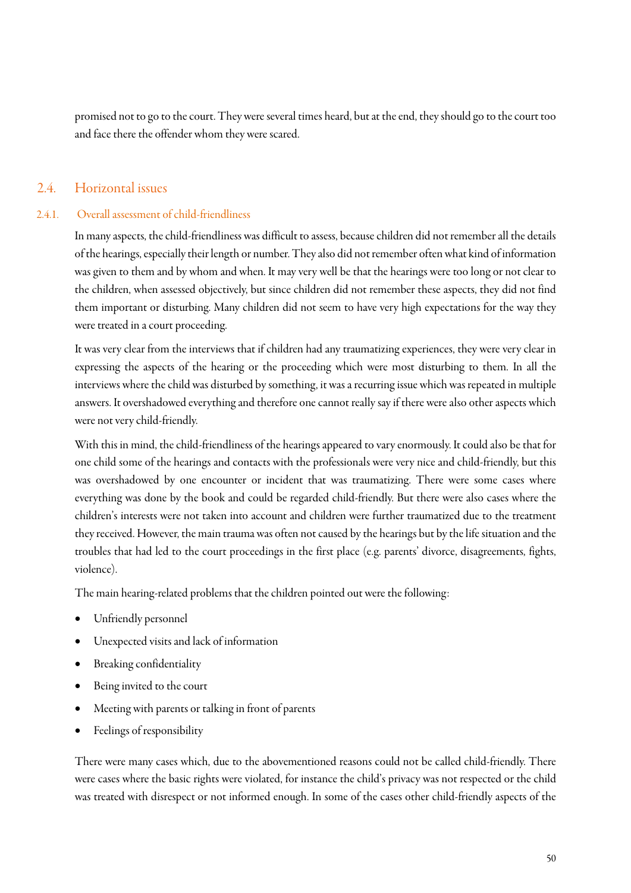promised not to go to the court. They were several times heard, but at the end, they should go to the court too and face there the offender whom they were scared.

## 2.4. Horizontal issues

### 2.4.1. Overall assessment of child-friendliness

In many aspects, the child-friendliness was difficult to assess, because children did not remember all the details of the hearings, especially their length or number. They also did not remember often what kind of information was given to them and by whom and when. It may very well be that the hearings were too long or not clear to the children, when assessed objectively, but since children did not remember these aspects, they did not find them important or disturbing. Many children did not seem to have very high expectations for the way they were treated in a court proceeding.

It was very clear from the interviews that if children had any traumatizing experiences, they were very clear in expressing the aspects of the hearing or the proceeding which were most disturbing to them. In all the interviews where the child was disturbed by something, it was a recurring issue which was repeated in multiple answers. It overshadowed everything and therefore one cannot really say if there were also other aspects which were not very child-friendly.

With this in mind, the child-friendliness of the hearings appeared to vary enormously. It could also be that for one child some of the hearings and contacts with the professionals were very nice and child-friendly, but this was overshadowed by one encounter or incident that was traumatizing. There were some cases where everything was done by the book and could be regarded child-friendly. But there were also cases where the children's interests were not taken into account and children were further traumatized due to the treatment they received. However, the main trauma was often not caused by the hearings but by the life situation and the troubles that had led to the court proceedings in the first place (e.g. parents' divorce, disagreements, fights, violence).

The main hearing-related problems that the children pointed out were the following:

- Unfriendly personnel
- Unexpected visits and lack of information
- Breaking confidentiality
- Being invited to the court
- Meeting with parents or talking in front of parents
- Feelings of responsibility

There were many cases which, due to the abovementioned reasons could not be called child-friendly. There were cases where the basic rights were violated, for instance the child's privacy was not respected or the child was treated with disrespect or not informed enough. In some of the cases other child-friendly aspects of the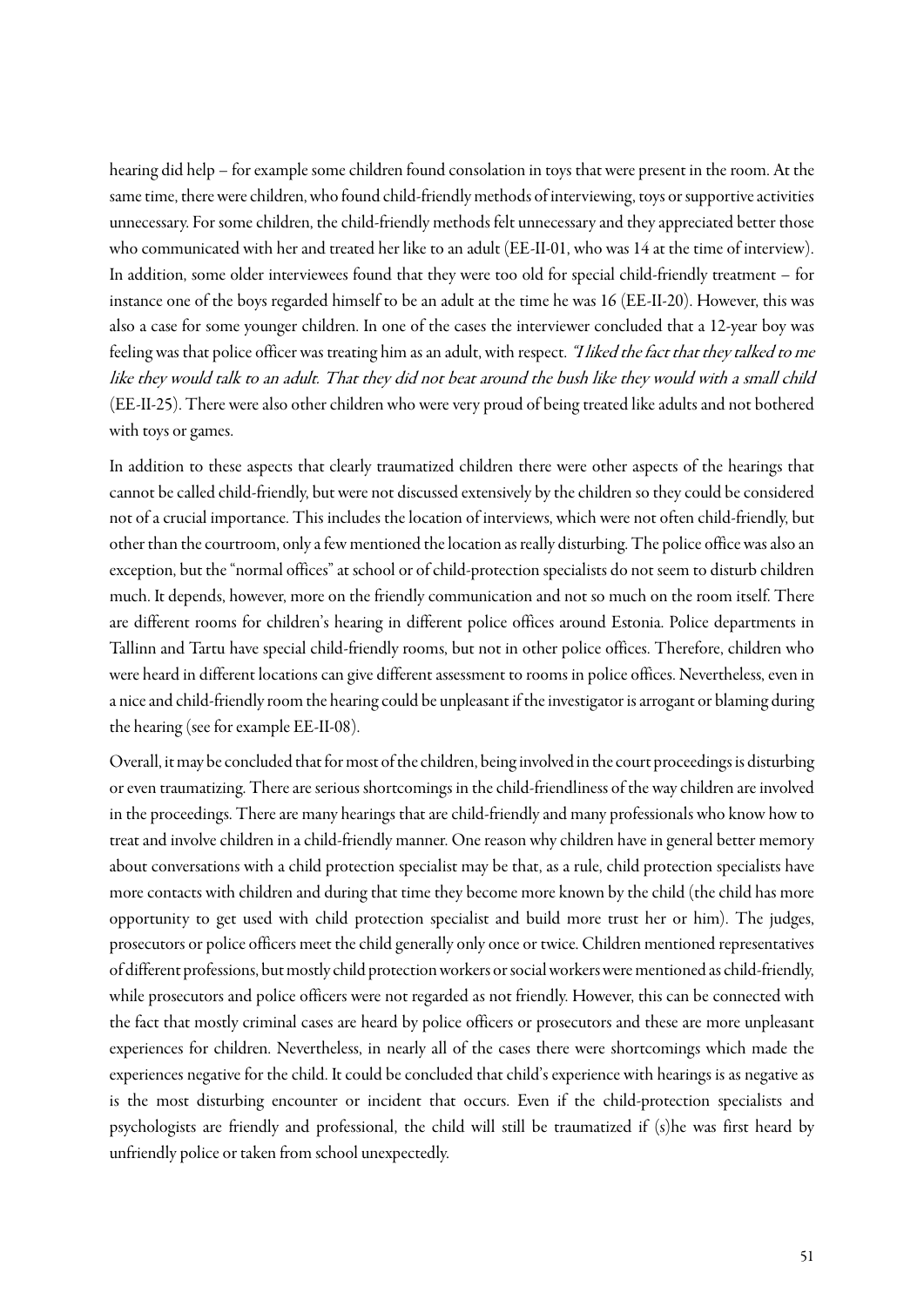hearing did help – for example some children found consolation in toys that were present in the room. At the same time, there were children, who found child-friendly methods of interviewing, toys or supportive activities unnecessary. For some children, the child-friendly methods felt unnecessary and they appreciated better those who communicated with her and treated her like to an adult (EE-II-01, who was 14 at the time of interview). In addition, some older interviewees found that they were too old for special child-friendly treatment – for instance one of the boys regarded himself to be an adult at the time he was 16 (EE-II-20). However, this was also a case for some younger children. In one of the cases the interviewer concluded that a 12-year boy was feeling was that police officer was treating him as an adult, with respect. *"I liked the fact that they talked to me like they would talk to an adult. That they did not beat around the bush like they would with a small child* (EE-II-25). There were also other children who were very proud of being treated like adults and not bothered with toys or games.

In addition to these aspects that clearly traumatized children there were other aspects of the hearings that cannot be called child-friendly, but were not discussed extensively by the children so they could be considered not of a crucial importance. This includes the location of interviews, which were not often child-friendly, but other than the courtroom, only a few mentioned the location as really disturbing. The police office was also an exception, but the "normal offices" at school or of child-protection specialists do not seem to disturb children much. It depends, however, more on the friendly communication and not so much on the room itself. There are different rooms for children's hearing in different police offices around Estonia. Police departments in Tallinn and Tartu have special child-friendly rooms, but not in other police offices. Therefore, children who were heard in different locations can give different assessment to rooms in police offices. Nevertheless, even in a nice and child-friendly room the hearing could be unpleasant if the investigator is arrogant or blaming during the hearing (see for example EE-II-08).

Overall, it may be concluded that for most of the children, being involved in the court proceedings is disturbing or even traumatizing. There are serious shortcomings in the child-friendliness of the way children are involved in the proceedings. There are many hearings that are child-friendly and many professionals who know how to treat and involve children in a child-friendly manner. One reason why children have in general better memory about conversations with a child protection specialist may be that, as a rule, child protection specialists have more contacts with children and during that time they become more known by the child (the child has more opportunity to get used with child protection specialist and build more trust her or him). The judges, prosecutors or police officers meet the child generally only once or twice. Children mentioned representatives of different professions, but mostly child protection workers or social workers were mentioned as child-friendly, while prosecutors and police officers were not regarded as not friendly. However, this can be connected with the fact that mostly criminal cases are heard by police officers or prosecutors and these are more unpleasant experiences for children. Nevertheless, in nearly all of the cases there were shortcomings which made the experiences negative for the child. It could be concluded that child's experience with hearings is as negative as is the most disturbing encounter or incident that occurs. Even if the child-protection specialists and psychologists are friendly and professional, the child will still be traumatized if (s)he was first heard by unfriendly police or taken from school unexpectedly.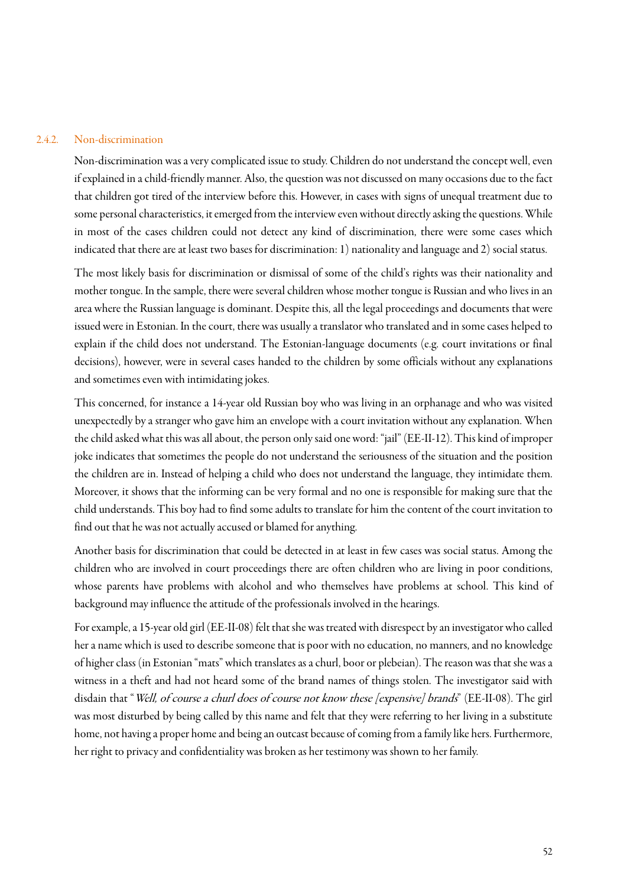### 2.4.2. Non-discrimination

Non-discrimination was a very complicated issue to study. Children do not understand the concept well, even if explained in a child-friendly manner. Also, the question was not discussed on many occasions due to the fact that children got tired of the interview before this. However, in cases with signs of unequal treatment due to some personal characteristics, it emerged from the interview even without directly asking the questions. While in most of the cases children could not detect any kind of discrimination, there were some cases which indicated that there are at least two bases for discrimination: 1) nationality and language and 2) social status.

The most likely basis for discrimination or dismissal of some of the child's rights was their nationality and mother tongue. In the sample, there were several children whose mother tongue is Russian and who lives in an area where the Russian language is dominant. Despite this, all the legal proceedings and documents that were issued were in Estonian. In the court, there was usually a translator who translated and in some cases helped to explain if the child does not understand. The Estonian-language documents (e.g. court invitations or final decisions), however, were in several cases handed to the children by some officials without any explanations and sometimes even with intimidating jokes.

This concerned, for instance a 14-year old Russian boy who was living in an orphanage and who was visited unexpectedly by a stranger who gave him an envelope with a court invitation without any explanation. When the child asked what this was all about, the person only said one word: "jail" (EE-II-12). This kind of improper joke indicates that sometimes the people do not understand the seriousness of the situation and the position the children are in. Instead of helping a child who does not understand the language, they intimidate them. Moreover, it shows that the informing can be very formal and no one is responsible for making sure that the child understands. This boy had to find some adults to translate for him the content of the court invitation to find out that he was not actually accused or blamed for anything.

Another basis for discrimination that could be detected in at least in few cases was social status. Among the children who are involved in court proceedings there are often children who are living in poor conditions, whose parents have problems with alcohol and who themselves have problems at school. This kind of background may influence the attitude of the professionals involved in the hearings.

For example, a 15-year old girl (EE-II-08) felt that she was treated with disrespect by an investigator who called her a name which is used to describe someone that is poor with no education, no manners, and no knowledge of higher class (in Estonian "mats" which translates as a churl, boor or plebeian). The reason was that she was a witness in a theft and had not heard some of the brand names of things stolen. The investigator said with disdain that "*Well, of course a churl does of course not know these [expensive] brands*" (EE-II-08). The girl was most disturbed by being called by this name and felt that they were referring to her living in a substitute home, not having a proper home and being an outcast because of coming from a family like hers. Furthermore, her right to privacy and confidentiality was broken as her testimony was shown to her family.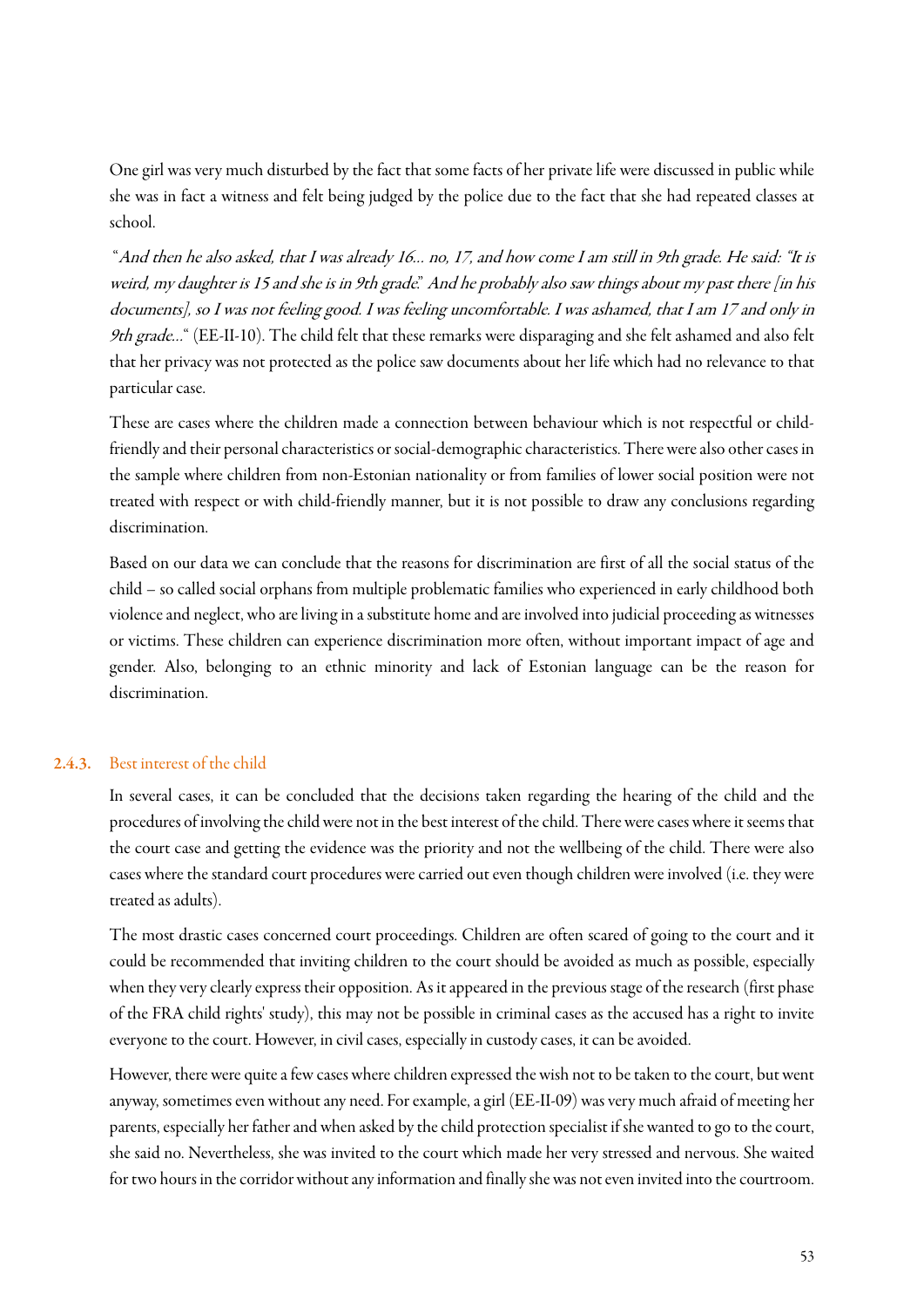One girl was very much disturbed by the fact that some facts of her private life were discussed in public while she was in fact a witness and felt being judged by the police due to the fact that she had repeated classes at school.

"*And then he also asked, that I was already 16... no, 17, and how come I am still in 9th grade. He said: "It is weird, my daughter is 15 and she is in 9th grade." And he probably also saw things about my past there [in his documents], so I was not feeling good. I was feeling uncomfortable. I was ashamed, that I am 17 and only in 9th grade...*" (EE-II-10). The child felt that these remarks were disparaging and she felt ashamed and also felt that her privacy was not protected as the police saw documents about her life which had no relevance to that particular case.

These are cases where the children made a connection between behaviour which is not respectful or child-friendly and their personal characteristics or social-demographic characteristics. There were also other cases in the sample where children from non-Estonian nationality or from families of lower social position were not treated with respect or with child-friendly manner, but it is not possible to draw any conclusions regarding discrimination.

Based on our data we can conclude that the reasons for discrimination are first of all the social status of the child – so called social orphans from multiple problematic families who experienced in early childhood both violence and neglect, who are living in a substitute home and are involved into judicial proceeding as witnesses or victims. These children can experience discrimination more often, without important impact of age and gender. Also, belonging to an ethnic minority and lack of Estonian language can be the reason for discrimination.

### 2.4.3. Best interest of the child

In several cases, it can be concluded that the decisions taken regarding the hearing of the child and the procedures of involving the child were not in the best interest of the child. There were cases where it seems that the court case and getting the evidence was the priority and not the wellbeing of the child. There were also cases where the standard court procedures were carried out even though children were involved (i.e. they were treated as adults).

The most drastic cases concerned court proceedings. Children are often scared of going to the court and it could be recommended that inviting children to the court should be avoided as much as possible, especially when they very clearly express their opposition. As it appeared in the previous stage of the research (first phase of the FRA child rights' study), this may not be possible in criminal cases as the accused has a right to invite everyone to the court. However, in civil cases, especially in custody cases, it can be avoided.

However, there were quite a few cases where children expressed the wish not to be taken to the court, but went anyway, sometimes even without any need. For example, a girl (EE-II-09) was very much afraid of meeting her parents, especially her father and when asked by the child protection specialist if she wanted to go to the court, she said no. Nevertheless, she was invited to the court which made her very stressed and nervous. She waited for two hours in the corridor without any information and finally she was not even invited into the courtroom.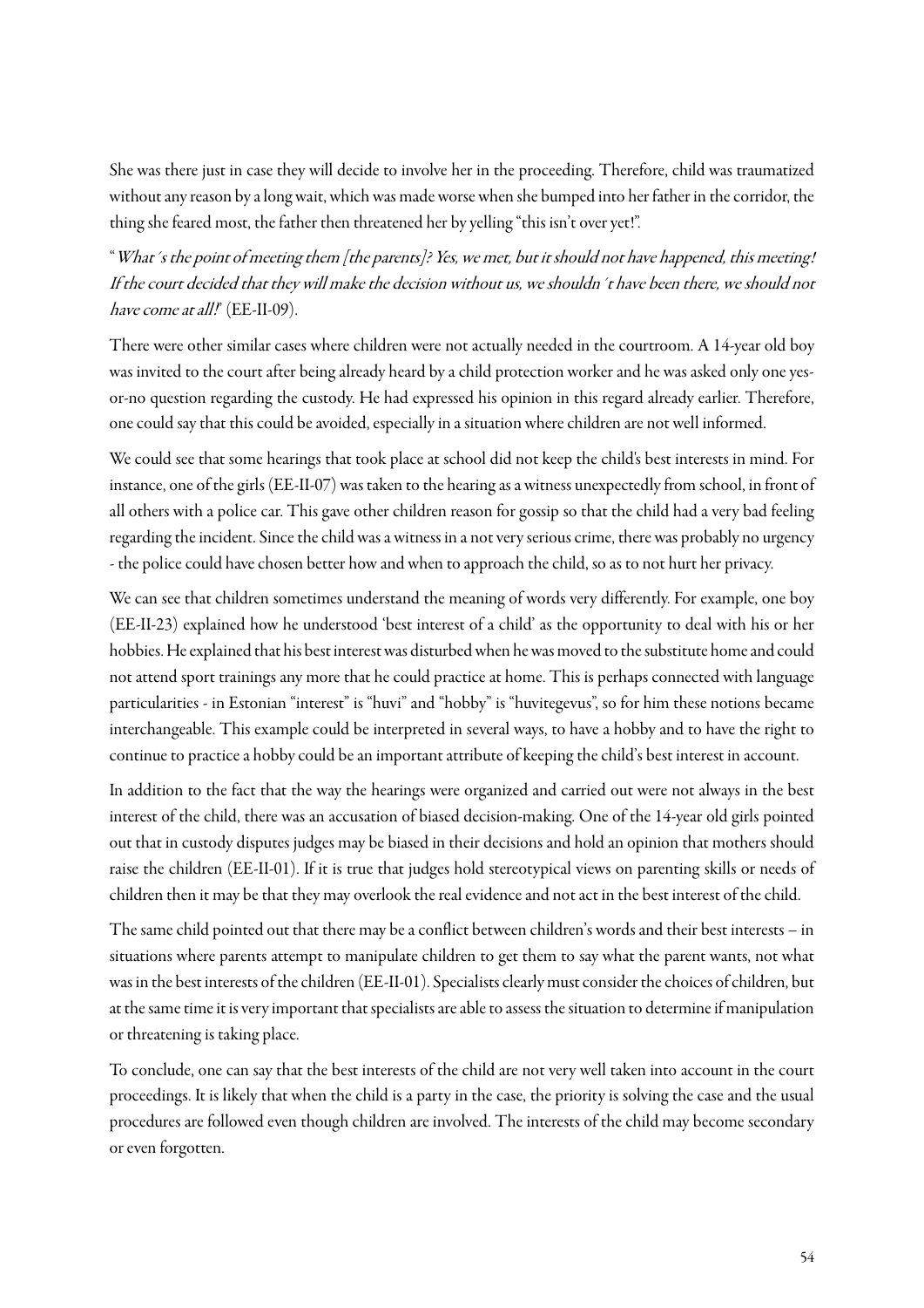She was there just in case they will decide to involve her in the proceeding. Therefore, child was traumatized without any reason by a long wait, which was made worse when she bumped into her father in the corridor, the thing she feared most, the father then threatened her by yelling "this isn't over yet!".

"*What´s the point of meeting them [the parents]? Yes, we met, but it should not have happened, this meeting! If the court decided that they will make the decision without us, we shouldn´t have been there, we should not have come at all!*" (EE-II-09).

There were other similar cases where children were not actually needed in the courtroom. A 14-year old boy was invited to the court after being already heard by a child protection worker and he was asked only one yes-or-no question regarding the custody. He had expressed his opinion in this regard already earlier. Therefore, one could say that this could be avoided, especially in a situation where children are not well informed.

We could see that some hearings that took place at school did not keep the child's best interests in mind. For instance, one of the girls (EE-II-07) was taken to the hearing as a witness unexpectedly from school, in front of all others with a police car. This gave other children reason for gossip so that the child had a very bad feeling regarding the incident. Since the child was a witness in a not very serious crime, there was probably no urgency - the police could have chosen better how and when to approach the child, so as to not hurt her privacy.

We can see that children sometimes understand the meaning of words very differently. For example, one boy (EE-II-23) explained how he understood 'best interest of a child' as the opportunity to deal with his or her hobbies. He explained that his best interest was disturbed when he was moved to the substitute home and could not attend sport trainings any more that he could practice at home. This is perhaps connected with language particularities - in Estonian "interest" is "huvi" and "hobby" is "huvitegevus", so for him these notions became interchangeable. This example could be interpreted in several ways, to have a hobby and to have the right to continue to practice a hobby could be an important attribute of keeping the child's best interest in account.

In addition to the fact that the way the hearings were organized and carried out were not always in the best interest of the child, there was an accusation of biased decision-making. One of the 14-year old girls pointed out that in custody disputes judges may be biased in their decisions and hold an opinion that mothers should raise the children (EE-II-01). If it is true that judges hold stereotypical views on parenting skills or needs of children then it may be that they may overlook the real evidence and not act in the best interest of the child.

The same child pointed out that there may be a conflict between children's words and their best interests – in situations where parents attempt to manipulate children to get them to say what the parent wants, not what was in the best interests of the children (EE-II-01). Specialists clearly must consider the choices of children, but at the same time it is very important that specialists are able to assess the situation to determine if manipulation or threatening is taking place.

To conclude, one can say that the best interests of the child are not very well taken into account in the court proceedings. It is likely that when the child is a party in the case, the priority is solving the case and the usual procedures are followed even though children are involved. The interests of the child may become secondary or even forgotten.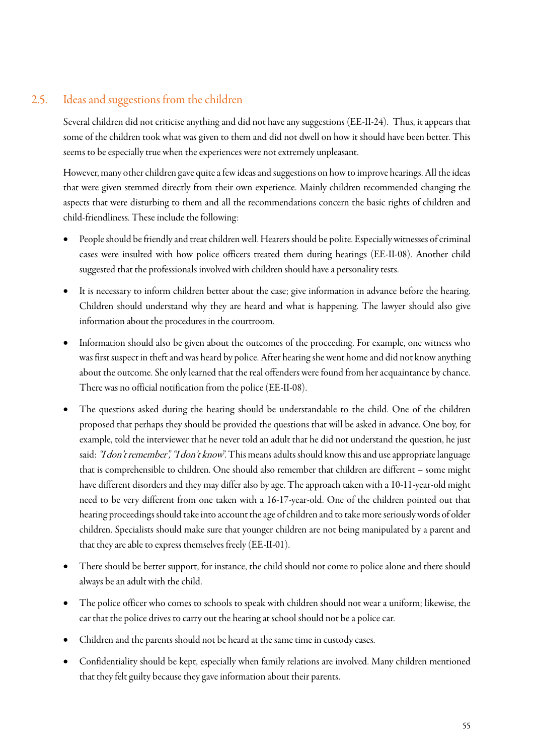## 2.5. Ideas and suggestions from the children

Several children did not criticise anything and did not have any suggestions (EE-II-24). Thus, it appears that some of the children took what was given to them and did not dwell on how it should have been better. This seems to be especially true when the experiences were not extremely unpleasant.

However, many other children gave quite a few ideas and suggestions on how to improve hearings. All the ideas that were given stemmed directly from their own experience. Mainly children recommended changing the aspects that were disturbing to them and all the recommendations concern the basic rights of children and child-friendliness. These include the following:

- People should be friendly and treat children well. Hearers should be polite. Especially witnesses of criminal cases were insulted with how police officers treated them during hearings (EE-II-08). Another child suggested that the professionals involved with children should have a personality tests.
- It is necessary to inform children better about the case; give information in advance before the hearing. Children should understand why they are heard and what is happening. The lawyer should also give information about the procedures in the courtroom.
- Information should also be given about the outcomes of the proceeding. For example, one witness who was first suspect in theft and was heard by police. After hearing she went home and did not know anything about the outcome. She only learned that the real offenders were found from her acquaintance by chance. There was no official notification from the police (EE-II-08).
- The questions asked during the hearing should be understandable to the child. One of the children proposed that perhaps they should be provided the questions that will be asked in advance. One boy, for example, told the interviewer that he never told an adult that he did not understand the question, he just said: *"I don't remember", "I don't know"*. This means adults should know this and use appropriate language that is comprehensible to children. One should also remember that children are different – some might have different disorders and they may differ also by age. The approach taken with a 10-11-year-old might need to be very different from one taken with a 16-17-year-old. One of the children pointed out that hearing proceedings should take into account the age of children and to take more seriously words of older children. Specialists should make sure that younger children are not being manipulated by a parent and that they are able to express themselves freely (EE-II-01).
- There should be better support, for instance, the child should not come to police alone and there should always be an adult with the child.
- The police officer who comes to schools to speak with children should not wear a uniform; likewise, the car that the police drives to carry out the hearing at school should not be a police car.
- Children and the parents should not be heard at the same time in custody cases.
- Confidentiality should be kept, especially when family relations are involved. Many children mentioned that they felt guilty because they gave information about their parents.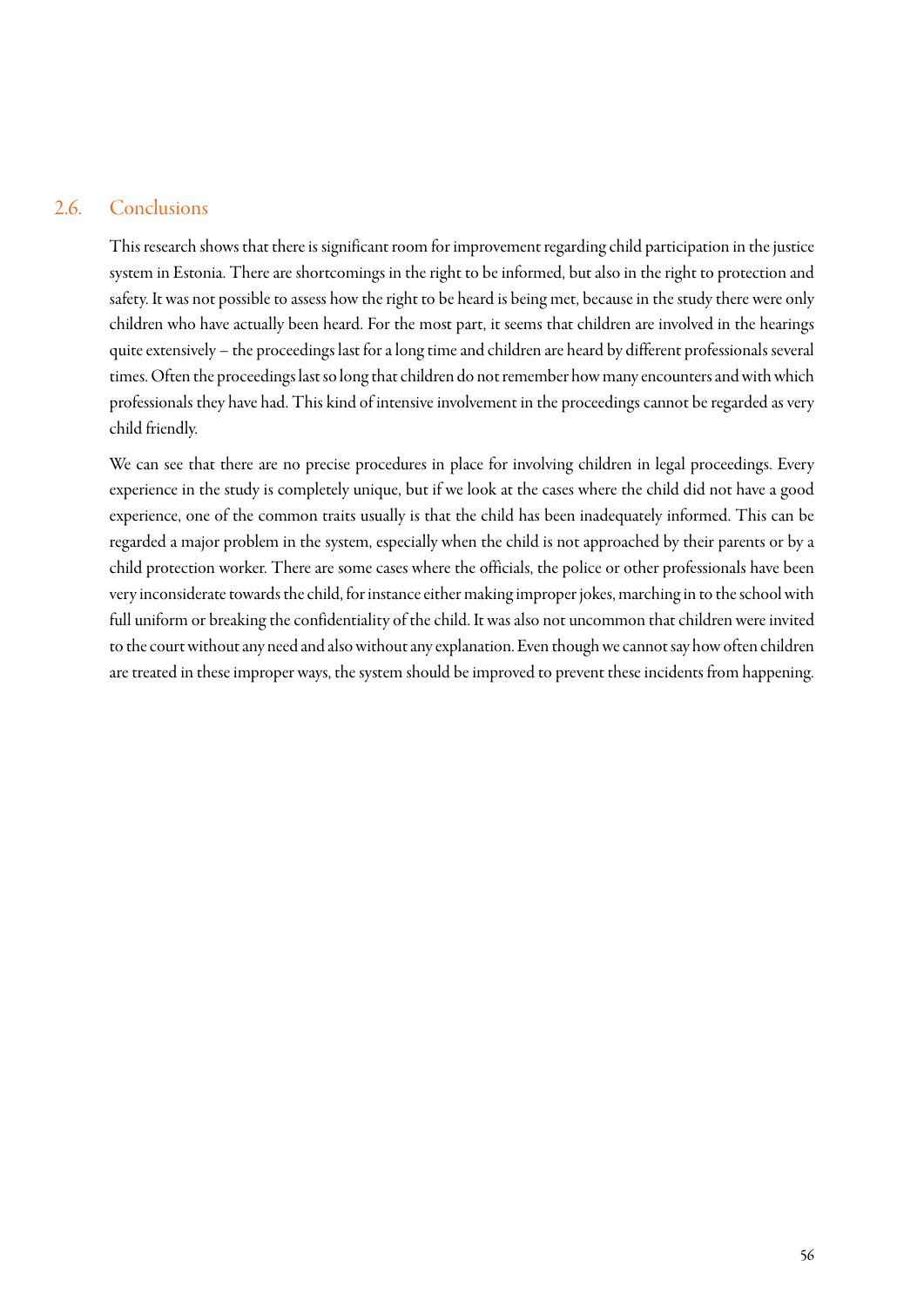## 2.6. Conclusions

This research shows that there is significant room for improvement regarding child participation in the justice system in Estonia. There are shortcomings in the right to be informed, but also in the right to protection and safety. It was not possible to assess how the right to be heard is being met, because in the study there were only children who have actually been heard. For the most part, it seems that children are involved in the hearings quite extensively – the proceedings last for a long time and children are heard by different professionals several times. Often the proceedings last so long that children do not remember how many encounters and with which professionals they have had. This kind of intensive involvement in the proceedings cannot be regarded as very child friendly.

We can see that there are no precise procedures in place for involving children in legal proceedings. Every experience in the study is completely unique, but if we look at the cases where the child did not have a good experience, one of the common traits usually is that the child has been inadequately informed. This can be regarded a major problem in the system, especially when the child is not approached by their parents or by a child protection worker. There are some cases where the officials, the police or other professionals have been very inconsiderate towards the child, for instance either making improper jokes, marching in to the school with full uniform or breaking the confidentiality of the child. It was also not uncommon that children were invited to the court without any need and also without any explanation. Even though we cannot say how often children are treated in these improper ways, the system should be improved to prevent these incidents from happening.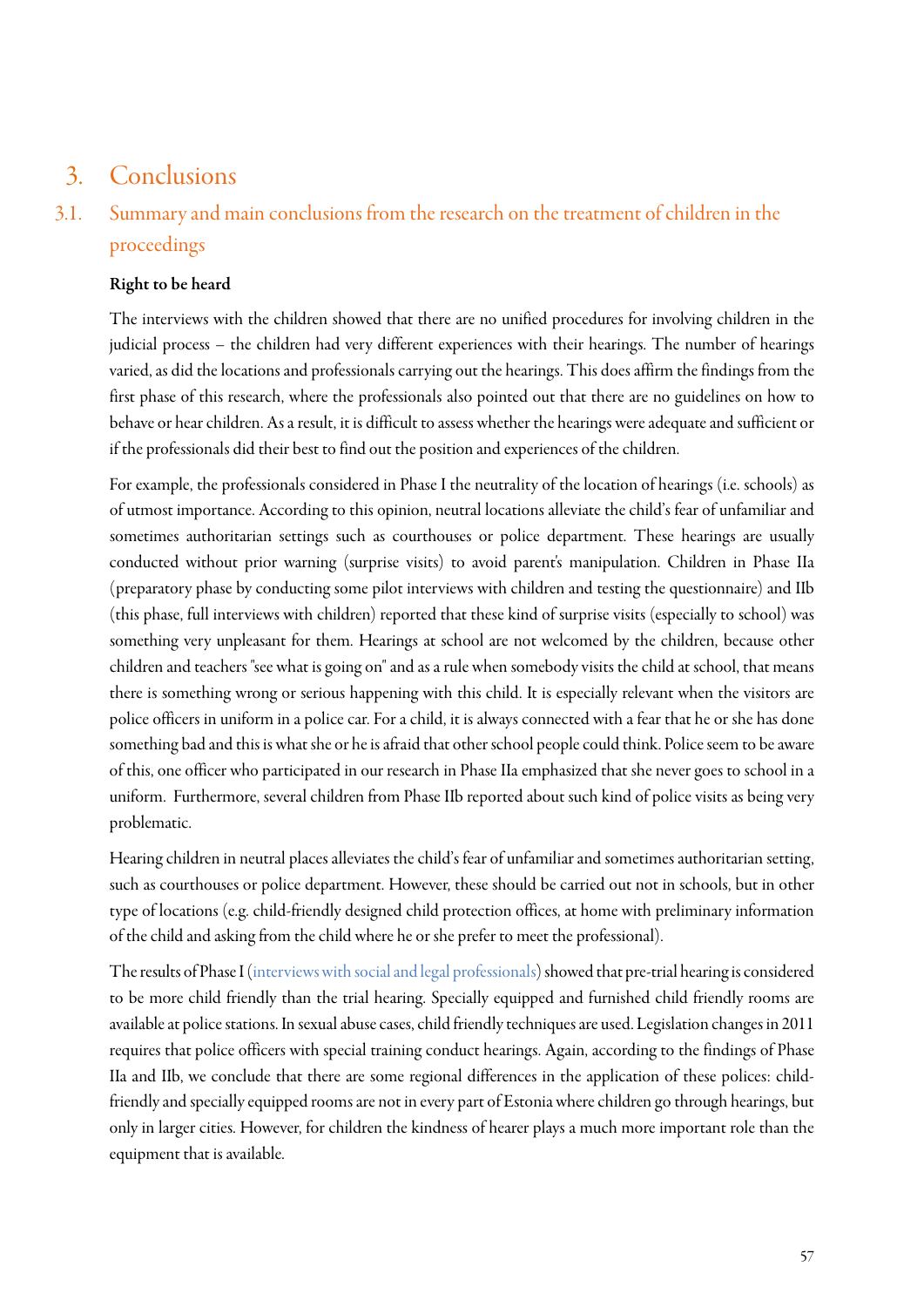# 3. Conclusions

## 3.1. Summary and main conclusions from the research on the treatment of children in the proceedings

### Right to be heard

The interviews with the children showed that there are no unified procedures for involving children in the judicial process – the children had very different experiences with their hearings. The number of hearings varied, as did the locations and professionals carrying out the hearings. This does affirm the findings from the first phase of this research, where the professionals also pointed out that there are no guidelines on how to behave or hear children. As a result, it is difficult to assess whether the hearings were adequate and sufficient or if the professionals did their best to find out the position and experiences of the children.

For example, the professionals considered in Phase I the neutrality of the location of hearings (i.e. schools) as of utmost importance. According to this opinion, neutral locations alleviate the child's fear of unfamiliar and sometimes authoritarian settings such as courthouses or police department. These hearings are usually conducted without prior warning (surprise visits) to avoid parent's manipulation. Children in Phase IIa (preparatory phase by conducting some pilot interviews with children and testing the questionnaire) and IIb (this phase, full interviews with children) reported that these kind of surprise visits (especially to school) was something very unpleasant for them. Hearings at school are not welcomed by the children, because other children and teachers "see what is going on" and as a rule when somebody visits the child at school, that means there is something wrong or serious happening with this child. It is especially relevant when the visitors are police officers in uniform in a police car. For a child, it is always connected with a fear that he or she has done something bad and this is what she or he is afraid that other school people could think. Police seem to be aware of this, one officer who participated in our research in Phase IIa emphasized that she never goes to school in a uniform. Furthermore, several children from Phase IIb reported about such kind of police visits as being very problematic.

Hearing children in neutral places alleviates the child's fear of unfamiliar and sometimes authoritarian setting, such as courthouses or police department. However, these should be carried out not in schools, but in other type of locations (e.g. child-friendly designed child protection offices, at home with preliminary information of the child and asking from the child where he or she prefer to meet the professional).

The results of Phase I (interviews with social and legal professionals) showed that pre-trial hearing is considered to be more child friendly than the trial hearing. Specially equipped and furnished child friendly rooms are available at police stations. In sexual abuse cases, child friendly techniques are used. Legislation changes in 2011 requires that police officers with special training conduct hearings. Again, according to the findings of Phase IIa and IIb, we conclude that there are some regional differences in the application of these polices: child-friendly and specially equipped rooms are not in every part of Estonia where children go through hearings, but only in larger cities. However, for children the kindness of hearer plays a much more important role than the equipment that is available.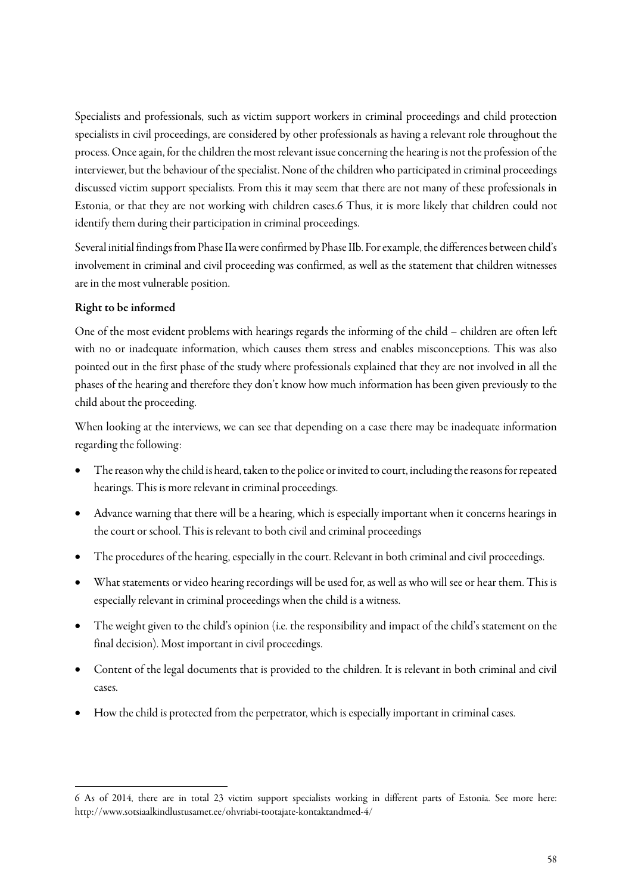Specialists and professionals, such as victim support workers in criminal proceedings and child protection specialists in civil proceedings, are considered by other professionals as having a relevant role throughout the process. Once again, for the children the most relevant issue concerning the hearing is not the profession of the interviewer, but the behaviour of the specialist. None of the children who participated in criminal proceedings discussed victim support specialists. From this it may seem that there are not many of these professionals in Estonia, or that they are not working with children cases.[6] Thus, it is more likely that children could not identify them during their participation in criminal proceedings.

Several initial findings from Phase IIa were confirmed by Phase IIb. For example, the differences between child's involvement in criminal and civil proceeding was confirmed, as well as the statement that children witnesses are in the most vulnerable position.

**Right to be informed**

One of the most evident problems with hearings regards the informing of the child – children are often left with no or inadequate information, which causes them stress and enables misconceptions. This was also pointed out in the first phase of the study where professionals explained that they are not involved in all the phases of the hearing and therefore they don't know how much information has been given previously to the child about the proceeding.

When looking at the interviews, we can see that depending on a case there may be inadequate information regarding the following:

- The reason why the child is heard, taken to the police or invited to court, including the reasons for repeated hearings. This is more relevant in criminal proceedings.
- Advance warning that there will be a hearing, which is especially important when it concerns hearings in the court or school. This is relevant to both civil and criminal proceedings
- The procedures of the hearing, especially in the court. Relevant in both criminal and civil proceedings.
- What statements or video hearing recordings will be used for, as well as who will see or hear them. This is especially relevant in criminal proceedings when the child is a witness.
- The weight given to the child's opinion (i.e. the responsibility and impact of the child's statement on the final decision). Most important in civil proceedings.
- Content of the legal documents that is provided to the children. It is relevant in both criminal and civil cases.
- How the child is protected from the perpetrator, which is especially important in criminal cases.

---

6 As of 2014, there are in total 23 victim support specialists working in different parts of Estonia. See more here: http://www.sotsiaalkindlustusamet.ee/ohvriabi-tootajate-kontaktandmed-4/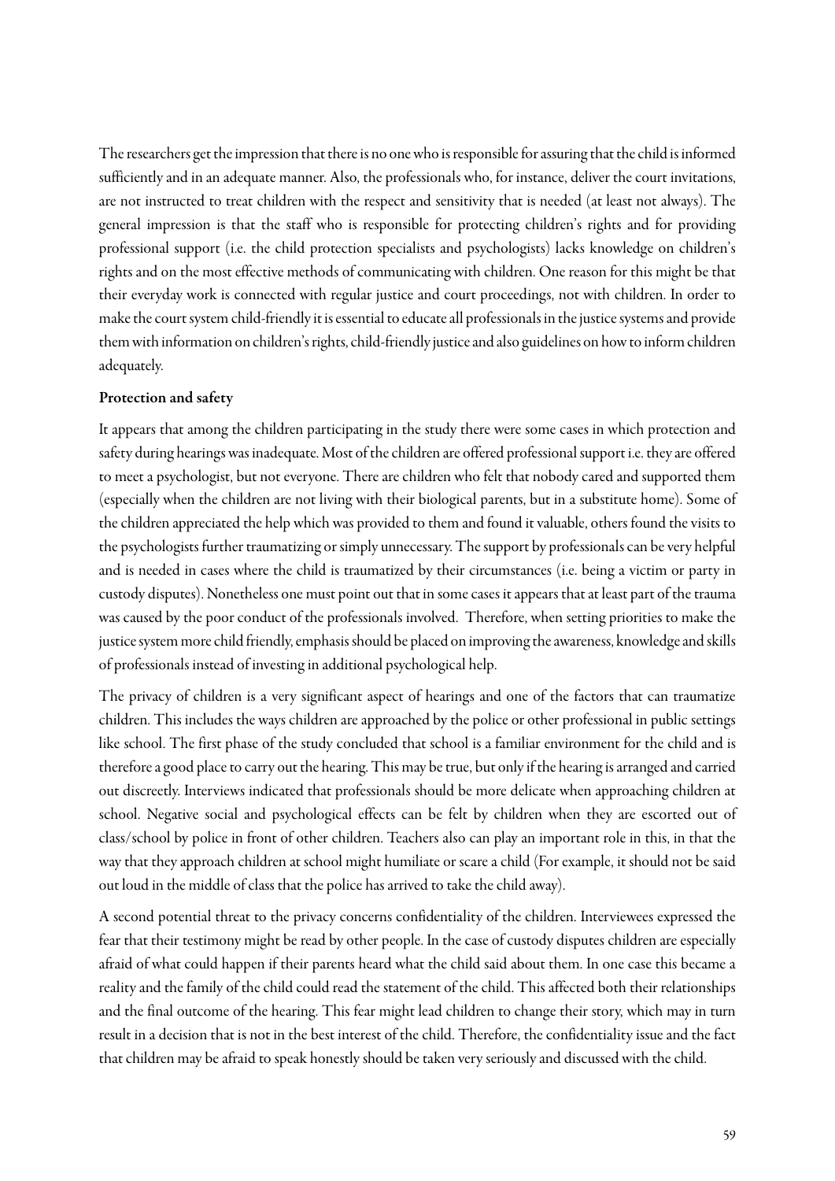The researchers get the impression that there is no one who is responsible for assuring that the child is informed sufficiently and in an adequate manner. Also, the professionals who, for instance, deliver the court invitations, are not instructed to treat children with the respect and sensitivity that is needed (at least not always). The general impression is that the staff who is responsible for protecting children's rights and for providing professional support (i.e. the child protection specialists and psychologists) lacks knowledge on children's rights and on the most effective methods of communicating with children. One reason for this might be that their everyday work is connected with regular justice and court proceedings, not with children. In order to make the court system child-friendly it is essential to educate all professionals in the justice systems and provide them with information on children's rights, child-friendly justice and also guidelines on how to inform children adequately.

**Protection and safety**

It appears that among the children participating in the study there were some cases in which protection and safety during hearings was inadequate. Most of the children are offered professional support i.e. they are offered to meet a psychologist, but not everyone. There are children who felt that nobody cared and supported them (especially when the children are not living with their biological parents, but in a substitute home). Some of the children appreciated the help which was provided to them and found it valuable, others found the visits to the psychologists further traumatizing or simply unnecessary. The support by professionals can be very helpful and is needed in cases where the child is traumatized by their circumstances (i.e. being a victim or party in custody disputes). Nonetheless one must point out that in some cases it appears that at least part of the trauma was caused by the poor conduct of the professionals involved. Therefore, when setting priorities to make the justice system more child friendly, emphasis should be placed on improving the awareness, knowledge and skills of professionals instead of investing in additional psychological help.

The privacy of children is a very significant aspect of hearings and one of the factors that can traumatize children. This includes the ways children are approached by the police or other professional in public settings like school. The first phase of the study concluded that school is a familiar environment for the child and is therefore a good place to carry out the hearing. This may be true, but only if the hearing is arranged and carried out discreetly. Interviews indicated that professionals should be more delicate when approaching children at school. Negative social and psychological effects can be felt by children when they are escorted out of class/school by police in front of other children. Teachers also can play an important role in this, in that the way that they approach children at school might humiliate or scare a child (For example, it should not be said out loud in the middle of class that the police has arrived to take the child away).

A second potential threat to the privacy concerns confidentiality of the children. Interviewees expressed the fear that their testimony might be read by other people. In the case of custody disputes children are especially afraid of what could happen if their parents heard what the child said about them. In one case this became a reality and the family of the child could read the statement of the child. This affected both their relationships and the final outcome of the hearing. This fear might lead children to change their story, which may in turn result in a decision that is not in the best interest of the child. Therefore, the confidentiality issue and the fact that children may be afraid to speak honestly should be taken very seriously and discussed with the child.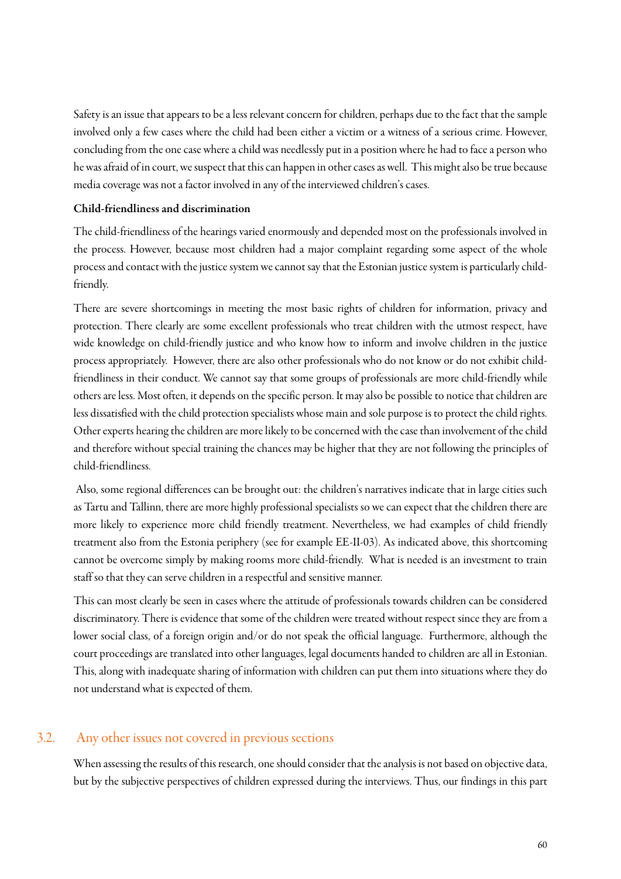Safety is an issue that appears to be a less relevant concern for children, perhaps due to the fact that the sample involved only a few cases where the child had been either a victim or a witness of a serious crime. However, concluding from the one case where a child was needlessly put in a position where he had to face a person who he was afraid of in court, we suspect that this can happen in other cases as well. This might also be true because media coverage was not a factor involved in any of the interviewed children's cases.

**Child-friendliness and discrimination**

The child-friendliness of the hearings varied enormously and depended most on the professionals involved in the process. However, because most children had a major complaint regarding some aspect of the whole process and contact with the justice system we cannot say that the Estonian justice system is particularly child-friendly.

There are severe shortcomings in meeting the most basic rights of children for information, privacy and protection. There clearly are some excellent professionals who treat children with the utmost respect, have wide knowledge on child-friendly justice and who know how to inform and involve children in the justice process appropriately. However, there are also other professionals who do not know or do not exhibit child-friendliness in their conduct. We cannot say that some groups of professionals are more child-friendly while others are less. Most often, it depends on the specific person. It may also be possible to notice that children are less dissatisfied with the child protection specialists whose main and sole purpose is to protect the child rights. Other experts hearing the children are more likely to be concerned with the case than involvement of the child and therefore without special training the chances may be higher that they are not following the principles of child-friendliness.

Also, some regional differences can be brought out: the children's narratives indicate that in large cities such as Tartu and Tallinn, there are more highly professional specialists so we can expect that the children there are more likely to experience more child friendly treatment. Nevertheless, we had examples of child friendly treatment also from the Estonia periphery (see for example EE-II-03). As indicated above, this shortcoming cannot be overcome simply by making rooms more child-friendly. What is needed is an investment to train staff so that they can serve children in a respectful and sensitive manner.

This can most clearly be seen in cases where the attitude of professionals towards children can be considered discriminatory. There is evidence that some of the children were treated without respect since they are from a lower social class, of a foreign origin and/or do not speak the official language. Furthermore, although the court proceedings are translated into other languages, legal documents handed to children are all in Estonian. This, along with inadequate sharing of information with children can put them into situations where they do not understand what is expected of them.

## 3.2. Any other issues not covered in previous sections

When assessing the results of this research, one should consider that the analysis is not based on objective data, but by the subjective perspectives of children expressed during the interviews. Thus, our findings in this part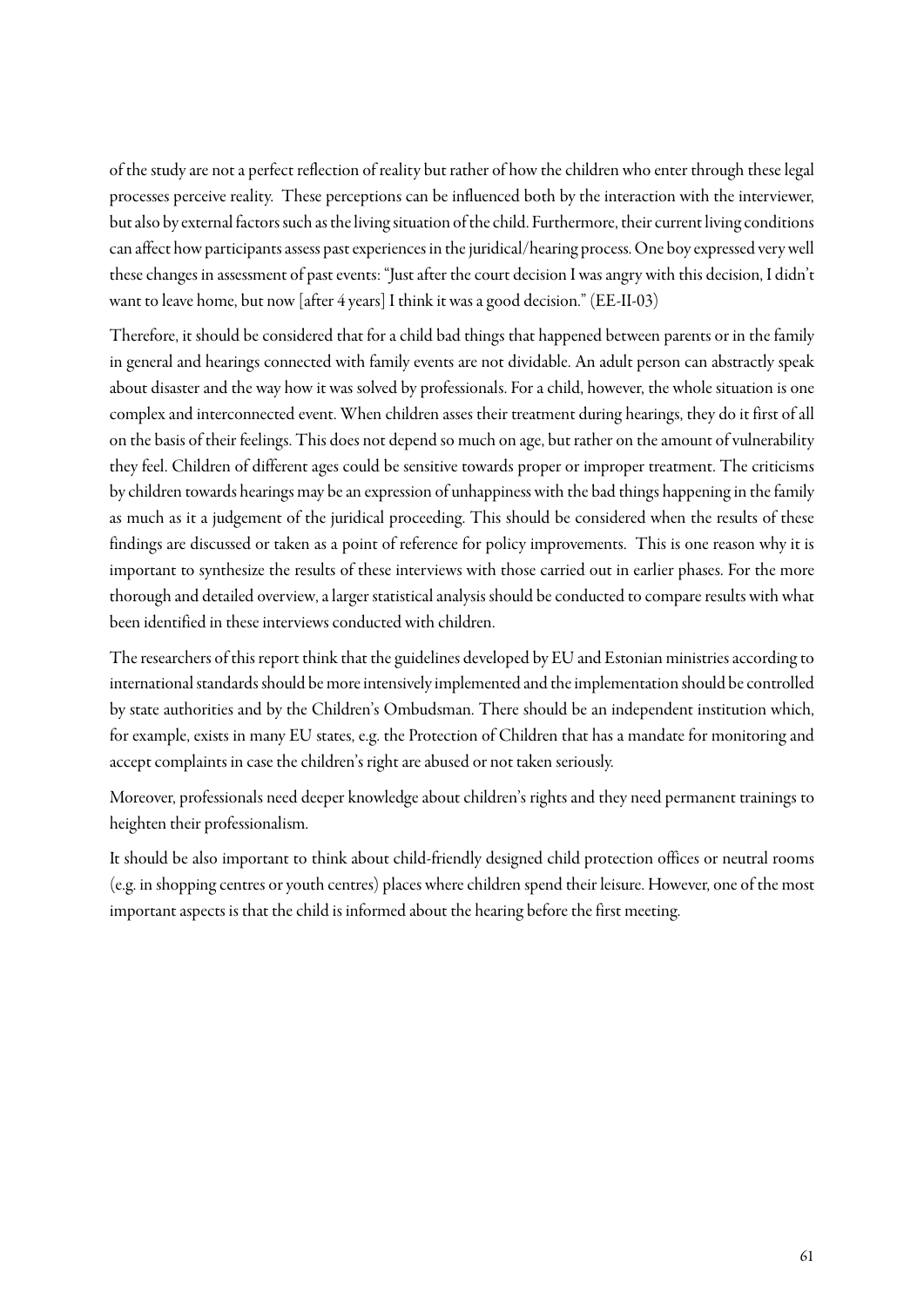of the study are not a perfect reflection of reality but rather of how the children who enter through these legal processes perceive reality. These perceptions can be influenced both by the interaction with the interviewer, but also by external factors such as the living situation of the child. Furthermore, their current living conditions can affect how participants assess past experiences in the juridical/hearing process. One boy expressed very well these changes in assessment of past events: "Just after the court decision I was angry with this decision, I didn't want to leave home, but now [after 4 years] I think it was a good decision." (EE-II-03)

Therefore, it should be considered that for a child bad things that happened between parents or in the family in general and hearings connected with family events are not dividable. An adult person can abstractly speak about disaster and the way how it was solved by professionals. For a child, however, the whole situation is one complex and interconnected event. When children asses their treatment during hearings, they do it first of all on the basis of their feelings. This does not depend so much on age, but rather on the amount of vulnerability they feel. Children of different ages could be sensitive towards proper or improper treatment. The criticisms by children towards hearings may be an expression of unhappiness with the bad things happening in the family as much as it a judgement of the juridical proceeding. This should be considered when the results of these findings are discussed or taken as a point of reference for policy improvements. This is one reason why it is important to synthesize the results of these interviews with those carried out in earlier phases. For the more thorough and detailed overview, a larger statistical analysis should be conducted to compare results with what been identified in these interviews conducted with children.

The researchers of this report think that the guidelines developed by EU and Estonian ministries according to international standards should be more intensively implemented and the implementation should be controlled by state authorities and by the Children's Ombudsman. There should be an independent institution which, for example, exists in many EU states, e.g. the Protection of Children that has a mandate for monitoring and accept complaints in case the children's right are abused or not taken seriously.

Moreover, professionals need deeper knowledge about children's rights and they need permanent trainings to heighten their professionalism.

It should be also important to think about child-friendly designed child protection offices or neutral rooms (e.g. in shopping centres or youth centres) places where children spend their leisure. However, one of the most important aspects is that the child is informed about the hearing before the first meeting.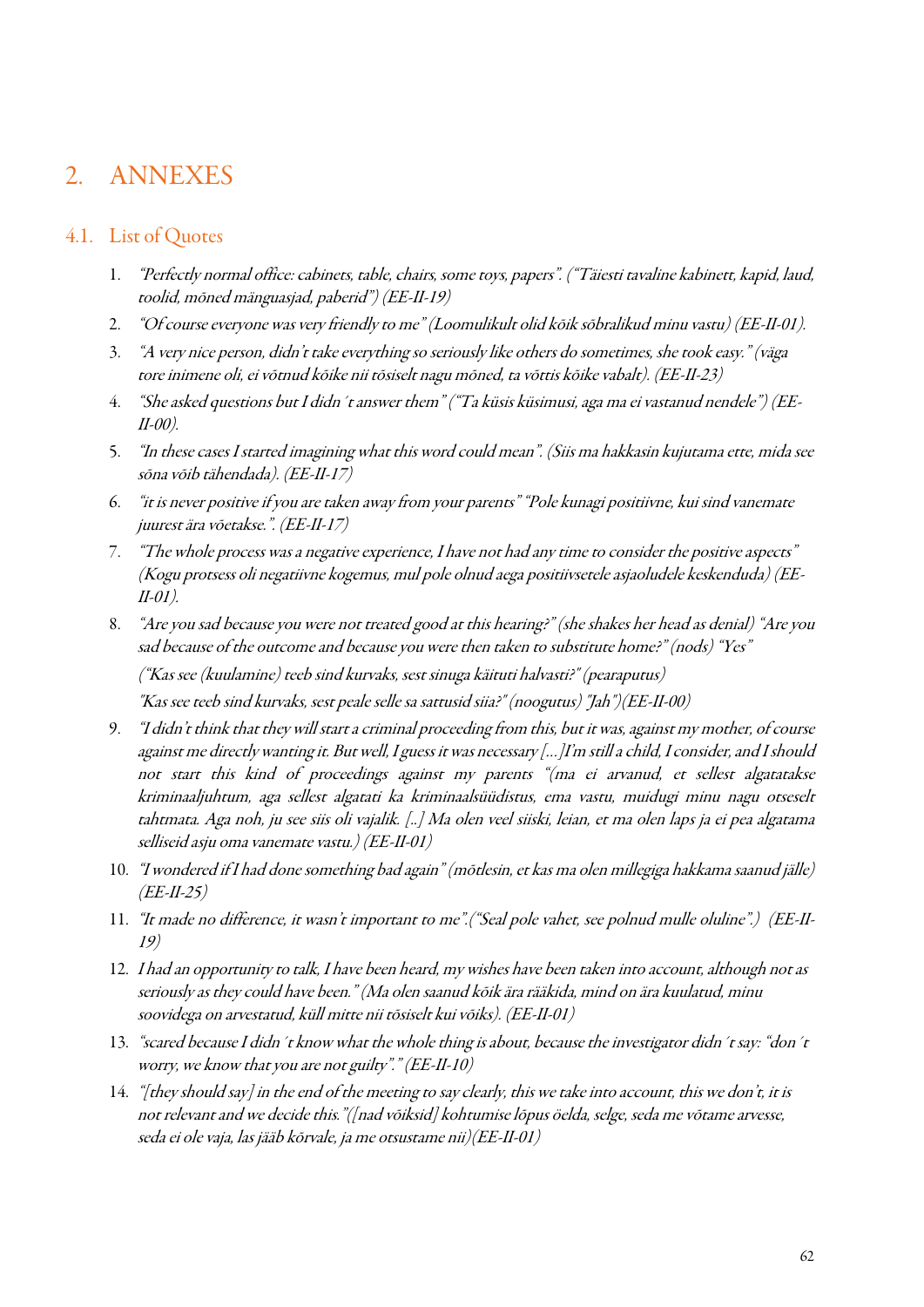# 2. ANNEXES

## 4.1. List of Quotes

1. *"Perfectly normal office: cabinets, table, chairs, some toys, papers". ("Täiesti tavaline kabinett, kapid, laud, toolid, mõned mänguasjad, paberid") (EE-II-19)*
2. *"Of course everyone was very friendly to me" (Loomulikult olid kõik sõbralikud minu vastu) (EE-II-01).*
3. *"A very nice person, didn't take everything so seriously like others do sometimes, she took easy." (väga tore inimene oli, ei võtnud kõike nii tõsiselt nagu mõned, ta võttis kõike vabalt). (EE-II-23)*
4. *"She asked questions but I didn´t answer them" ("Ta küsis küsimusi, aga ma ei vastanud nendele") (EE-II-00).*
5. *"In these cases I started imagining what this word could mean". (Siis ma hakkasin kujutama ette, mida see sõna võib tähendada). (EE-II-17)*
6. *"it is never positive if you are taken away from your parents" "Pole kunagi positiivne, kui sind vanemate juurest ära võetakse.". (EE-II-17)*
7. *"The whole process was a negative experience, I have not had any time to consider the positive aspects" (Kogu protsess oli negatiivne kogemus, mul pole olnud aega positiivsetele asjaoludele keskenduda) (EE-II-01).*
8. *"Are you sad because you were not treated good at this hearing?" (she shakes her head as denial) "Are you sad because of the outcome and because you were then taken to substitute home?" (nods) "Yes"*

   *("Kas see (kuulamine) teeb sind kurvaks, sest sinuga käituti halvasti?" (pearaputus)*

   *"Kas see teeb sind kurvaks, sest peale selle sa sattusid siia?" (noogutus) "Jah")(EE-II-00)*
9. *"I didn't think that they will start a criminal proceeding from this, but it was, against my mother, of course against me directly wanting it. But well, I guess it was necessary [...]I'm still a child, I consider, and I should not start this kind of proceedings against my parents "(ma ei arvanud, et sellest algatatakse kriminaaljuhtum, aga sellest algatati ka kriminaalsüüdistus, ema vastu, muidugi minu nagu otseselt tahtmata. Aga noh, ju see siis oli vajalik. [..] Ma olen veel siiski, leian, et ma olen laps ja ei pea algatama selliseid asju oma vanemate vastu.) (EE-II-01)*
10. *"I wondered if I had done something bad again" (mõtlesin, et kas ma olen millegiga hakkama saanud jälle) (EE-II-25)*
11. *"It made no difference, it wasn't important to me".("Seal pole vahet, see polnud mulle oluline".) (EE-II-19)*
12. *I had an opportunity to talk, I have been heard, my wishes have been taken into account, although not as seriously as they could have been." (Ma olen saanud kõik ära rääkida, mind on ära kuulatud, minu soovidega on arvestatud, küll mitte nii tõsiselt kui võiks). (EE-II-01)*
13. *"scared because I didn´t know what the whole thing is about, because the investigator didn´t say: "don´t worry, we know that you are not guilty"." (EE-II-10)*
14. *"[they should say] in the end of the meeting to say clearly, this we take into account, this we don't, it is not relevant and we decide this."([nad võiksid] kohtumise lõpus öelda, selge, seda me võtame arvesse, seda ei ole vaja, las jääb kõrvale, ja me otsustame nii)(EE-II-01)*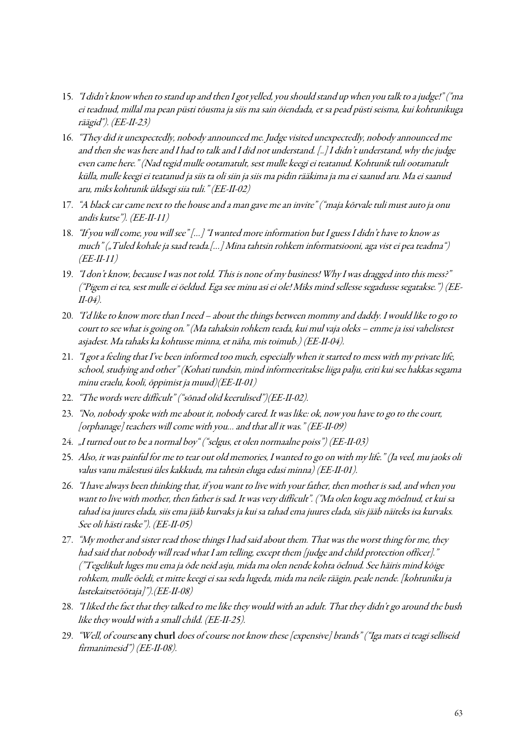15. *"I didn't know when to stand up and then I got yelled, you should stand up when you talk to a judge!" ("ma ei teadnud, millal ma pean püsti tõusma ja siis ma sain õiendada, et sa pead püsti seisma, kui kohtunikuga räägid"). (EE-II-23)*

16. *"They did it unexpectedly, nobody announced me. Judge visited unexpectedly, nobody announced me and then she was here and I had to talk and I did not understand. [..] I didn't understand, why the judge even came here." (Nad tegid mulle ootamatult, sest mulle keegi ei teatanud. Kohtunik tuli ootamatult külla, mulle keegi ei teatanud ja siis ta oli siin ja siis ma pidin rääkima ja ma ei saanud aru. Ma ei saanud aru, miks kohtunik üldsegi siia tuli." (EE-II-02)*

17. *"A black car came next to the house and a man gave me an invite" ("maja kõrvale tuli must auto ja onu andis kutse"). (EE-II-11)*

18. *"If you will come, you will see" [...] "I wanted more information but I guess I didn't have to know as much" („Tuled kohale ja saad teada.[...] Mina tahtsin rohkem informatsiooni, aga vist ei pea teadma") (EE-II-11)*

19. *"I don't know, because I was not told. This is none of my business! Why I was dragged into this mess?" ("Pigem ei tea, sest mulle ei öeldud. Ega see minu asi ei ole! Miks mind sellesse segadusse segatakse.") (EE-II-04).*

20. *"I'd like to know more than I need – about the things between mommy and daddy. I would like to go to court to see what is going on." (Ma tahaksin rohkem teada, kui mul vaja oleks – emme ja issi vahelistest asjadest. Ma tahaks ka kohtusse minna, et näha, mis toimub.) (EE-II-04).*

21. *"I got a feeling that I've been informed too much, especially when it started to mess with my private life, school, studying and other" (Kohati tundsin, mind informeeritakse liiga palju, eriti kui see hakkas segama minu eraelu, kooli, õppimist ja muud)(EE-II-01)*

22. *"The words were difficult" ("sõnad olid keerulised")(EE-II-02).*

23. *"No, nobody spoke with me about it, nobody cared. It was like: ok, now you have to go to the court, [orphanage] teachers will come with you... and that all it was." (EE-II-09)*

24. *„I turned out to be a normal boy" ("selgus, et olen normaalne poiss") (EE-II-03)*

25. *Also, it was painful for me to tear out old memories, I wanted to go on with my life." (Ja veel, mu jaoks oli valus vanu mälestusi üles kakkuda, ma tahtsin eluga edasi minna) (EE-II-01).*

26. *"I have always been thinking that, if you want to live with your father, then mother is sad, and when you want to live with mother, then father is sad. It was very difficult". ("Ma olen kogu aeg mõelnud, et kui sa tahad isa juures elada, siis ema jääb kurvaks ja kui sa tahad ema juures elada, siis jääb näiteks isa kurvaks. See oli hästi raske"). (EE-II-05)*

27. *"My mother and sister read those things I had said about them. That was the worst thing for me, they had said that nobody will read what I am telling, except them [judge and child protection officer]." ("Tegelikult luges mu ema ja õde neid asju, mida ma olen nende kohta öelnud. See häiris mind kõige rohkem, mulle öeldi, et mitte keegi ei saa seda lugeda, mida ma neile räägin, peale nende. [kohtuniku ja lastekaitsetöötaja]").(EE-II-08)*

28. *"I liked the fact that they talked to me like they would with an adult. That they didn't go around the bush like they would with a small child. (EE-II-25).*

29. *"Well, of course* **any churl** *does of course not know these [expensive] brands" ("Iga mats ei teagi selliseid firmanimesid") (EE-II-08).*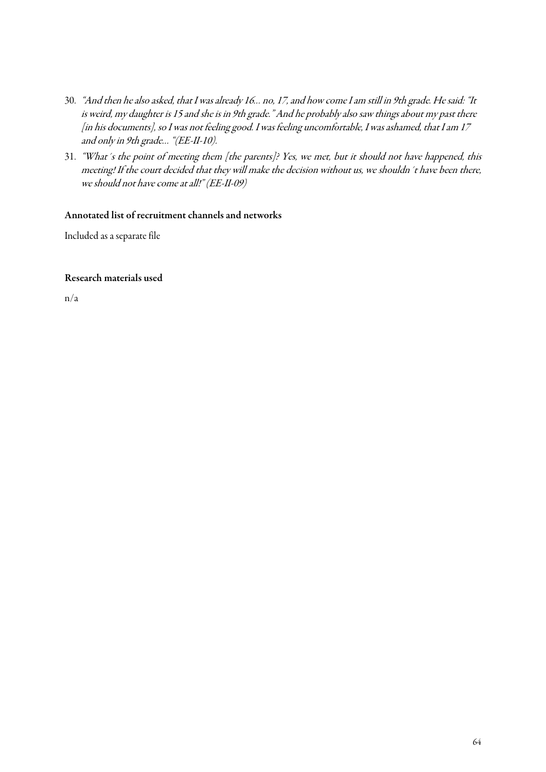30. *"And then he also asked, that I was already 16... no, 17, and how come I am still in 9th grade. He said: "It is weird, my daughter is 15 and she is in 9th grade." And he probably also saw things about my past there [in his documents], so I was not feeling good. I was feeling uncomfortable, I was ashamed, that I am 17 and only in 9th grade... "(EE-II-10).*
31. *"What´s the point of meeting them [the parents]? Yes, we met, but it should not have happened, this meeting! If the court decided that they will make the decision without us, we shouldn´t have been there, we should not have come at all!" (EE-II-09)*

**Annotated list of recruitment channels and networks**

Included as a separate file

**Research materials used**

n/a